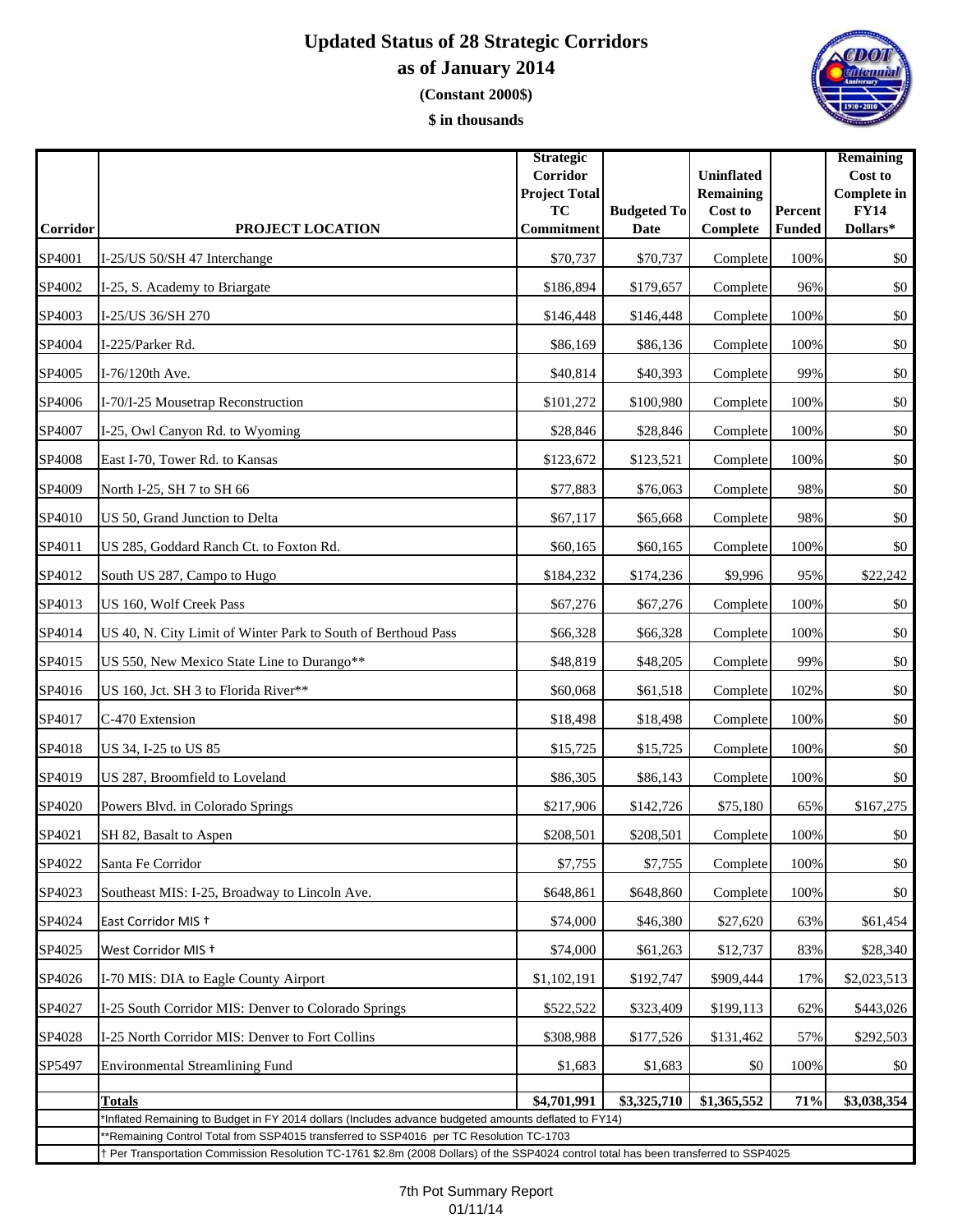# Updated Status of 28 Strategic Corridors

## as of January 2014

### (Constant 2000$)

### $ in thousands

| Corridor | PROJECT LOCATION | Strategic Corridor Project Total TC Commitment | Budgeted To Date | Uninflated Remaining Cost to Complete | Percent Funded | Remaining Cost to Complete in FY14 Dollars* |
|---|---|---|---|---|---|---|
| SP4001 | I-25/US 50/SH 47 Interchange | $70,737 | $70,737 | Complete | 100% | $0 |
| SP4002 | I-25, S. Academy to Briargate | $186,894 | $179,657 | Complete | 96% | $0 |
| SP4003 | I-25/US 36/SH 270 | $146,448 | $146,448 | Complete | 100% | $0 |
| SP4004 | I-225/Parker Rd. | $86,169 | $86,136 | Complete | 100% | $0 |
| SP4005 | I-76/120th Ave. | $40,814 | $40,393 | Complete | 99% | $0 |
| SP4006 | I-70/I-25 Mousetrap Reconstruction | $101,272 | $100,980 | Complete | 100% | $0 |
| SP4007 | I-25, Owl Canyon Rd. to Wyoming | $28,846 | $28,846 | Complete | 100% | $0 |
| SP4008 | East I-70, Tower Rd. to Kansas | $123,672 | $123,521 | Complete | 100% | $0 |
| SP4009 | North I-25, SH 7 to SH 66 | $77,883 | $76,063 | Complete | 98% | $0 |
| SP4010 | US 50, Grand Junction to Delta | $67,117 | $65,668 | Complete | 98% | $0 |
| SP4011 | US 285, Goddard Ranch Ct. to Foxton Rd. | $60,165 | $60,165 | Complete | 100% | $0 |
| SP4012 | South US 287, Campo to Hugo | $184,232 | $174,236 | $9,996 | 95% | $22,242 |
| SP4013 | US 160, Wolf Creek Pass | $67,276 | $67,276 | Complete | 100% | $0 |
| SP4014 | US 40, N. City Limit of Winter Park to South of Berthoud Pass | $66,328 | $66,328 | Complete | 100% | $0 |
| SP4015 | US 550, New Mexico State Line to Durango** | $48,819 | $48,205 | Complete | 99% | $0 |
| SP4016 | US 160, Jct. SH 3 to Florida River** | $60,068 | $61,518 | Complete | 102% | $0 |
| SP4017 | C-470 Extension | $18,498 | $18,498 | Complete | 100% | $0 |
| SP4018 | US 34, I-25 to US 85 | $15,725 | $15,725 | Complete | 100% | $0 |
| SP4019 | US 287, Broomfield to Loveland | $86,305 | $86,143 | Complete | 100% | $0 |
| SP4020 | Powers Blvd. in Colorado Springs | $217,906 | $142,726 | $75,180 | 65% | $167,275 |
| SP4021 | SH 82, Basalt to Aspen | $208,501 | $208,501 | Complete | 100% | $0 |
| SP4022 | Santa Fe Corridor | $7,755 | $7,755 | Complete | 100% | $0 |
| SP4023 | Southeast MIS: I-25, Broadway to Lincoln Ave. | $648,861 | $648,860 | Complete | 100% | $0 |
| SP4024 | East Corridor MIS † | $74,000 | $46,380 | $27,620 | 63% | $61,454 |
| SP4025 | West Corridor MIS † | $74,000 | $61,263 | $12,737 | 83% | $28,340 |
| SP4026 | I-70 MIS: DIA to Eagle County Airport | $1,102,191 | $192,747 | $909,444 | 17% | $2,023,513 |
| SP4027 | I-25 South Corridor MIS: Denver to Colorado Springs | $522,522 | $323,409 | $199,113 | 62% | $443,026 |
| SP4028 | I-25 North Corridor MIS: Denver to Fort Collins | $308,988 | $177,526 | $131,462 | 57% | $292,503 |
| SP5497 | Environmental Streamlining Fund | $1,683 | $1,683 | $0 | 100% | $0 |
| | **Totals** | **$4,701,991** | **$3,325,710** | **$1,365,552** | **71%** | **$3,038,354** |

*Inflated Remaining to Budget in FY 2014 dollars (Includes advance budgeted amounts deflated to FY14)

**Remaining Control Total from SSP4015 transferred to SSP4016 per TC Resolution TC-1703

† Per Transportation Commission Resolution TC-1761 $2.8m (2008 Dollars) of the SSP4024 control total has been transferred to SSP4025

7th Pot Summary Report
01/11/14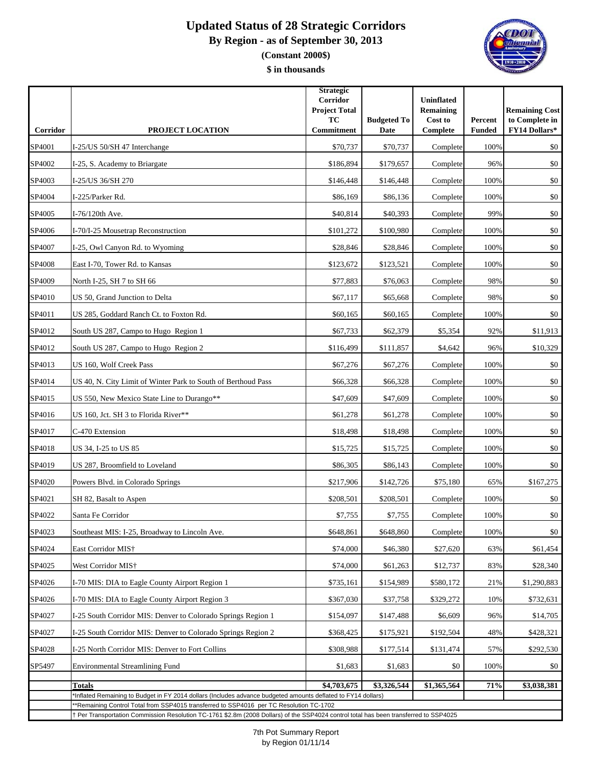# Updated Status of 28 Strategic Corridors

## By Region - as of September 30, 2013

### (Constant 2000$)

### $ in thousands

| Corridor | PROJECT LOCATION | Strategic Corridor Project Total TC Commitment | Budgeted To Date | Uninflated Remaining Cost to Complete | Percent Funded | Remaining Cost to Complete in FY14 Dollars* |
|---|---|---|---|---|---|---|
| SP4001 | I-25/US 50/SH 47 Interchange | $70,737 | $70,737 | Complete | 100% | $0 |
| SP4002 | I-25, S. Academy to Briargate | $186,894 | $179,657 | Complete | 96% | $0 |
| SP4003 | I-25/US 36/SH 270 | $146,448 | $146,448 | Complete | 100% | $0 |
| SP4004 | I-225/Parker Rd. | $86,169 | $86,136 | Complete | 100% | $0 |
| SP4005 | I-76/120th Ave. | $40,814 | $40,393 | Complete | 99% | $0 |
| SP4006 | I-70/I-25 Mousetrap Reconstruction | $101,272 | $100,980 | Complete | 100% | $0 |
| SP4007 | I-25, Owl Canyon Rd. to Wyoming | $28,846 | $28,846 | Complete | 100% | $0 |
| SP4008 | East I-70, Tower Rd. to Kansas | $123,672 | $123,521 | Complete | 100% | $0 |
| SP4009 | North I-25, SH 7 to SH 66 | $77,883 | $76,063 | Complete | 98% | $0 |
| SP4010 | US 50, Grand Junction to Delta | $67,117 | $65,668 | Complete | 98% | $0 |
| SP4011 | US 285, Goddard Ranch Ct. to Foxton Rd. | $60,165 | $60,165 | Complete | 100% | $0 |
| SP4012 | South US 287, Campo to Hugo Region 1 | $67,733 | $62,379 | $5,354 | 92% | $11,913 |
| SP4012 | South US 287, Campo to Hugo Region 2 | $116,499 | $111,857 | $4,642 | 96% | $10,329 |
| SP4013 | US 160, Wolf Creek Pass | $67,276 | $67,276 | Complete | 100% | $0 |
| SP4014 | US 40, N. City Limit of Winter Park to South of Berthoud Pass | $66,328 | $66,328 | Complete | 100% | $0 |
| SP4015 | US 550, New Mexico State Line to Durango** | $47,609 | $47,609 | Complete | 100% | $0 |
| SP4016 | US 160, Jct. SH 3 to Florida River** | $61,278 | $61,278 | Complete | 100% | $0 |
| SP4017 | C-470 Extension | $18,498 | $18,498 | Complete | 100% | $0 |
| SP4018 | US 34, I-25 to US 85 | $15,725 | $15,725 | Complete | 100% | $0 |
| SP4019 | US 287, Broomfield to Loveland | $86,305 | $86,143 | Complete | 100% | $0 |
| SP4020 | Powers Blvd. in Colorado Springs | $217,906 | $142,726 | $75,180 | 65% | $167,275 |
| SP4021 | SH 82, Basalt to Aspen | $208,501 | $208,501 | Complete | 100% | $0 |
| SP4022 | Santa Fe Corridor | $7,755 | $7,755 | Complete | 100% | $0 |
| SP4023 | Southeast MIS: I-25, Broadway to Lincoln Ave. | $648,861 | $648,860 | Complete | 100% | $0 |
| SP4024 | East Corridor MIS† | $74,000 | $46,380 | $27,620 | 63% | $61,454 |
| SP4025 | West Corridor MIS† | $74,000 | $61,263 | $12,737 | 83% | $28,340 |
| SP4026 | I-70 MIS: DIA to Eagle County Airport Region 1 | $735,161 | $154,989 | $580,172 | 21% | $1,290,883 |
| SP4026 | I-70 MIS: DIA to Eagle County Airport Region 3 | $367,030 | $37,758 | $329,272 | 10% | $732,631 |
| SP4027 | I-25 South Corridor MIS: Denver to Colorado Springs Region 1 | $154,097 | $147,488 | $6,609 | 96% | $14,705 |
| SP4027 | I-25 South Corridor MIS: Denver to Colorado Springs Region 2 | $368,425 | $175,921 | $192,504 | 48% | $428,321 |
| SP4028 | I-25 North Corridor MIS: Denver to Fort Collins | $308,988 | $177,514 | $131,474 | 57% | $292,530 |
| SP5497 | Environmental Streamlining Fund | $1,683 | $1,683 | $0 | 100% | $0 |
| | **Totals** | **$4,703,675** | **$3,326,544** | **$1,365,564** | **71%** | **$3,038,381** |

*Inflated Remaining to Budget in FY 2014 dollars (Includes advance budgeted amounts deflated to FY14 dollars)

**Remaining Control Total from SSP4015 transferred to SSP4016 per TC Resolution TC-1702

† Per Transportation Commission Resolution TC-1761 $2.8m (2008 Dollars) of the SSP4024 control total has been transferred to SSP4025

7th Pot Summary Report
by Region 01/11/14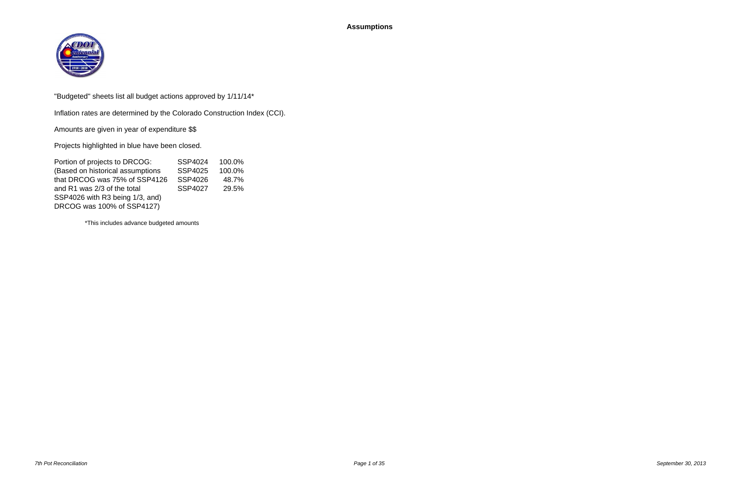## Assumptions

"Budgeted" sheets list all budget actions approved by 1/11/14*

Inflation rates are determined by the Colorado Construction Index (CCI).

Amounts are given in year of expenditure $$

Projects highlighted in blue have been closed.

| | | |
|---|---|---|
| Portion of projects to DRCOG: | SSP4024 | 100.0% |
| (Based on historical assumptions | SSP4025 | 100.0% |
| that DRCOG was 75% of SSP4126 | SSP4026 | 48.7% |
| and R1 was 2/3 of the total | SSP4027 | 29.5% |
| SSP4026 with R3 being 1/3, and) | | |
| DRCOG was 100% of SSP4127) | | |

*This includes advance budgeted amounts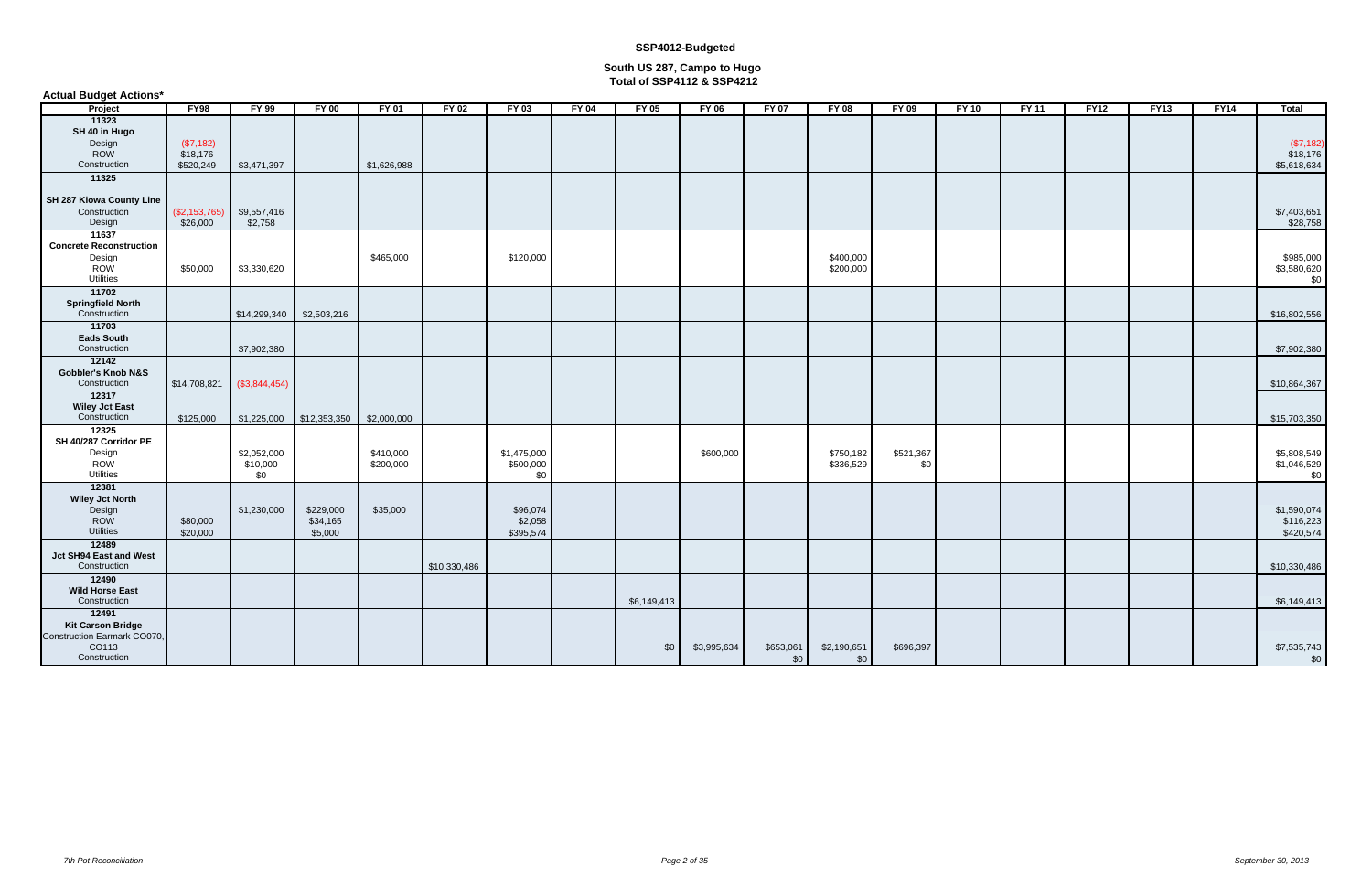# SSP4012-Budgeted

## South US 287, Campo to Hugo
## Total of SSP4112 & SSP4212

**Actual Budget Actions***

| Project | FY98 | FY 99 | FY 00 | FY 01 | FY 02 | FY 03 | FY 04 | FY 05 | FY 06 | FY 07 | FY 08 | FY 09 | FY 10 | FY 11 | FY12 | FY13 | FY14 | Total |
|---|---|---|---|---|---|---|---|---|---|---|---|---|---|---|---|---|---|---|
| **11323** | | | | | | | | | | | | | | | | | | |
| **SH 40 in Hugo** | | | | | | | | | | | | | | | | | | |
| Design | ($7,182) | | | | | | | | | | | | | | | | | ($7,182) |
| ROW | $18,176 | | | | | | | | | | | | | | | | | $18,176 |
| Construction | $520,249 | $3,471,397 | | $1,626,988 | | | | | | | | | | | | | | $5,618,634 |
| **11325** | | | | | | | | | | | | | | | | | | |
| **SH 287 Kiowa County Line** | | | | | | | | | | | | | | | | | | |
| Construction | ($2,153,765) | $9,557,416 | | | | | | | | | | | | | | | | $7,403,651 |
| Design | $26,000 | $2,758 | | | | | | | | | | | | | | | | $28,758 |
| **11637** | | | | | | | | | | | | | | | | | | |
| **Concrete Reconstruction** | | | | | | | | | | | | | | | | | | |
| Design | | | | $465,000 | | $120,000 | | | | | $400,000 | | | | | | | $985,000 |
| ROW | $50,000 | $3,330,620 | | | | | | | | | $200,000 | | | | | | | $3,580,620 |
| Utilities | | | | | | | | | | | | | | | | | | $0 |
| **11702** | | | | | | | | | | | | | | | | | | |
| **Springfield North** | | | | | | | | | | | | | | | | | | |
| Construction | | $14,299,340 | $2,503,216 | | | | | | | | | | | | | | | $16,802,556 |
| **11703** | | | | | | | | | | | | | | | | | | |
| **Eads South** | | | | | | | | | | | | | | | | | | |
| Construction | | $7,902,380 | | | | | | | | | | | | | | | | $7,902,380 |
| **12142** | | | | | | | | | | | | | | | | | | |
| **Gobbler's Knob N&S** | | | | | | | | | | | | | | | | | | |
| Construction | $14,708,821 | ($3,844,454) | | | | | | | | | | | | | | | | $10,864,367 |
| **12317** | | | | | | | | | | | | | | | | | | |
| **Wiley Jct East** | | | | | | | | | | | | | | | | | | |
| Construction | $125,000 | $1,225,000 | $12,353,350 | $2,000,000 | | | | | | | | | | | | | | $15,703,350 |
| **12325** | | | | | | | | | | | | | | | | | | |
| **SH 40/287 Corridor PE** | | | | | | | | | | | | | | | | | | |
| Design | | $2,052,000 | | $410,000 | | $1,475,000 | | | $600,000 | | $750,182 | $521,367 | | | | | | $5,808,549 |
| ROW | | $10,000 | | $200,000 | | $500,000 | | | | | $336,529 | $0 | | | | | | $1,046,529 |
| Utilities | | $0 | | | | $0 | | | | | | | | | | | | $0 |
| **12381** | | | | | | | | | | | | | | | | | | |
| **Wiley Jct North** | | | | | | | | | | | | | | | | | | |
| Design | | $1,230,000 | $229,000 | $35,000 | | $96,074 | | | | | | | | | | | | $1,590,074 |
| ROW | $80,000 | | $34,165 | | | $2,058 | | | | | | | | | | | | $116,223 |
| Utilities | $20,000 | | $5,000 | | | $395,574 | | | | | | | | | | | | $420,574 |
| **12489** | | | | | | | | | | | | | | | | | | |
| **Jct SH94 East and West** | | | | | | | | | | | | | | | | | | |
| Construction | | | | | $10,330,486 | | | | | | | | | | | | | $10,330,486 |
| **12490** | | | | | | | | | | | | | | | | | | |
| **Wild Horse East** | | | | | | | | | | | | | | | | | | |
| Construction | | | | | | | | $6,149,413 | | | | | | | | | | $6,149,413 |
| **12491** | | | | | | | | | | | | | | | | | | |
| **Kit Carson Bridge** | | | | | | | | | | | | | | | | | | |
| Construction Earmark CO070, CO113 | | | | | | | | $0 | $3,995,634 | $653,061 | $2,190,651 | $696,397 | | | | | | $7,535,743 |
| Construction | | | | | | | | | | $0 | $0 | | | | | | | $0 |

*7th Pot Reconciliation* | September 30, 2013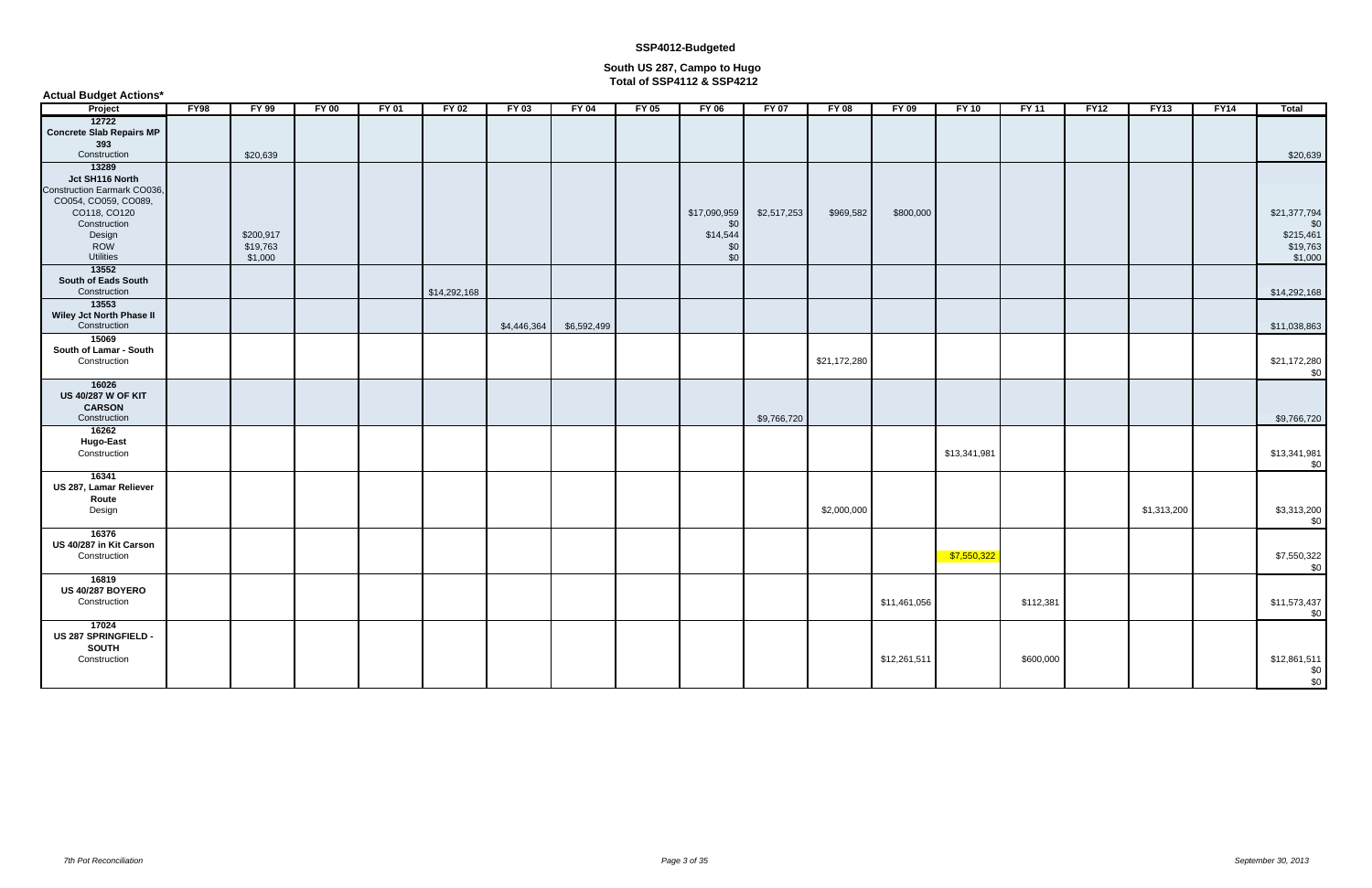# SSP4012-Budgeted

## South US 287, Campo to Hugo
## Total of SSP4112 & SSP4212

**Actual Budget Actions***

| Project | FY98 | FY 99 | FY 00 | FY 01 | FY 02 | FY 03 | FY 04 | FY 05 | FY 06 | FY 07 | FY 08 | FY 09 | FY 10 | FY 11 | FY12 | FY13 | FY14 | Total |
|---|---|---|---|---|---|---|---|---|---|---|---|---|---|---|---|---|---|---|
| **12722** **Concrete Slab Repairs MP 393** | | | | | | | | | | | | | | | | | | |
| Construction | | $20,639 | | | | | | | | | | | | | | | | $20,639 |
| **13289** **Jct SH116 North** Construction Earmark CO036, CO054, CO059, CO089, CO118, CO120 | | | | | | | | | | | | | | | | | | |
| Construction | | | | | | | | | $17,090,959 | $2,517,253 | $969,582 | $800,000 | | | | | | $21,377,794 |
| | | | | | | | | | $0 | | | | | | | | | $0 |
| Design | | $200,917 | | | | | | | $14,544 | | | | | | | | | $215,461 |
| ROW | | $19,763 | | | | | | | $0 | | | | | | | | | $19,763 |
| Utilities | | $1,000 | | | | | | | $0 | | | | | | | | | $1,000 |
| **13552** **South of Eads South** | | | | | | | | | | | | | | | | | | |
| Construction | | | | | $14,292,168 | | | | | | | | | | | | | $14,292,168 |
| **13553** **Wiley Jct North Phase II** | | | | | | | | | | | | | | | | | | |
| Construction | | | | | | $4,446,364 | $6,592,499 | | | | | | | | | | | $11,038,863 |
| **15069** **South of Lamar - South** | | | | | | | | | | | | | | | | | | |
| Construction | | | | | | | | | | | $21,172,280 | | | | | | | $21,172,280 |
| | | | | | | | | | | | | | | | | | | $0 |
| **16026** **US 40/287 W OF KIT CARSON** | | | | | | | | | | | | | | | | | | |
| Construction | | | | | | | | | | $9,766,720 | | | | | | | | $9,766,720 |
| **16262** **Hugo-East** | | | | | | | | | | | | | | | | | | |
| Construction | | | | | | | | | | | | | $13,341,981 | | | | | $13,341,981 |
| | | | | | | | | | | | | | | | | | | $0 |
| **16341** **US 287, Lamar Reliever Route** | | | | | | | | | | | | | | | | | | |
| Design | | | | | | | | | | | $2,000,000 | | | | | $1,313,200 | | $3,313,200 |
| | | | | | | | | | | | | | | | | | | $0 |
| **16376** **US 40/287 in Kit Carson** | | | | | | | | | | | | | | | | | | |
| Construction | | | | | | | | | | | | | $7,550,322 | | | | | $7,550,322 |
| | | | | | | | | | | | | | | | | | | $0 |
| **16819** **US 40/287 BOYERO** | | | | | | | | | | | | | | | | | | |
| Construction | | | | | | | | | | | | $11,461,056 | | $112,381 | | | | $11,573,437 |
| | | | | | | | | | | | | | | | | | | $0 |
| **17024** **US 287 SPRINGFIELD - SOUTH** | | | | | | | | | | | | | | | | | | |
| Construction | | | | | | | | | | | | $12,261,511 | | $600,000 | | | | $12,861,511 |
| | | | | | | | | | | | | | | | | | | $0 |
| | | | | | | | | | | | | | | | | | | $0 |

*7th Pot Reconciliation* | *September 30, 2013*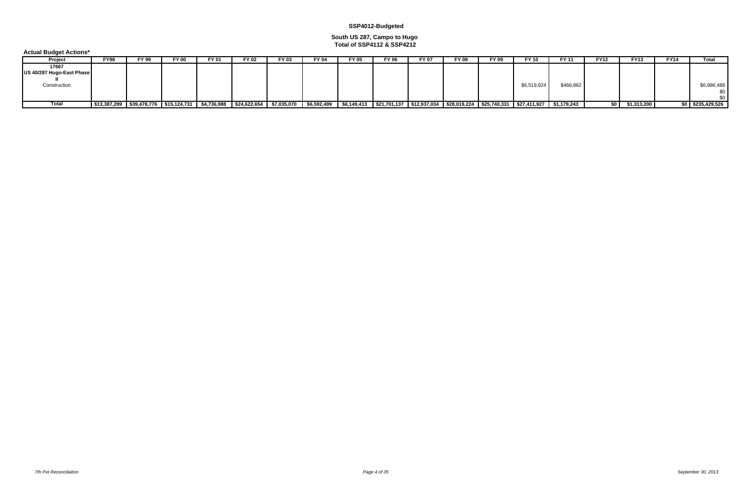# SSP4012-Budgeted

## South US 287, Campo to Hugo
## Total of SSP4112 & SSP4212

**Actual Budget Actions***

| Project | FY98 | FY 99 | FY 00 | FY 01 | FY 02 | FY 03 | FY 04 | FY 05 | FY 06 | FY 07 | FY 08 | FY 09 | FY 10 | FY 11 | FY12 | FY13 | FY14 | Total |
|---|---|---|---|---|---|---|---|---|---|---|---|---|---|---|---|---|---|---|
| **17667 US 40/287 Hugo-East Phase II** | | | | | | | | | | | | | | | | | | |
| Construction | | | | | | | | | | | | | $6,519,624 | $466,862 | | | | $6,986,486 |
| | | | | | | | | | | | | | | | | | | $0 |
| | | | | | | | | | | | | | | | | | | $0 |
| **Total** | $13,387,299 | $39,478,776 | $15,124,731 | $4,736,988 | $24,622,654 | $7,035,070 | $6,592,499 | $6,149,413 | $21,701,137 | $12,937,034 | $28,019,224 | $25,740,331 | $27,411,927 | $1,179,243 | $0 | $1,313,200 | $0 | $235,429,526 |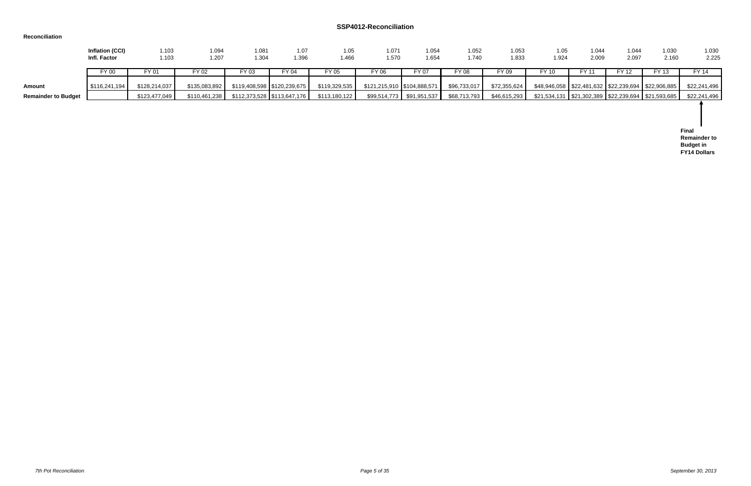## SSP4012-Reconciliation

**Reconciliation**

| | | FY 00 | FY 01 | FY 02 | FY 03 | FY 04 | FY 05 | FY 06 | FY 07 | FY 08 | FY 09 | FY 10 | FY 11 | FY 12 | FY 13 | FY 14 |
|---|---|---|---|---|---|---|---|---|---|---|---|---|---|---|---|---|
| | **Inflation (CCI)** | | 1.103 | 1.094 | 1.081 | 1.07 | 1.05 | 1.071 | 1.054 | 1.052 | 1.053 | 1.05 | 1.044 | 1.044 | 1.030 | 1.030 |
| | **Infl. Factor** | | 1.103 | 1.207 | 1.304 | 1.396 | 1.466 | 1.570 | 1.654 | 1.740 | 1.833 | 1.924 | 2.009 | 2.097 | 2.160 | 2.225 |
| **Amount** | | $116,241,194 | $128,214,037 | $135,083,892 | $119,408,598 | $120,239,675 | $119,329,535 | $121,215,910 | $104,888,571 | $96,733,017 | $72,355,624 | $48,946,058 | $22,481,632 | $22,239,694 | $22,906,885 | $22,241,496 |
| **Remainder to Budget** | | | $123,477,049 | $110,461,238 | $112,373,528 | $113,647,176 | $113,180,122 | $99,514,773 | $91,951,537 | $68,713,793 | $46,615,293 | $21,534,131 | $21,302,389 | $22,239,694 | $21,593,685 | $22,241,496 |

**Final Remainder to Budget in FY14 Dollars**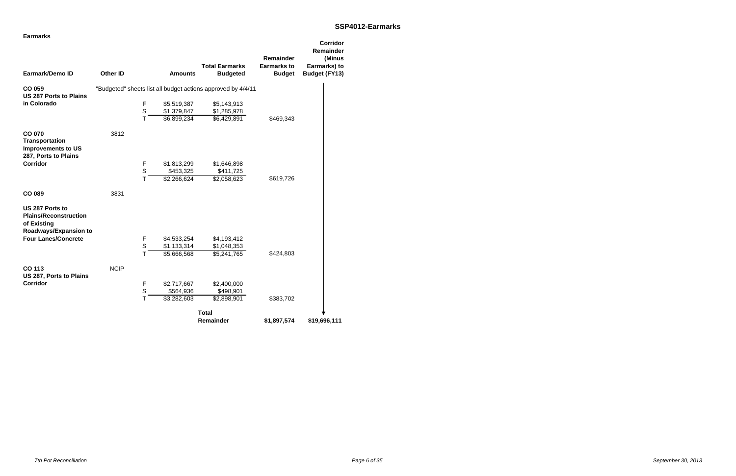## SSP4012-Earmarks

**Earmarks**

"Budgeted" sheets list all budget actions approved by 4/4/11

| Earmark/Demo ID | Other ID | | Amounts | Total Earmarks Budgeted | Remainder Earmarks to Budget | Corridor Remainder (Minus Earmarks) to Budget (FY13) |
|---|---|---|---|---|---|---|
| **CO 059** **US 287 Ports to Plains in Colorado** | | F | $5,519,387 | $5,143,913 | | |
| | | S | $1,379,847 | $1,285,978 | | |
| | | T | $6,899,234 | $6,429,891 | $469,343 | |
| **CO 070** **Transportation Improvements to US 287, Ports to Plains Corridor** | 3812 | F | $1,813,299 | $1,646,898 | | |
| | | S | $453,325 | $411,725 | | |
| | | T | $2,266,624 | $2,058,623 | $619,726 | |
| **CO 089** **US 287 Ports to Plains/Reconstruction of Existing Roadways/Expansion to Four Lanes/Concrete** | 3831 | F | $4,533,254 | $4,193,412 | | |
| | | S | $1,133,314 | $1,048,353 | | |
| | | T | $5,666,568 | $5,241,765 | $424,803 | |
| **CO 113** **US 287, Ports to Plains Corridor** | NCIP | F | $2,717,667 | $2,400,000 | | |
| | | S | $564,936 | $498,901 | | |
| | | T | $3,282,603 | $2,898,901 | $383,702 | |
| | | | | **Total Remainder** | **$1,897,574** | **$19,696,111** |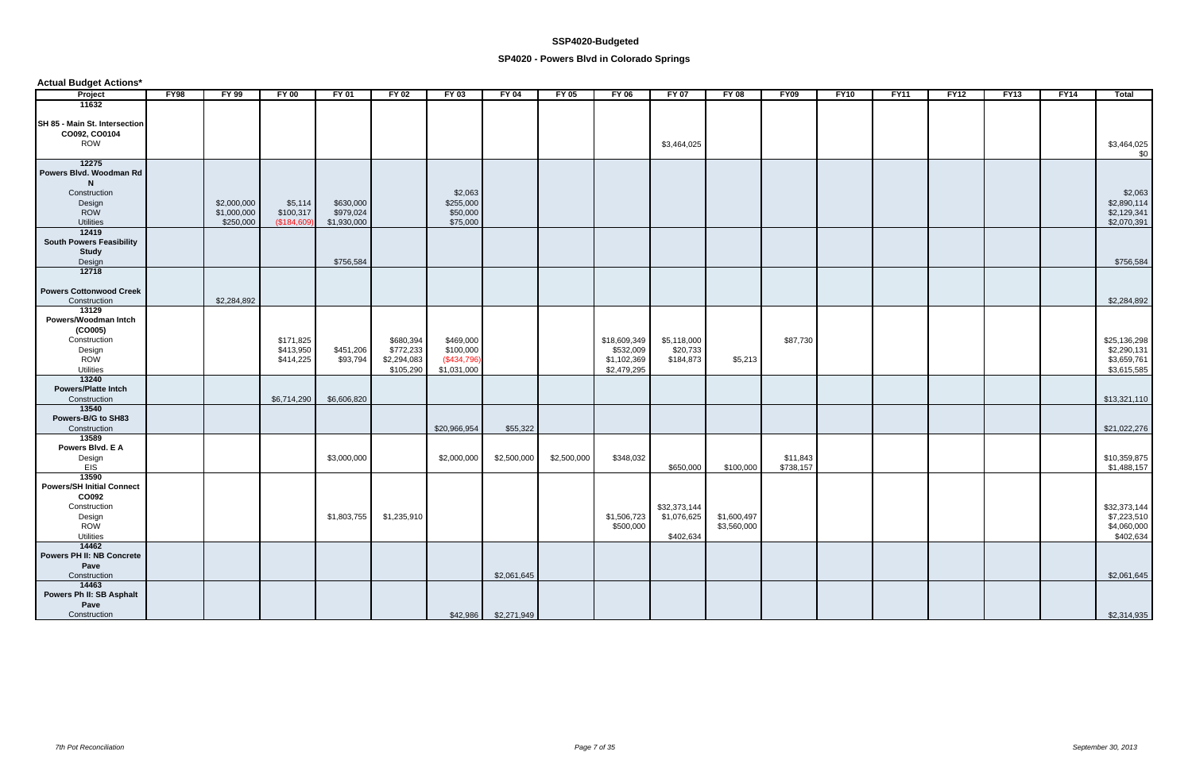# SSP4020-Budgeted

## SP4020 - Powers Blvd in Colorado Springs

**Actual Budget Actions***

| Project | FY98 | FY 99 | FY 00 | FY 01 | FY 02 | FY 03 | FY 04 | FY 05 | FY 06 | FY 07 | FY 08 | FY09 | FY10 | FY11 | FY12 | FY13 | FY14 | Total |
|---|---|---|---|---|---|---|---|---|---|---|---|---|---|---|---|---|---|---|
| **11632** | | | | | | | | | | | | | | | | | | |
| **SH 85 - Main St. Intersection CO092, CO0104** | | | | | | | | | | | | | | | | | | |
| ROW | | | | | | | | | | $3,464,025 | | | | | | | | $3,464,025 |
| | | | | | | | | | | | | | | | | | | $0 |
| **12275** | | | | | | | | | | | | | | | | | | |
| **Powers Blvd. Woodman Rd N** | | | | | | | | | | | | | | | | | | |
| Construction | | | | | | $2,063 | | | | | | | | | | | | $2,063 |
| Design | | $2,000,000 | $5,114 | $630,000 | | $255,000 | | | | | | | | | | | | $2,890,114 |
| ROW | | $1,000,000 | $100,317 | $979,024 | | $50,000 | | | | | | | | | | | | $2,129,341 |
| Utilities | | $250,000 | ($184,609) | $1,930,000 | | $75,000 | | | | | | | | | | | | $2,070,391 |
| **12419** | | | | | | | | | | | | | | | | | | |
| **South Powers Feasibility Study** | | | | | | | | | | | | | | | | | | |
| Design | | | | $756,584 | | | | | | | | | | | | | | $756,584 |
| **12718** | | | | | | | | | | | | | | | | | | |
| **Powers Cottonwood Creek** | | | | | | | | | | | | | | | | | | |
| Construction | | $2,284,892 | | | | | | | | | | | | | | | | $2,284,892 |
| **13129** | | | | | | | | | | | | | | | | | | |
| **Powers/Woodman Intch (CO005)** | | | | | | | | | | | | | | | | | | |
| Construction | | | $171,825 | | $680,394 | $469,000 | | | $18,609,349 | $5,118,000 | | $87,730 | | | | | | $25,136,298 |
| Design | | | $413,950 | $451,206 | $772,233 | $100,000 | | | $532,009 | $20,733 | | | | | | | | $2,290,131 |
| ROW | | | $414,225 | $93,794 | $2,294,083 | ($434,796) | | | $1,102,369 | $184,873 | $5,213 | | | | | | | $3,659,761 |
| Utilities | | | | | $105,290 | $1,031,000 | | | $2,479,295 | | | | | | | | | $3,615,585 |
| **13240** | | | | | | | | | | | | | | | | | | |
| **Powers/Platte Intch** | | | | | | | | | | | | | | | | | | |
| Construction | | | $6,714,290 | $6,606,820 | | | | | | | | | | | | | | $13,321,110 |
| **13540** | | | | | | | | | | | | | | | | | | |
| **Powers-B/G to SH83** | | | | | | | | | | | | | | | | | | |
| Construction | | | | | | $20,966,954 | $55,322 | | | | | | | | | | | $21,022,276 |
| **13589** | | | | | | | | | | | | | | | | | | |
| **Powers Blvd. E A** | | | | | | | | | | | | | | | | | | |
| Design | | | | $3,000,000 | | $2,000,000 | $2,500,000 | $2,500,000 | $348,032 | | | $11,843 | | | | | | $10,359,875 |
| EIS | | | | | | | | | | $650,000 | $100,000 | $738,157 | | | | | | $1,488,157 |
| **13590** | | | | | | | | | | | | | | | | | | |
| **Powers/SH Initial Connect CO092** | | | | | | | | | | | | | | | | | | |
| Construction | | | | | | | | | | $32,373,144 | | | | | | | | $32,373,144 |
| Design | | | | $1,803,755 | $1,235,910 | | | | $1,506,723 | $1,076,625 | $1,600,497 | | | | | | | $7,223,510 |
| ROW | | | | | | | | | $500,000 | | $3,560,000 | | | | | | | $4,060,000 |
| Utilities | | | | | | | | | | $402,634 | | | | | | | | $402,634 |
| **14462** | | | | | | | | | | | | | | | | | | |
| **Powers PH II: NB Concrete Pave** | | | | | | | | | | | | | | | | | | |
| Construction | | | | | | | $2,061,645 | | | | | | | | | | | $2,061,645 |
| **14463** | | | | | | | | | | | | | | | | | | |
| **Powers Ph II: SB Asphalt Pave** | | | | | | | | | | | | | | | | | | |
| Construction | | | | | | $42,986 | $2,271,949 | | | | | | | | | | | $2,314,935 |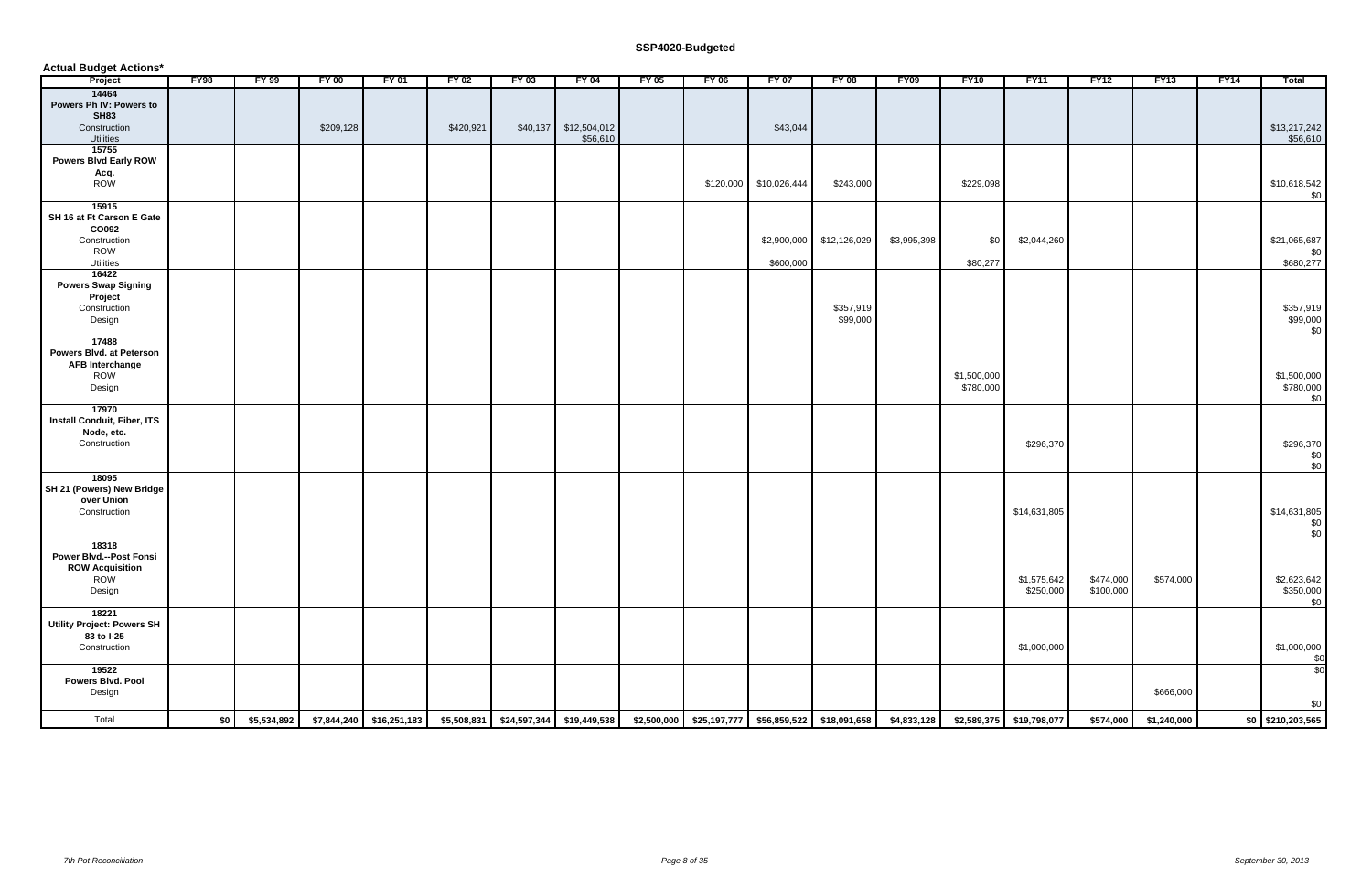## SSP4020-Budgeted

**Actual Budget Actions***

| Project | FY98 | FY 99 | FY 00 | FY 01 | FY 02 | FY 03 | FY 04 | FY 05 | FY 06 | FY 07 | FY 08 | FY09 | FY10 | FY11 | FY12 | FY13 | FY14 | Total |
|---|---|---|---|---|---|---|---|---|---|---|---|---|---|---|---|---|---|---|
| **14464** | | | | | | | | | | | | | | | | | | |
| **Powers Ph IV: Powers to SH83** | | | | | | | | | | | | | | | | | | |
| Construction | | | $209,128 | | $420,921 | $40,137 | $12,504,012 | | | $43,044 | | | | | | | | $13,217,242 |
| Utilities | | | | | | | $56,610 | | | | | | | | | | | $56,610 |
| **15755** | | | | | | | | | | | | | | | | | | |
| **Powers Blvd Early ROW Acq.** | | | | | | | | | | | | | | | | | | |
| ROW | | | | | | | | | $120,000 | $10,026,444 | $243,000 | | $229,098 | | | | | $10,618,542 |
| | | | | | | | | | | | | | | | | | | $0 |
| **15915** | | | | | | | | | | | | | | | | | | |
| **SH 16 at Ft Carson E Gate CO092** | | | | | | | | | | | | | | | | | | |
| Construction | | | | | | | | | | $2,900,000 | $12,126,029 | $3,995,398 | $0 | $2,044,260 | | | | $21,065,687 |
| ROW | | | | | | | | | | | | | | | | | | $0 |
| Utilities | | | | | | | | | | $600,000 | | | $80,277 | | | | | $680,277 |
| **16422** | | | | | | | | | | | | | | | | | | |
| **Powers Swap Signing Project** | | | | | | | | | | | | | | | | | | |
| Construction | | | | | | | | | | | $357,919 | | | | | | | $357,919 |
| Design | | | | | | | | | | | $99,000 | | | | | | | $99,000 |
| | | | | | | | | | | | | | | | | | | $0 |
| **17488** | | | | | | | | | | | | | | | | | | |
| **Powers Blvd. at Peterson AFB Interchange** | | | | | | | | | | | | | | | | | | |
| ROW | | | | | | | | | | | | | $1,500,000 | | | | | $1,500,000 |
| Design | | | | | | | | | | | | | $780,000 | | | | | $780,000 |
| | | | | | | | | | | | | | | | | | | $0 |
| **17970** | | | | | | | | | | | | | | | | | | |
| **Install Conduit, Fiber, ITS Node, etc.** | | | | | | | | | | | | | | | | | | |
| Construction | | | | | | | | | | | | | | $296,370 | | | | $296,370 |
| | | | | | | | | | | | | | | | | | | $0 |
| | | | | | | | | | | | | | | | | | | $0 |
| **18095** | | | | | | | | | | | | | | | | | | |
| **SH 21 (Powers) New Bridge over Union** | | | | | | | | | | | | | | | | | | |
| Construction | | | | | | | | | | | | | | $14,631,805 | | | | $14,631,805 |
| | | | | | | | | | | | | | | | | | | $0 |
| | | | | | | | | | | | | | | | | | | $0 |
| **18318** | | | | | | | | | | | | | | | | | | |
| **Power Blvd.--Post Fonsi ROW Acquisition** | | | | | | | | | | | | | | | | | | |
| ROW | | | | | | | | | | | | | | $1,575,642 | $474,000 | $574,000 | | $2,623,642 |
| Design | | | | | | | | | | | | | | $250,000 | $100,000 | | | $350,000 |
| | | | | | | | | | | | | | | | | | | $0 |
| **18221** | | | | | | | | | | | | | | | | | | |
| **Utility Project: Powers SH 83 to I-25** | | | | | | | | | | | | | | | | | | |
| Construction | | | | | | | | | | | | | | $1,000,000 | | | | $1,000,000 |
| | | | | | | | | | | | | | | | | | | $0 |
| **19522** | | | | | | | | | | | | | | | | | | $0 |
| **Powers Blvd. Pool** | | | | | | | | | | | | | | | | | | |
| Design | | | | | | | | | | | | | | | | $666,000 | | |
| | | | | | | | | | | | | | | | | | | $0 |
| Total | $0 | $5,534,892 | $7,844,240 | $16,251,183 | $5,508,831 | $24,597,344 | $19,449,538 | $2,500,000 | $25,197,777 | $56,859,522 | $18,091,658 | $4,833,128 | $2,589,375 | $19,798,077 | $574,000 | $1,240,000 | $0 | $210,203,565 |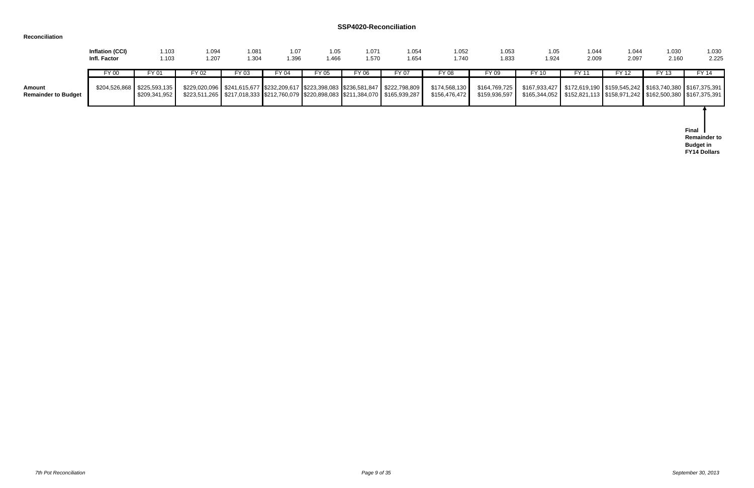# SSP4020-Reconciliation

**Reconciliation**

| | | | | | | | | | | | | | | | |
|---|---|---|---|---|---|---|---|---|---|---|---|---|---|---|---|
| | **Inflation (CCI)** | 1.103 | 1.094 | 1.081 | 1.07 | 1.05 | 1.071 | 1.054 | 1.052 | 1.053 | 1.05 | 1.044 | 1.044 | 1.030 | 1.030 |
| | **Infl. Factor** | 1.103 | 1.207 | 1.304 | 1.396 | 1.466 | 1.570 | 1.654 | 1.740 | 1.833 | 1.924 | 2.009 | 2.097 | 2.160 | 2.225 |
| | FY 00 | FY 01 | FY 02 | FY 03 | FY 04 | FY 05 | FY 06 | FY 07 | FY 08 | FY 09 | FY 10 | FY 11 | FY 12 | FY 13 | FY 14 |
| **Amount** | $204,526,868 | $225,593,135 | $229,020,096 | $241,615,677 | $232,209,617 | $223,398,083 | $236,581,847 | $222,798,809 | $174,568,130 | $164,769,725 | $167,933,427 | $172,619,190 | $159,545,242 | $163,740,380 | $167,375,391 |
| **Remainder to Budget** | | $209,341,952 | $223,511,265 | $217,018,333 | $212,760,079 | $220,898,083 | $211,384,070 | $165,939,287 | $156,476,472 | $159,936,597 | $165,344,052 | $152,821,113 | $158,971,242 | $162,500,380 | $167,375,391 |

**Final Remainder to Budget in FY14 Dollars**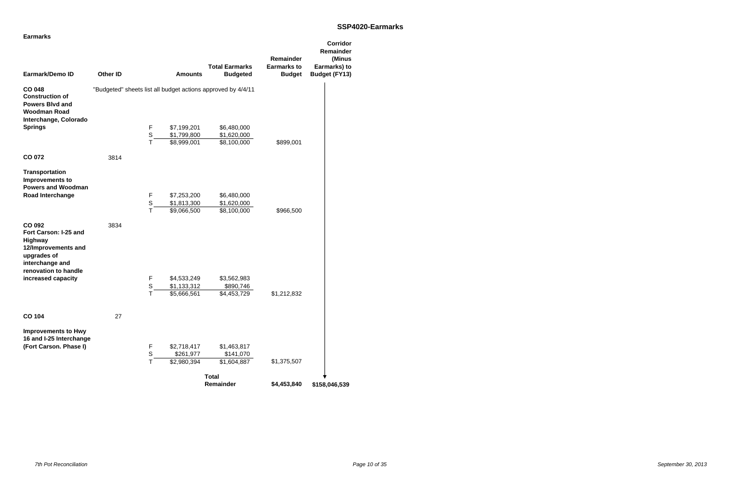## SSP4020-Earmarks

**Earmarks**

"Budgeted" sheets list all budget actions approved by 4/4/11

| Earmark/Demo ID | Other ID | | Amounts | Total Earmarks Budgeted | Remainder Earmarks to Budget | Corridor Remainder (Minus Earmarks) to Budget (FY13) |
|---|---|---|---|---|---|---|
| **CO 048 Construction of Powers Blvd and Woodman Road Interchange, Colorado Springs** | | F | $7,199,201 | $6,480,000 | | |
| | | S | $1,799,800 | $1,620,000 | | |
| | | T | $8,999,001 | $8,100,000 | $899,001 | |
| **CO 072** | 3814 | | | | | |
| **Transportation Improvements to Powers and Woodman Road Interchange** | | F | $7,253,200 | $6,480,000 | | |
| | | S | $1,813,300 | $1,620,000 | | |
| | | T | $9,066,500 | $8,100,000 | $966,500 | |
| **CO 092 Fort Carson: I-25 and Highway 12/Improvements and upgrades of interchange and renovation to handle increased capacity** | 3834 | F | $4,533,249 | $3,562,983 | | |
| | | S | $1,133,312 | $890,746 | | |
| | | T | $5,666,561 | $4,453,729 | $1,212,832 | |
| **CO 104** | 27 | | | | | |
| **Improvements to Hwy 16 and I-25 Interchange (Fort Carson. Phase I)** | | F | $2,718,417 | $1,463,817 | | |
| | | S | $261,977 | $141,070 | | |
| | | T | $2,980,394 | $1,604,887 | $1,375,507 | |
| | | | | **Total Remainder** | **$4,453,840** | **$158,046,539** |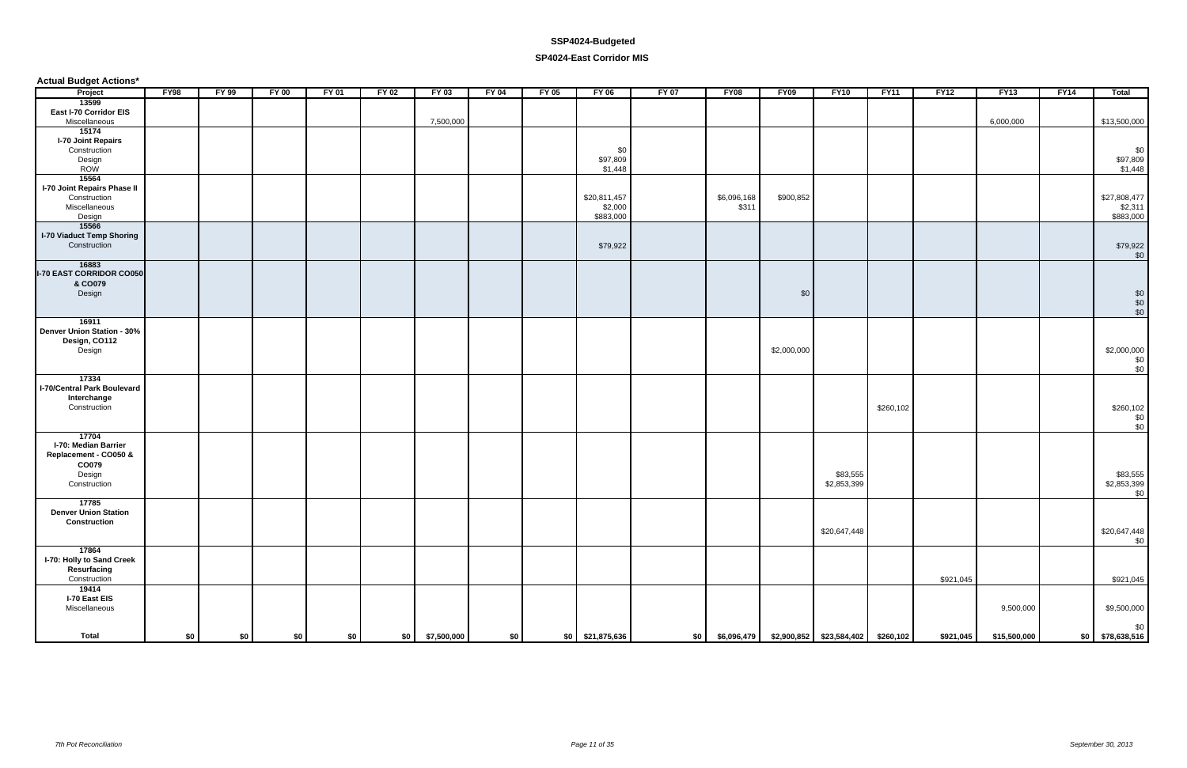# SSP4024-Budgeted

## SP4024-East Corridor MIS

**Actual Budget Actions***

| Project | FY98 | FY 99 | FY 00 | FY 01 | FY 02 | FY 03 | FY 04 | FY 05 | FY 06 | FY 07 | FY08 | FY09 | FY10 | FY11 | FY12 | FY13 | FY14 | Total |
|---|---|---|---|---|---|---|---|---|---|---|---|---|---|---|---|---|---|---|
| **13599** | | | | | | | | | | | | | | | | | | |
| **East I-70 Corridor EIS** | | | | | | | | | | | | | | | | | | |
| Miscellaneous | | | | | | 7,500,000 | | | | | | | | | | 6,000,000 | | $13,500,000 |
| **15174** | | | | | | | | | | | | | | | | | | |
| **I-70 Joint Repairs** | | | | | | | | | | | | | | | | | | |
| Construction | | | | | | | | | $0 | | | | | | | | | $0 |
| Design | | | | | | | | | $97,809 | | | | | | | | | $97,809 |
| ROW | | | | | | | | | $1,448 | | | | | | | | | $1,448 |
| **15564** | | | | | | | | | | | | | | | | | | |
| **I-70 Joint Repairs Phase II** | | | | | | | | | | | | | | | | | | |
| Construction | | | | | | | | | $20,811,457 | | $6,096,168 | $900,852 | | | | | | $27,808,477 |
| Miscellaneous | | | | | | | | | $2,000 | | $311 | | | | | | | $2,311 |
| Design | | | | | | | | | $883,000 | | | | | | | | | $883,000 |
| **15566** | | | | | | | | | | | | | | | | | | |
| **I-70 Viaduct Temp Shoring** | | | | | | | | | | | | | | | | | | |
| Construction | | | | | | | | | $79,922 | | | | | | | | | $79,922 |
| | | | | | | | | | | | | | | | | | | $0 |
| **16883** | | | | | | | | | | | | | | | | | | |
| **I-70 EAST CORRIDOR CO050 & CO079** | | | | | | | | | | | | | | | | | | |
| Design | | | | | | | | | | | | $0 | | | | | | $0 |
| | | | | | | | | | | | | | | | | | | $0 |
| | | | | | | | | | | | | | | | | | | $0 |
| **16911** | | | | | | | | | | | | | | | | | | |
| **Denver Union Station - 30% Design, CO112** | | | | | | | | | | | | | | | | | | |
| Design | | | | | | | | | | | | $2,000,000 | | | | | | $2,000,000 |
| | | | | | | | | | | | | | | | | | | $0 |
| | | | | | | | | | | | | | | | | | | $0 |
| **17334** | | | | | | | | | | | | | | | | | | |
| **I-70/Central Park Boulevard Interchange** | | | | | | | | | | | | | | | | | | |
| Construction | | | | | | | | | | | | | | $260,102 | | | | $260,102 |
| | | | | | | | | | | | | | | | | | | $0 |
| | | | | | | | | | | | | | | | | | | $0 |
| **17704** | | | | | | | | | | | | | | | | | | |
| **I-70: Median Barrier Replacement - CO050 & CO079** | | | | | | | | | | | | | | | | | | |
| Design | | | | | | | | | | | | | $83,555 | | | | | $83,555 |
| Construction | | | | | | | | | | | | | $2,853,399 | | | | | $2,853,399 |
| | | | | | | | | | | | | | | | | | | $0 |
| **17785** | | | | | | | | | | | | | | | | | | |
| **Denver Union Station Construction** | | | | | | | | | | | | | | | | | | |
| | | | | | | | | | | | | | $20,647,448 | | | | | $20,647,448 |
| | | | | | | | | | | | | | | | | | | $0 |
| **17864** | | | | | | | | | | | | | | | | | | |
| **I-70: Holly to Sand Creek Resurfacing** | | | | | | | | | | | | | | | | | | |
| Construction | | | | | | | | | | | | | | | $921,045 | | | $921,045 |
| **19414** | | | | | | | | | | | | | | | | | | |
| **I-70 East EIS** | | | | | | | | | | | | | | | | | | |
| Miscellaneous | | | | | | | | | | | | | | | | 9,500,000 | | $9,500,000 |
| | | | | | | | | | | | | | | | | | | $0 |
| **Total** | $0 | $0 | $0 | $0 | $0 | $7,500,000 | $0 | $0 | $21,875,636 | $0 | $6,096,479 | $2,900,852 | $23,584,402 | $260,102 | $921,045 | $15,500,000 | $0 | $78,638,516 |

*7th Pot Reconciliation*

*September 30, 2013*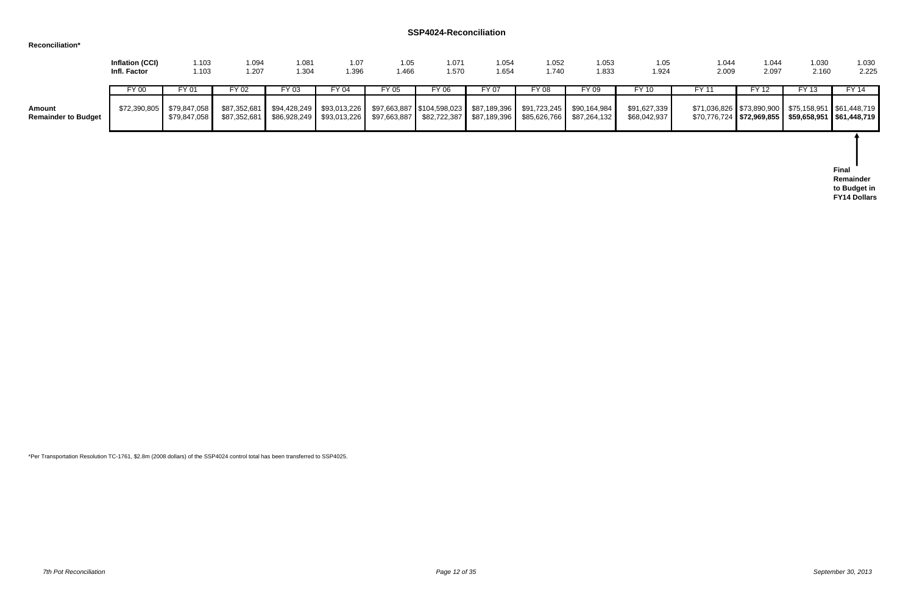# SSP4024-Reconciliation

**Reconciliation***

| | | FY 00 | FY 01 | FY 02 | FY 03 | FY 04 | FY 05 | FY 06 | FY 07 | FY 08 | FY 09 | FY 10 | FY 11 | FY 12 | FY 13 | FY 14 |
|---|---|---|---|---|---|---|---|---|---|---|---|---|---|---|---|---|
| | **Inflation (CCI)** | | 1.103 | 1.094 | 1.081 | 1.07 | 1.05 | 1.071 | 1.054 | 1.052 | 1.053 | 1.05 | 1.044 | 1.044 | 1.030 | 1.030 |
| | **Infl. Factor** | | 1.103 | 1.207 | 1.304 | 1.396 | 1.466 | 1.570 | 1.654 | 1.740 | 1.833 | 1.924 | 2.009 | 2.097 | 2.160 | 2.225 |
| **Amount** | | $72,390,805 | $79,847,058 | $87,352,681 | $94,428,249 | $93,013,226 | $97,663,887 | $104,598,023 | $87,189,396 | $91,723,245 | $90,164,984 | $91,627,339 | $71,036,826 | $73,890,900 | $75,158,951 | $61,448,719 |
| **Remainder to Budget** | | | $79,847,058 | $87,352,681 | $86,928,249 | $93,013,226 | $97,663,887 | $82,722,387 | $87,189,396 | $85,626,766 | $87,264,132 | $68,042,937 | $70,776,724 | **$72,969,855** | **$59,658,951** | **$61,448,719** |

**Final Remainder to Budget in FY14 Dollars**

*Per Transportation Resolution TC-1761, $2.8m (2008 dollars) of the SSP4024 control total has been transferred to SSP4025.

*7th Pot Reconciliation*

*September 30, 2013*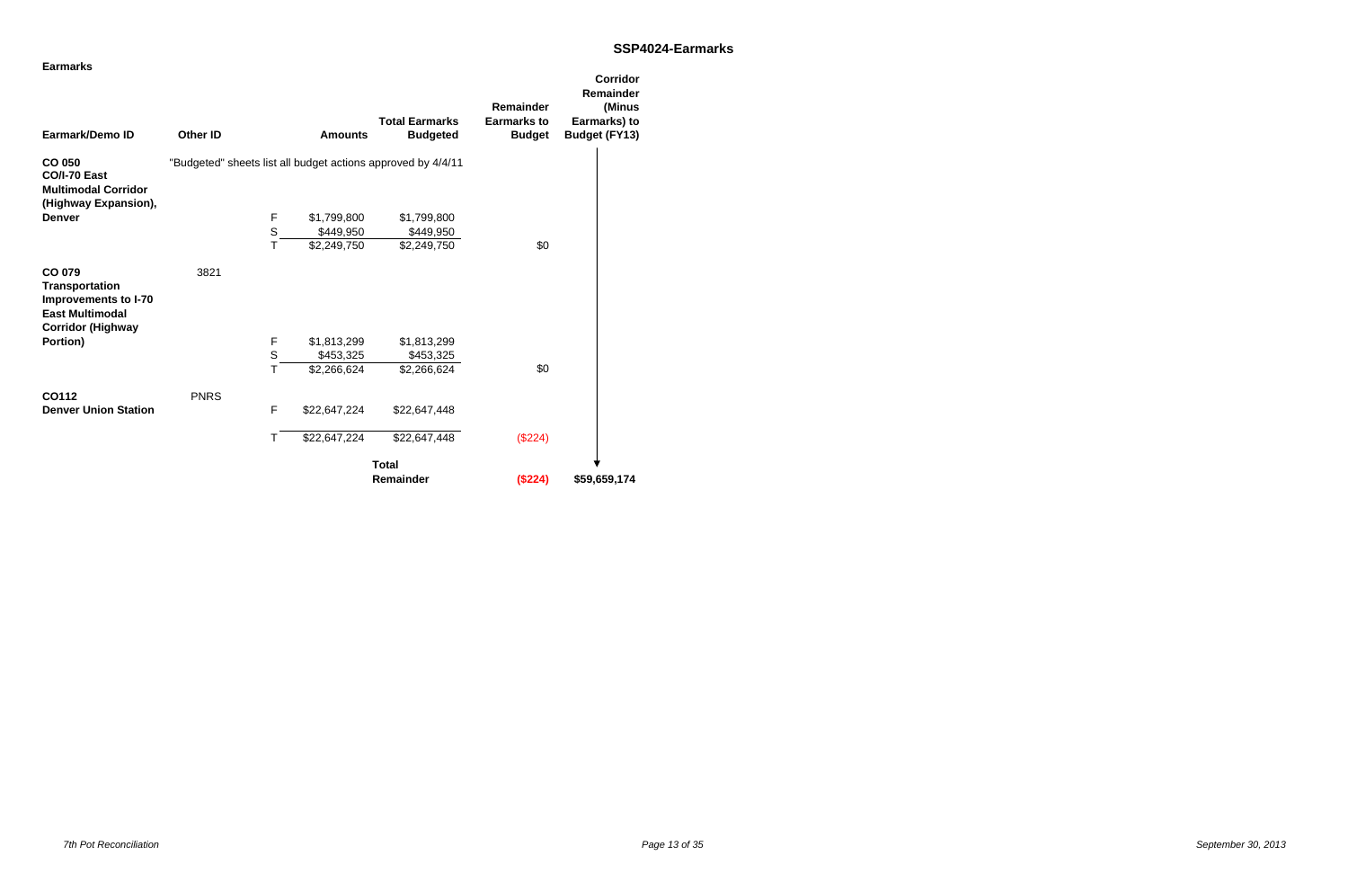## SSP4024-Earmarks

**Earmarks**

| Earmark/Demo ID | Other ID | | Amounts | Total Earmarks Budgeted | Remainder Earmarks to Budget | Corridor Remainder (Minus Earmarks) to Budget (FY13) |
|---|---|---|---|---|---|---|
| **CO 050** | "Budgeted" sheets list all budget actions approved by 4/4/11 | | | | | |
| **CO/I-70 East Multimodal Corridor (Highway Expansion), Denver** | | F | $1,799,800 | $1,799,800 | | |
| | | S | $449,950 | $449,950 | | |
| | | T | $2,249,750 | $2,249,750 | $0 | |
| **CO 079 Transportation Improvements to I-70 East Multimodal Corridor (Highway Portion)** | 3821 | F | $1,813,299 | $1,813,299 | | |
| | | S | $453,325 | $453,325 | | |
| | | T | $2,266,624 | $2,266,624 | $0 | |
| **CO112 Denver Union Station** | PNRS | F | $22,647,224 | $22,647,448 | | |
| | | T | $22,647,224 | $22,647,448 | ($224) | |
| | | | | **Total Remainder** | **($224)** | **$59,659,174** |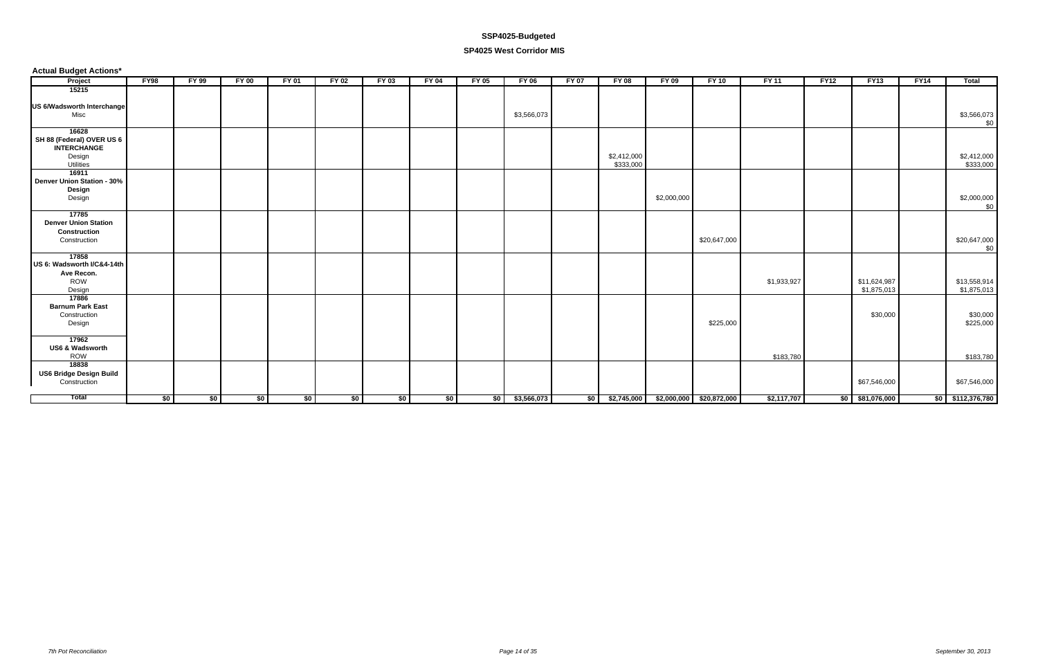# SSP4025-Budgeted

## SP4025 West Corridor MIS

**Actual Budget Actions***

| Project | FY98 | FY 99 | FY 00 | FY 01 | FY 02 | FY 03 | FY 04 | FY 05 | FY 06 | FY 07 | FY 08 | FY 09 | FY 10 | FY 11 | FY12 | FY13 | FY14 | Total |
|---|---|---|---|---|---|---|---|---|---|---|---|---|---|---|---|---|---|---|
| **15215** | | | | | | | | | | | | | | | | | | |
| **US 6/Wadsworth Interchange** | | | | | | | | | | | | | | | | | | |
| Misc | | | | | | | | | $3,566,073 | | | | | | | | | $3,566,073 |
| | | | | | | | | | | | | | | | | | | $0 |
| **16628** | | | | | | | | | | | | | | | | | | |
| **SH 88 (Federal) OVER US 6 INTERCHANGE** | | | | | | | | | | | | | | | | | | |
| Design | | | | | | | | | | | $2,412,000 | | | | | | | $2,412,000 |
| Utilities | | | | | | | | | | | $333,000 | | | | | | | $333,000 |
| **16911** | | | | | | | | | | | | | | | | | | |
| **Denver Union Station - 30% Design** | | | | | | | | | | | | | | | | | | |
| Design | | | | | | | | | | | | $2,000,000 | | | | | | $2,000,000 |
| | | | | | | | | | | | | | | | | | | $0 |
| **17785** | | | | | | | | | | | | | | | | | | |
| **Denver Union Station Construction** | | | | | | | | | | | | | | | | | | |
| Construction | | | | | | | | | | | | | $20,647,000 | | | | | $20,647,000 |
| | | | | | | | | | | | | | | | | | | $0 |
| **17858** | | | | | | | | | | | | | | | | | | |
| **US 6: Wadsworth I/C&4-14th Ave Recon.** | | | | | | | | | | | | | | | | | | |
| ROW | | | | | | | | | | | | | | $1,933,927 | | $11,624,987 | | $13,558,914 |
| Design | | | | | | | | | | | | | | | | $1,875,013 | | $1,875,013 |
| **17886** | | | | | | | | | | | | | | | | | | |
| **Barnum Park East** | | | | | | | | | | | | | | | | | | |
| Construction | | | | | | | | | | | | | | | | $30,000 | | $30,000 |
| Design | | | | | | | | | | | | | $225,000 | | | | | $225,000 |
| **17962** | | | | | | | | | | | | | | | | | | |
| **US6 & Wadsworth** | | | | | | | | | | | | | | | | | | |
| ROW | | | | | | | | | | | | | | $183,780 | | | | $183,780 |
| **18838** | | | | | | | | | | | | | | | | | | |
| **US6 Bridge Design Build** | | | | | | | | | | | | | | | | | | |
| Construction | | | | | | | | | | | | | | | | $67,546,000 | | $67,546,000 |
| **Total** | **$0** | **$0** | **$0** | **$0** | **$0** | **$0** | **$0** | **$0** | **$3,566,073** | **$0** | **$2,745,000** | **$2,000,000** | **$20,872,000** | **$2,117,707** | **$0** | **$81,076,000** | **$0** | **$112,376,780** |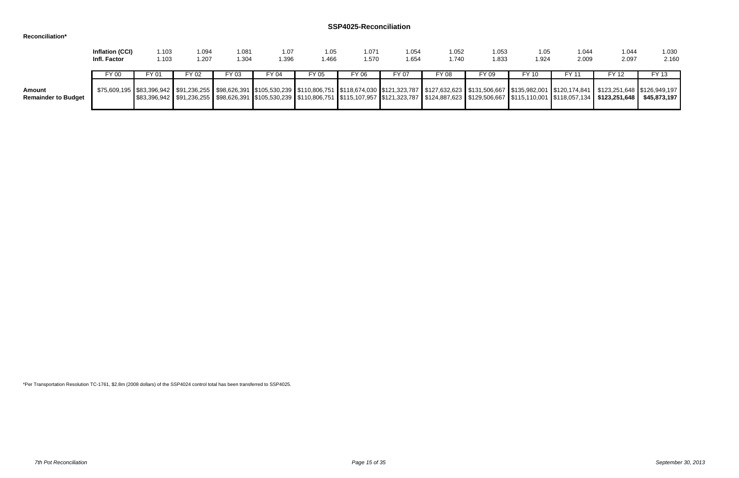# SSP4025-Reconciliation

**Reconciliation***

| | FY 00 | FY 01 | FY 02 | FY 03 | FY 04 | FY 05 | FY 06 | FY 07 | FY 08 | FY 09 | FY 10 | FY 11 | FY 12 | FY 13 |
|---|---|---|---|---|---|---|---|---|---|---|---|---|---|---|
| **Inflation (CCI)** | | 1.103 | 1.094 | 1.081 | 1.07 | 1.05 | 1.071 | 1.054 | 1.052 | 1.053 | 1.05 | 1.044 | 1.044 | 1.030 |
| **Infl. Factor** | | 1.103 | 1.207 | 1.304 | 1.396 | 1.466 | 1.570 | 1.654 | 1.740 | 1.833 | 1.924 | 2.009 | 2.097 | 2.160 |
| **Amount** | $75,609,195 | $83,396,942 | $91,236,255 | $98,626,391 | $105,530,239 | $110,806,751 | $118,674,030 | $121,323,787 | $127,632,623 | $131,506,667 | $135,982,001 | $120,174,841 | $123,251,648 | $126,949,197 |
| **Remainder to Budget** | | $83,396,942 | $91,236,255 | $98,626,391 | $105,530,239 | $110,806,751 | $115,107,957 | $121,323,787 | $124,887,623 | $129,506,667 | $115,110,001 | $118,057,134 | **$123,251,648** | **$45,873,197** |

*Per Transportation Resolution TC-1761, $2.8m (2008 dollars) of the SSP4024 control total has been transferred to SSP4025.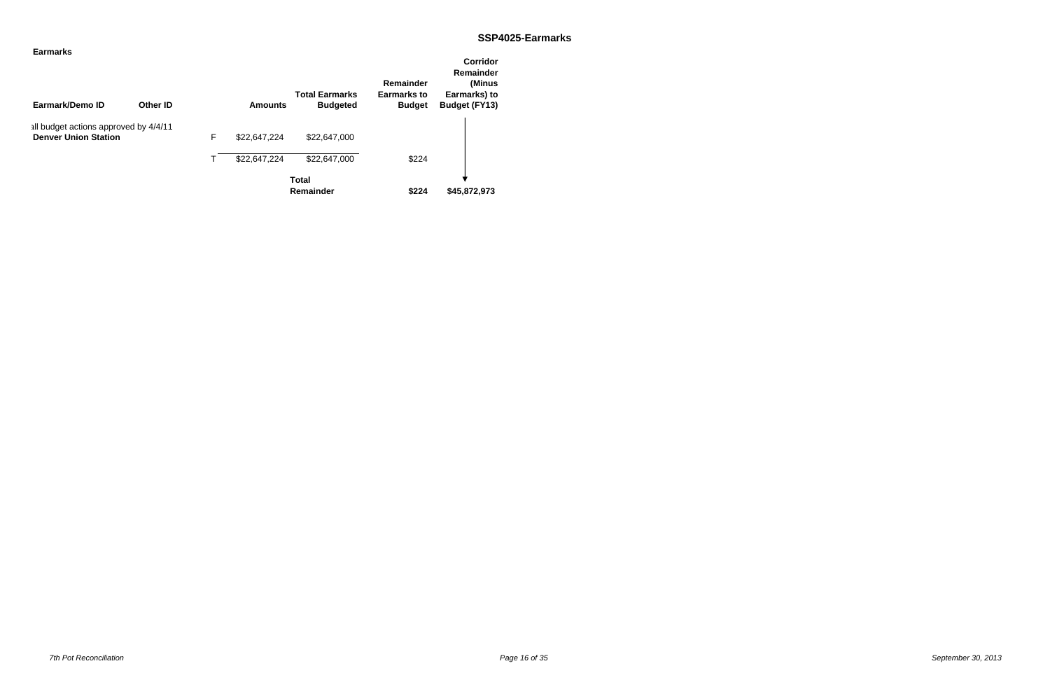## SSP4025-Earmarks

**Earmarks**

| **Earmark/Demo ID** | **Other ID** | | **Amounts** | **Total Earmarks Budgeted** | **Remainder Earmarks to Budget** | **Corridor Remainder (Minus Earmarks) to Budget (FY13)** |
|---|---|---|---|---|---|---|
| all budget actions approved by 4/4/11 | | | | | | |
| **Denver Union Station** | | F | $22,647,224 | $22,647,000 | | |
| | | T | $22,647,224 | $22,647,000 | $224 | |
| | | | | **Total Remainder** | **$224** | **$45,872,973** |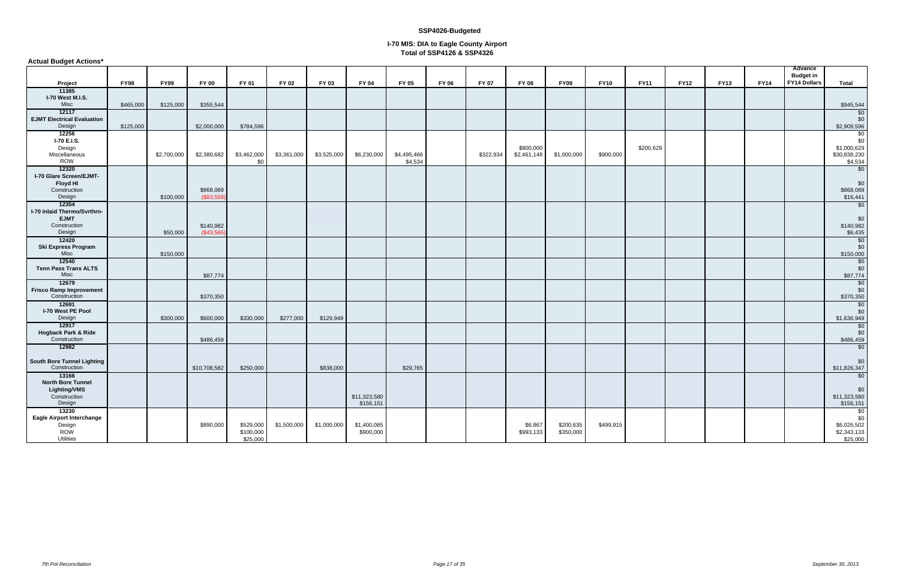# SSP4026-Budgeted

## I-70 MIS: DIA to Eagle County Airport
## Total of SSP4126 & SSP4326

**Actual Budget Actions***

| Project | FY98 | FY99 | FY 00 | FY 01 | FY 02 | FY 03 | FY 04 | FY 05 | FY 06 | FY 07 | FY 08 | FY09 | FY10 | FY11 | FY12 | FY13 | FY14 | Advance Budget in FY14 Dollars | Total |
|---|---|---|---|---|---|---|---|---|---|---|---|---|---|---|---|---|---|---|---|
| **11385** | | | | | | | | | | | | | | | | | | | |
| **I-70 West M.I.S.** | | | | | | | | | | | | | | | | | | | |
| Misc | $465,000 | $125,000 | $355,544 | | | | | | | | | | | | | | | | $945,544 |
| **12117** | | | | | | | | | | | | | | | | | | | $0 |
| **EJMT Electrical Evaluation** | | | | | | | | | | | | | | | | | | | $0 |
| Design | $125,000 | | $2,000,000 | $784,596 | | | | | | | | | | | | | | | $2,909,596 |
| **12256** | | | | | | | | | | | | | | | | | | | $0 |
| **I-70 E.I.S.** | | | | | | | | | | | | | | | | | | | $0 |
| Design | | | | | | | | | | | $800,000 | | | $200,629 | | | | | $1,000,629 |
| Miscellaneous | | $2,700,000 | $2,380,682 | $3,462,000 | $3,361,000 | $3,525,000 | $6,230,000 | $4,495,466 | | $322,934 | $2,461,148 | $1,000,000 | $900,000 | | | | | | $30,838,230 |
| ROW | | | | $0 | | | | $4,534 | | | | | | | | | | | $4,534 |
| **12320** | | | | | | | | | | | | | | | | | | | $0 |
| **I-70 Glare Screen/EJMT-Floyd Hl** | | | | | | | | | | | | | | | | | | | $0 |
| Construction | | | $868,069 | | | | | | | | | | | | | | | | $868,069 |
| Design | | $100,000 | ($83,559) | | | | | | | | | | | | | | | | $16,441 |
| **12354** | | | | | | | | | | | | | | | | | | | $0 |
| **I-70 Inlaid Thermo/Svrthrn-EJMT** | | | | | | | | | | | | | | | | | | | $0 |
| Construction | | | $140,982 | | | | | | | | | | | | | | | | $140,982 |
| Design | | $50,000 | ($43,565) | | | | | | | | | | | | | | | | $6,435 |
| **12420** | | | | | | | | | | | | | | | | | | | $0 |
| **Ski Express Program** | | | | | | | | | | | | | | | | | | | $0 |
| Misc | | $150,000 | | | | | | | | | | | | | | | | | $150,000 |
| **12540** | | | | | | | | | | | | | | | | | | | $0 |
| **Tenn Pass Trans ALTS** | | | | | | | | | | | | | | | | | | | $0 |
| Misc | | | $87,774 | | | | | | | | | | | | | | | | $87,774 |
| **12679** | | | | | | | | | | | | | | | | | | | $0 |
| **Frisco Ramp Improvement** | | | | | | | | | | | | | | | | | | | $0 |
| Construction | | | $370,350 | | | | | | | | | | | | | | | | $370,350 |
| **12691** | | | | | | | | | | | | | | | | | | | $0 |
| **I-70 West PE Pool** | | | | | | | | | | | | | | | | | | | $0 |
| Design | | $300,000 | $600,000 | $330,000 | $277,000 | $129,949 | | | | | | | | | | | | | $1,636,949 |
| **12917** | | | | | | | | | | | | | | | | | | | $0 |
| **Hogback Park & Ride** | | | | | | | | | | | | | | | | | | | $0 |
| Construction | | | $486,459 | | | | | | | | | | | | | | | | $486,459 |
| **12982** | | | | | | | | | | | | | | | | | | | $0 |
| **South Bore Tunnel Lighting** | | | | | | | | | | | | | | | | | | | $0 |
| Construction | | | $10,708,582 | $250,000 | | $838,000 | | $29,765 | | | | | | | | | | | $11,826,347 |
| **13166** | | | | | | | | | | | | | | | | | | | $0 |
| **North Bore Tunnel Lighting/VMS** | | | | | | | | | | | | | | | | | | | $0 |
| Construction | | | | | | | $11,323,580 | | | | | | | | | | | | $11,323,580 |
| Design | | | | | | | $156,151 | | | | | | | | | | | | $156,151 |
| **13230** | | | | | | | | | | | | | | | | | | | $0 |
| **Eagle Airport Interchange** | | | | | | | | | | | | | | | | | | | $0 |
| Design | | | $890,000 | $529,000 | $1,500,000 | $1,000,000 | $1,400,085 | | | | $6,867 | $200,635 | $499,915 | | | | | | $6,026,502 |
| ROW | | | | $100,000 | | | $900,000 | | | | $993,133 | $350,000 | | | | | | | $2,343,133 |
| Utilities | | | | $25,000 | | | | | | | | | | | | | | | $25,000 |

7th Pot Reconciliation

September 30, 2013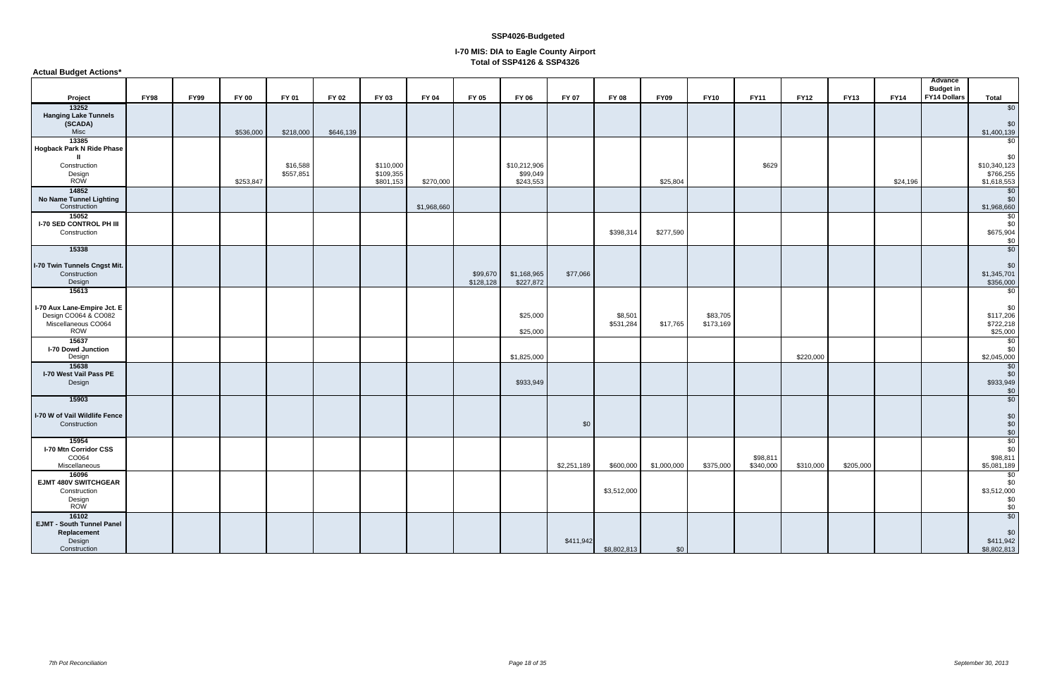# SSP4026-Budgeted

## I-70 MIS: DIA to Eagle County Airport
## Total of SSP4126 & SSP4326

**Actual Budget Actions***

| Project | FY98 | FY99 | FY 00 | FY 01 | FY 02 | FY 03 | FY 04 | FY 05 | FY 06 | FY 07 | FY 08 | FY09 | FY10 | FY11 | FY12 | FY13 | FY14 | Advance Budget in FY14 Dollars | Total |
|---|---|---|---|---|---|---|---|---|---|---|---|---|---|---|---|---|---|---|---|
| **13252** | | | | | | | | | | | | | | | | | | | $0 |
| **Hanging Lake Tunnels (SCADA)** | | | | | | | | | | | | | | | | | | | $0 |
| Misc | | | $536,000 | $218,000 | $646,139 | | | | | | | | | | | | | | $1,400,139 |
| **13385** | | | | | | | | | | | | | | | | | | | $0 |
| **Hogback Park N Ride Phase II** | | | | | | | | | | | | | | | | | | | $0 |
| Construction | | | | $16,588 | | $110,000 | | | $10,212,906 | | | | | $629 | | | | | $10,340,123 |
| Design | | | | $557,851 | | $109,355 | | | $99,049 | | | | | | | | | | $766,255 |
| ROW | | | $253,847 | | | $801,153 | $270,000 | | $243,553 | | | $25,804 | | | | | $24,196 | | $1,618,553 |
| **14852** | | | | | | | | | | | | | | | | | | | $0 |
| **No Name Tunnel Lighting** | | | | | | | | | | | | | | | | | | | $0 |
| Construction | | | | | | | $1,968,660 | | | | | | | | | | | | $1,968,660 |
| **15052** | | | | | | | | | | | | | | | | | | | $0 |
| **I-70 SED CONTROL PH III** | | | | | | | | | | | | | | | | | | | $0 |
| Construction | | | | | | | | | | | $398,314 | $277,590 | | | | | | | $675,904 |
| | | | | | | | | | | | | | | | | | | | $0 |
| **15338** | | | | | | | | | | | | | | | | | | | $0 |
| **I-70 Twin Tunnels Cngst Mit.** | | | | | | | | | | | | | | | | | | | $0 |
| Construction | | | | | | | | $99,670 | $1,168,965 | $77,066 | | | | | | | | | $1,345,701 |
| Design | | | | | | | | $128,128 | $227,872 | | | | | | | | | | $356,000 |
| **15613** | | | | | | | | | | | | | | | | | | | $0 |
| **I-70 Aux Lane-Empire Jct. E** | | | | | | | | | | | | | | | | | | | $0 |
| Design CO064 & CO082 | | | | | | | | | $25,000 | | $8,501 | | $83,705 | | | | | | $117,206 |
| Miscellaneous CO064 | | | | | | | | | | | $531,284 | $17,765 | $173,169 | | | | | | $722,218 |
| ROW | | | | | | | | | $25,000 | | | | | | | | | | $25,000 |
| **15637** | | | | | | | | | | | | | | | | | | | $0 |
| **I-70 Dowd Junction** | | | | | | | | | | | | | | | | | | | $0 |
| Design | | | | | | | | | $1,825,000 | | | | | | $220,000 | | | | $2,045,000 |
| **15638** | | | | | | | | | | | | | | | | | | | $0 |
| **I-70 West Vail Pass PE** | | | | | | | | | | | | | | | | | | | $0 |
| Design | | | | | | | | | $933,949 | | | | | | | | | | $933,949 |
| | | | | | | | | | | | | | | | | | | | $0 |
| **15903** | | | | | | | | | | | | | | | | | | | $0 |
| **I-70 W of Vail Wildlife Fence** | | | | | | | | | | | | | | | | | | | $0 |
| Construction | | | | | | | | | | $0 | | | | | | | | | $0 |
| | | | | | | | | | | | | | | | | | | | $0 |
| **15954** | | | | | | | | | | | | | | | | | | | $0 |
| **I-70 Mtn Corridor CSS** | | | | | | | | | | | | | | | | | | | $0 |
| CO064 | | | | | | | | | | | | | | $98,811 | | | | | $98,811 |
| Miscellaneous | | | | | | | | | | $2,251,189 | $600,000 | $1,000,000 | $375,000 | $340,000 | $310,000 | $205,000 | | | $5,081,189 |
| **16096** | | | | | | | | | | | | | | | | | | | $0 |
| **EJMT 480V SWITCHGEAR** | | | | | | | | | | | | | | | | | | | $0 |
| Construction | | | | | | | | | | | $3,512,000 | | | | | | | | $3,512,000 |
| Design | | | | | | | | | | | | | | | | | | | $0 |
| ROW | | | | | | | | | | | | | | | | | | | $0 |
| **16102** | | | | | | | | | | | | | | | | | | | $0 |
| **EJMT - South Tunnel Panel Replacement** | | | | | | | | | | | | | | | | | | | $0 |
| Design | | | | | | | | | | $411,942 | | | | | | | | | $411,942 |
| Construction | | | | | | | | | | | $8,802,813 | $0 | | | | | | | $8,802,813 |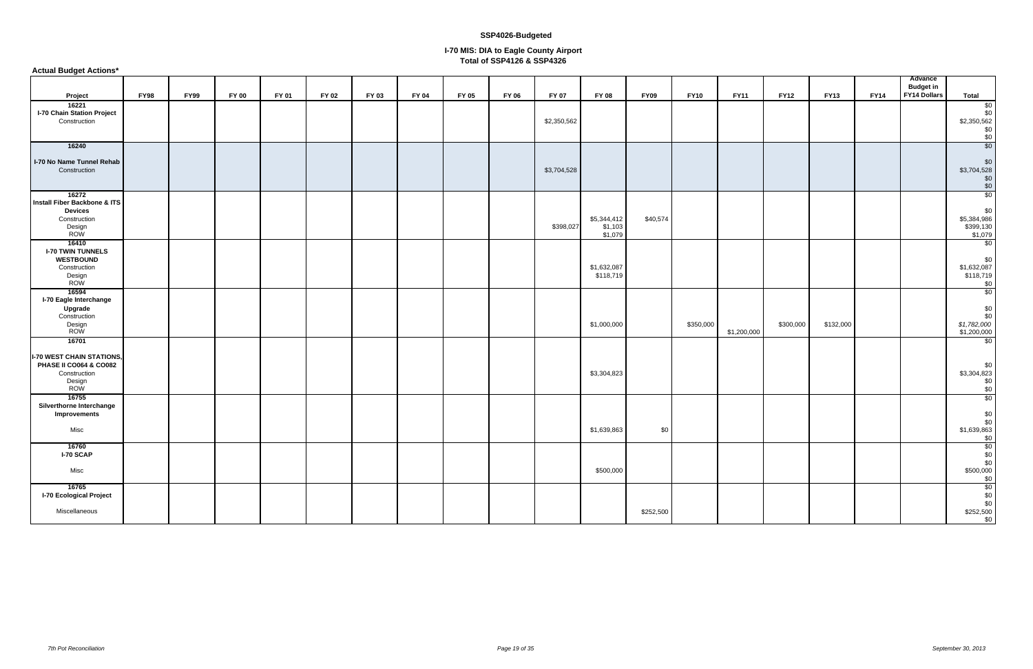# SSP4026-Budgeted

## I-70 MIS: DIA to Eagle County Airport
## Total of SSP4126 & SSP4326

**Actual Budget Actions***

| Project | FY98 | FY99 | FY 00 | FY 01 | FY 02 | FY 03 | FY 04 | FY 05 | FY 06 | FY 07 | FY 08 | FY09 | FY10 | FY11 | FY12 | FY13 | FY14 | Advance Budget in FY14 Dollars | Total |
|---|---|---|---|---|---|---|---|---|---|---|---|---|---|---|---|---|---|---|---|
| **16221** | | | | | | | | | | | | | | | | | | | $0 |
| **I-70 Chain Station Project** | | | | | | | | | | | | | | | | | | | $0 |
| Construction | | | | | | | | | | $2,350,562 | | | | | | | | | $2,350,562 |
| | | | | | | | | | | | | | | | | | | | $0 |
| | | | | | | | | | | | | | | | | | | | $0 |
| **16240** | | | | | | | | | | | | | | | | | | | $0 |
| **I-70 No Name Tunnel Rehab** | | | | | | | | | | | | | | | | | | | $0 |
| Construction | | | | | | | | | | $3,704,528 | | | | | | | | | $3,704,528 |
| | | | | | | | | | | | | | | | | | | | $0 |
| | | | | | | | | | | | | | | | | | | | $0 |
| **16272** | | | | | | | | | | | | | | | | | | | $0 |
| **Install Fiber Backbone & ITS Devices** | | | | | | | | | | | | | | | | | | | $0 |
| Construction | | | | | | | | | | | $5,344,412 | $40,574 | | | | | | | $5,384,986 |
| Design | | | | | | | | | | $398,027 | $1,103 | | | | | | | | $399,130 |
| ROW | | | | | | | | | | | $1,079 | | | | | | | | $1,079 |
| **16410** | | | | | | | | | | | | | | | | | | | $0 |
| **I-70 TWIN TUNNELS WESTBOUND** | | | | | | | | | | | | | | | | | | | $0 |
| Construction | | | | | | | | | | | $1,632,087 | | | | | | | | $1,632,087 |
| Design | | | | | | | | | | | $118,719 | | | | | | | | $118,719 |
| ROW | | | | | | | | | | | | | | | | | | | $0 |
| **16594** | | | | | | | | | | | | | | | | | | | $0 |
| **I-70 Eagle Interchange Upgrade** | | | | | | | | | | | | | | | | | | | $0 |
| Construction | | | | | | | | | | | | | | | | | | | $0 |
| Design | | | | | | | | | | | $1,000,000 | | $350,000 | | $300,000 | $132,000 | | | *$1,782,000* |
| ROW | | | | | | | | | | | | | | $1,200,000 | | | | | $1,200,000 |
| **16701** | | | | | | | | | | | | | | | | | | | $0 |
| **I-70 WEST CHAIN STATIONS, PHASE II CO064 & CO082** | | | | | | | | | | | | | | | | | | | $0 |
| Construction | | | | | | | | | | | $3,304,823 | | | | | | | | $3,304,823 |
| Design | | | | | | | | | | | | | | | | | | | $0 |
| ROW | | | | | | | | | | | | | | | | | | | $0 |
| **16755** | | | | | | | | | | | | | | | | | | | $0 |
| **Silverthorne Interchange Improvements** | | | | | | | | | | | | | | | | | | | $0 |
| | | | | | | | | | | | | | | | | | | | $0 |
| Misc | | | | | | | | | | | $1,639,863 | $0 | | | | | | | $1,639,863 |
| | | | | | | | | | | | | | | | | | | | $0 |
| **16760** | | | | | | | | | | | | | | | | | | | $0 |
| **I-70 SCAP** | | | | | | | | | | | | | | | | | | | $0 |
| | | | | | | | | | | | | | | | | | | | $0 |
| Misc | | | | | | | | | | | $500,000 | | | | | | | | $500,000 |
| | | | | | | | | | | | | | | | | | | | $0 |
| **16765** | | | | | | | | | | | | | | | | | | | $0 |
| **I-70 Ecological Project** | | | | | | | | | | | | | | | | | | | $0 |
| | | | | | | | | | | | | | | | | | | | $0 |
| Miscellaneous | | | | | | | | | | | | $252,500 | | | | | | | $252,500 |
| | | | | | | | | | | | | | | | | | | | $0 |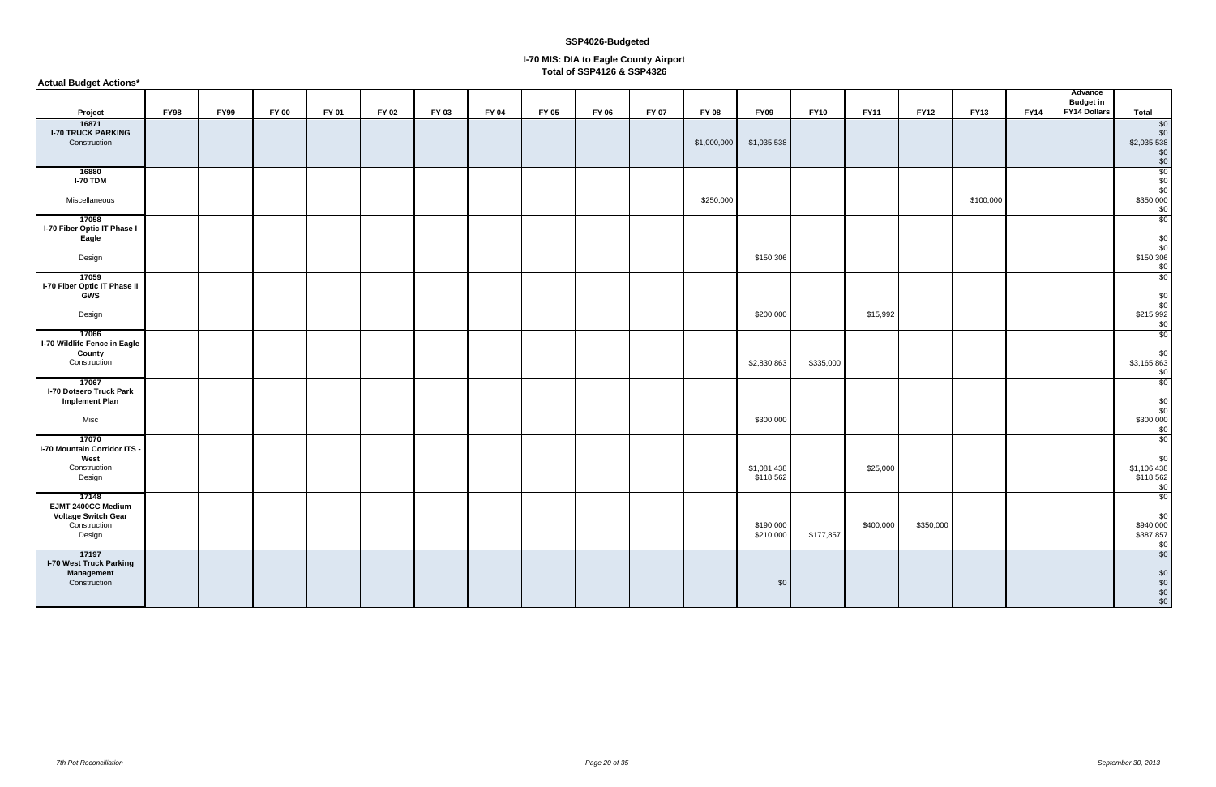# SSP4026-Budgeted

## I-70 MIS: DIA to Eagle County Airport
## Total of SSP4126 & SSP4326

**Actual Budget Actions***

| Project | FY98 | FY99 | FY 00 | FY 01 | FY 02 | FY 03 | FY 04 | FY 05 | FY 06 | FY 07 | FY 08 | FY09 | FY10 | FY11 | FY12 | FY13 | FY14 | Advance Budget in FY14 Dollars | Total |
|---|---|---|---|---|---|---|---|---|---|---|---|---|---|---|---|---|---|---|---|
| **16871** | | | | | | | | | | | | | | | | | | | $0 |
| **I-70 TRUCK PARKING** | | | | | | | | | | | | | | | | | | | $0 |
| Construction | | | | | | | | | | | $1,000,000 | $1,035,538 | | | | | | | $2,035,538 |
| | | | | | | | | | | | | | | | | | | | $0 |
| | | | | | | | | | | | | | | | | | | | $0 |
| **16880** | | | | | | | | | | | | | | | | | | | $0 |
| **I-70 TDM** | | | | | | | | | | | | | | | | | | | $0 |
| | | | | | | | | | | | | | | | | | | | $0 |
| Miscellaneous | | | | | | | | | | | $250,000 | | | | | $100,000 | | | $350,000 |
| | | | | | | | | | | | | | | | | | | | $0 |
| **17058** | | | | | | | | | | | | | | | | | | | $0 |
| **I-70 Fiber Optic IT Phase I Eagle** | | | | | | | | | | | | | | | | | | | $0 |
| | | | | | | | | | | | | | | | | | | | $0 |
| Design | | | | | | | | | | | | $150,306 | | | | | | | $150,306 |
| | | | | | | | | | | | | | | | | | | | $0 |
| **17059** | | | | | | | | | | | | | | | | | | | $0 |
| **I-70 Fiber Optic IT Phase II GWS** | | | | | | | | | | | | | | | | | | | $0 |
| | | | | | | | | | | | | | | | | | | | $0 |
| Design | | | | | | | | | | | | $200,000 | | $15,992 | | | | | $215,992 |
| | | | | | | | | | | | | | | | | | | | $0 |
| **17066** | | | | | | | | | | | | | | | | | | | $0 |
| **I-70 Wildlife Fence in Eagle County** | | | | | | | | | | | | | | | | | | | $0 |
| Construction | | | | | | | | | | | | $2,830,863 | $335,000 | | | | | | $3,165,863 |
| | | | | | | | | | | | | | | | | | | | $0 |
| **17067** | | | | | | | | | | | | | | | | | | | $0 |
| **I-70 Dotsero Truck Park Implement Plan** | | | | | | | | | | | | | | | | | | | $0 |
| | | | | | | | | | | | | | | | | | | | $0 |
| Misc | | | | | | | | | | | | $300,000 | | | | | | | $300,000 |
| | | | | | | | | | | | | | | | | | | | $0 |
| **17070** | | | | | | | | | | | | | | | | | | | $0 |
| **I-70 Mountain Corridor ITS - West** | | | | | | | | | | | | | | | | | | | $0 |
| Construction | | | | | | | | | | | | $1,081,438 | | $25,000 | | | | | $1,106,438 |
| Design | | | | | | | | | | | | $118,562 | | | | | | | $118,562 |
| | | | | | | | | | | | | | | | | | | | $0 |
| **17148** | | | | | | | | | | | | | | | | | | | $0 |
| **EJMT 2400CC Medium Voltage Switch Gear** | | | | | | | | | | | | | | | | | | | $0 |
| Construction | | | | | | | | | | | | $190,000 | | $400,000 | $350,000 | | | | $940,000 |
| Design | | | | | | | | | | | | $210,000 | $177,857 | | | | | | $387,857 |
| | | | | | | | | | | | | | | | | | | | $0 |
| **17197** | | | | | | | | | | | | | | | | | | | $0 |
| **I-70 West Truck Parking Management** | | | | | | | | | | | | | | | | | | | $0 |
| Construction | | | | | | | | | | | | $0 | | | | | | | $0 |
| | | | | | | | | | | | | | | | | | | | $0 |
| | | | | | | | | | | | | | | | | | | | $0 |

*7th Pot Reconciliation* — *September 30, 2013*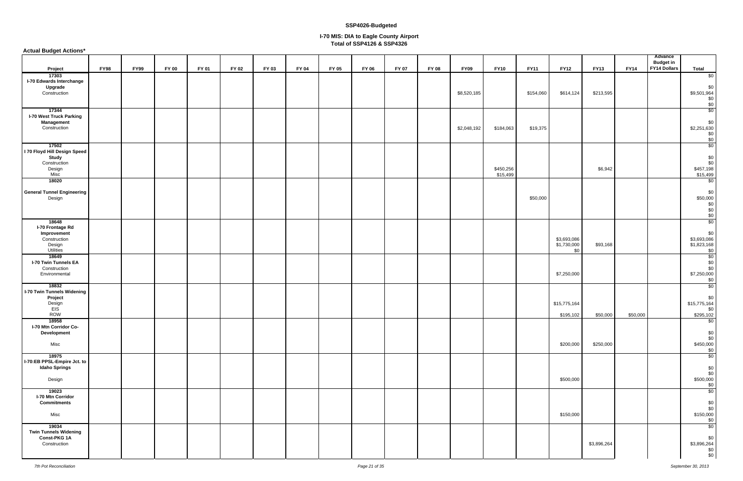**SSP4026-Budgeted**

**I-70 MIS: DIA to Eagle County Airport**
**Total of SSP4126 & SSP4326**

**Actual Budget Actions***

| Project | FY98 | FY99 | FY 00 | FY 01 | FY 02 | FY 03 | FY 04 | FY 05 | FY 06 | FY 07 | FY 08 | FY09 | FY10 | FY11 | FY12 | FY13 | FY14 | Advance Budget in FY14 Dollars | Total |
|---|---|---|---|---|---|---|---|---|---|---|---|---|---|---|---|---|---|---|---|
| **17303** | | | | | | | | | | | | | | | | | | | $0 |
| **I-70 Edwards Interchange Upgrade** | | | | | | | | | | | | | | | | | | | $0 |
| Construction | | | | | | | | | | | | $8,520,185 | | $154,060 | $614,124 | $213,595 | | | $9,501,964 |
| | | | | | | | | | | | | | | | | | | | $0 |
| | | | | | | | | | | | | | | | | | | | $0 |
| **17344** | | | | | | | | | | | | | | | | | | | $0 |
| **I-70 West Truck Parking Management** | | | | | | | | | | | | | | | | | | | $0 |
| Construction | | | | | | | | | | | | $2,048,192 | $184,063 | $19,375 | | | | | $2,251,630 |
| | | | | | | | | | | | | | | | | | | | $0 |
| | | | | | | | | | | | | | | | | | | | $0 |
| **17502** | | | | | | | | | | | | | | | | | | | $0 |
| **I 70 Floyd Hill Design Speed Study** | | | | | | | | | | | | | | | | | | | $0 |
| Construction | | | | | | | | | | | | | | | | | | | $0 |
| Design | | | | | | | | | | | | | $450,256 | | | $6,942 | | | $457,198 |
| Misc | | | | | | | | | | | | | $15,499 | | | | | | $15,499 |
| **18020** | | | | | | | | | | | | | | | | | | | $0 |
| **General Tunnel Engineering** | | | | | | | | | | | | | | | | | | | $0 |
| Design | | | | | | | | | | | | | | $50,000 | | | | | $50,000 |
| | | | | | | | | | | | | | | | | | | | $0 |
| | | | | | | | | | | | | | | | | | | | $0 |
| | | | | | | | | | | | | | | | | | | | $0 |
| **18648** | | | | | | | | | | | | | | | | | | | $0 |
| **I-70 Frontage Rd Improvement** | | | | | | | | | | | | | | | | | | | $0 |
| Construction | | | | | | | | | | | | | | | $3,693,086 | | | | $3,693,086 |
| Design | | | | | | | | | | | | | | | $1,730,000 | $93,168 | | | $1,823,168 |
| Utilities | | | | | | | | | | | | | | | $0 | | | | $0 |
| **18649** | | | | | | | | | | | | | | | | | | | $0 |
| **I-70 Twin Tunnels EA** | | | | | | | | | | | | | | | | | | | $0 |
| Construction | | | | | | | | | | | | | | | | | | | $0 |
| Environmental | | | | | | | | | | | | | | | $7,250,000 | | | | $7,250,000 |
| | | | | | | | | | | | | | | | | | | | $0 |
| **18832** | | | | | | | | | | | | | | | | | | | $0 |
| **I-70 Twin Tunnels Widening Project** | | | | | | | | | | | | | | | | | | | $0 |
| Design | | | | | | | | | | | | | | | $15,775,164 | | | | $15,775,164 |
| EIS | | | | | | | | | | | | | | | | | | | $0 |
| ROW | | | | | | | | | | | | | | | $195,102 | $50,000 | $50,000 | | $295,102 |
| **18958** | | | | | | | | | | | | | | | | | | | $0 |
| **I-70 Mtn Corridor Co-Development** | | | | | | | | | | | | | | | | | | | $0 |
| | | | | | | | | | | | | | | | | | | | $0 |
| Misc | | | | | | | | | | | | | | | $200,000 | $250,000 | | | $450,000 |
| | | | | | | | | | | | | | | | | | | | $0 |
| **18975** | | | | | | | | | | | | | | | | | | | $0 |
| **I-70:EB PPSL-Empire Jct. to Idaho Springs** | | | | | | | | | | | | | | | | | | | $0 |
| | | | | | | | | | | | | | | | | | | | $0 |
| Design | | | | | | | | | | | | | | | $500,000 | | | | $500,000 |
| | | | | | | | | | | | | | | | | | | | $0 |
| **19023** | | | | | | | | | | | | | | | | | | | $0 |
| **I-70 Mtn Corridor Commitments** | | | | | | | | | | | | | | | | | | | $0 |
| | | | | | | | | | | | | | | | | | | | $0 |
| Misc | | | | | | | | | | | | | | | $150,000 | | | | $150,000 |
| | | | | | | | | | | | | | | | | | | | $0 |
| **19034** | | | | | | | | | | | | | | | | | | | $0 |
| **Twin Tunnels Widening Const-PKG 1A** | | | | | | | | | | | | | | | | | | | $0 |
| Construction | | | | | | | | | | | | | | | | $3,896,264 | | | $3,896,264 |
| | | | | | | | | | | | | | | | | | | | $0 |
| | | | | | | | | | | | | | | | | | | | $0 |

*7th Pot Reconciliation*

*September 30, 2013*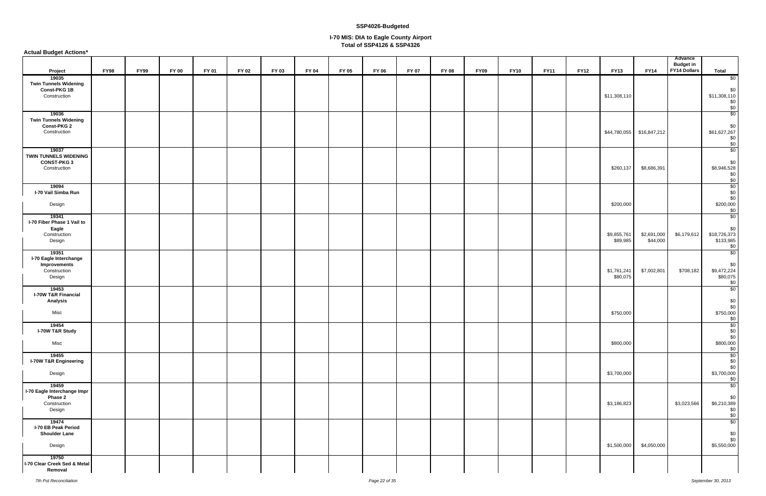**SSP4026-Budgeted**

**I-70 MIS: DIA to Eagle County Airport**
**Total of SSP4126 & SSP4326**

**Actual Budget Actions***

| Project | FY98 | FY99 | FY 00 | FY 01 | FY 02 | FY 03 | FY 04 | FY 05 | FY 06 | FY 07 | FY 08 | FY09 | FY10 | FY11 | FY12 | FY13 | FY14 | Advance Budget in FY14 Dollars | Total |
|---|---|---|---|---|---|---|---|---|---|---|---|---|---|---|---|---|---|---|---|
| **19035** | | | | | | | | | | | | | | | | | | | $0 |
| **Twin Tunnels Widening Const-PKG 1B** | | | | | | | | | | | | | | | | | | | $0 |
| Construction | | | | | | | | | | | | | | | | $11,308,110 | | | $11,308,110 |
| | | | | | | | | | | | | | | | | | | | $0 |
| | | | | | | | | | | | | | | | | | | | $0 |
| **19036** | | | | | | | | | | | | | | | | | | | $0 |
| **Twin Tunnels Widening Const-PKG 2** | | | | | | | | | | | | | | | | | | | $0 |
| Construction | | | | | | | | | | | | | | | | $44,780,055 | $16,847,212 | | $61,627,267 |
| | | | | | | | | | | | | | | | | | | | $0 |
| | | | | | | | | | | | | | | | | | | | $0 |
| **19037** | | | | | | | | | | | | | | | | | | | $0 |
| **TWIN TUNNELS WIDENING CONST-PKG 3** | | | | | | | | | | | | | | | | | | | $0 |
| Construction | | | | | | | | | | | | | | | | $260,137 | $8,686,391 | | $8,946,528 |
| | | | | | | | | | | | | | | | | | | | $0 |
| | | | | | | | | | | | | | | | | | | | $0 |
| **19094** | | | | | | | | | | | | | | | | | | | $0 |
| **I-70 Vail Simba Run** | | | | | | | | | | | | | | | | | | | $0 |
| | | | | | | | | | | | | | | | | | | | $0 |
| Design | | | | | | | | | | | | | | | | $200,000 | | | $200,000 |
| | | | | | | | | | | | | | | | | | | | $0 |
| **19341** | | | | | | | | | | | | | | | | | | | $0 |
| **I-70 Fiber Phase 1 Vail to Eagle** | | | | | | | | | | | | | | | | | | | $0 |
| Construction | | | | | | | | | | | | | | | | $9,855,761 | $2,691,000 | $6,179,612 | $18,726,373 |
| Design | | | | | | | | | | | | | | | | $89,985 | $44,000 | | $133,985 |
| | | | | | | | | | | | | | | | | | | | $0 |
| **19351** | | | | | | | | | | | | | | | | | | | $0 |
| **I-70 Eagle Interchange Improvements** | | | | | | | | | | | | | | | | | | | $0 |
| Construction | | | | | | | | | | | | | | | | $1,761,241 | $7,002,801 | $708,182 | $9,472,224 |
| Design | | | | | | | | | | | | | | | | $80,075 | | | $80,075 |
| | | | | | | | | | | | | | | | | | | | $0 |
| **19453** | | | | | | | | | | | | | | | | | | | $0 |
| **I-70W T&R Financial Analysis** | | | | | | | | | | | | | | | | | | | $0 |
| | | | | | | | | | | | | | | | | | | | $0 |
| Misc | | | | | | | | | | | | | | | | $750,000 | | | $750,000 |
| | | | | | | | | | | | | | | | | | | | $0 |
| **19454** | | | | | | | | | | | | | | | | | | | $0 |
| **I-70W T&R Study** | | | | | | | | | | | | | | | | | | | $0 |
| | | | | | | | | | | | | | | | | | | | $0 |
| Misc | | | | | | | | | | | | | | | | $800,000 | | | $800,000 |
| | | | | | | | | | | | | | | | | | | | $0 |
| **19455** | | | | | | | | | | | | | | | | | | | $0 |
| **I-70W T&R Engineering** | | | | | | | | | | | | | | | | | | | $0 |
| | | | | | | | | | | | | | | | | | | | $0 |
| Design | | | | | | | | | | | | | | | | $3,700,000 | | | $3,700,000 |
| | | | | | | | | | | | | | | | | | | | $0 |
| **19459** | | | | | | | | | | | | | | | | | | | $0 |
| **I-70 Eagle Interchange Impr Phase 2** | | | | | | | | | | | | | | | | | | | $0 |
| Construction | | | | | | | | | | | | | | | | $3,186,823 | | $3,023,566 | $6,210,389 |
| Design | | | | | | | | | | | | | | | | | | | $0 |
| | | | | | | | | | | | | | | | | | | | $0 |
| **19474** | | | | | | | | | | | | | | | | | | | $0 |
| **I-70 EB Peak Period Shoulder Lane** | | | | | | | | | | | | | | | | | | | $0 |
| | | | | | | | | | | | | | | | | | | | $0 |
| Design | | | | | | | | | | | | | | | | $1,500,000 | $4,050,000 | | $5,550,000 |
| **19750** | | | | | | | | | | | | | | | | | | | |
| **I-70 Clear Creek Sed & Metal Removal** | | | | | | | | | | | | | | | | | | | |

*7th Pot Reconciliation* | *September 30, 2013*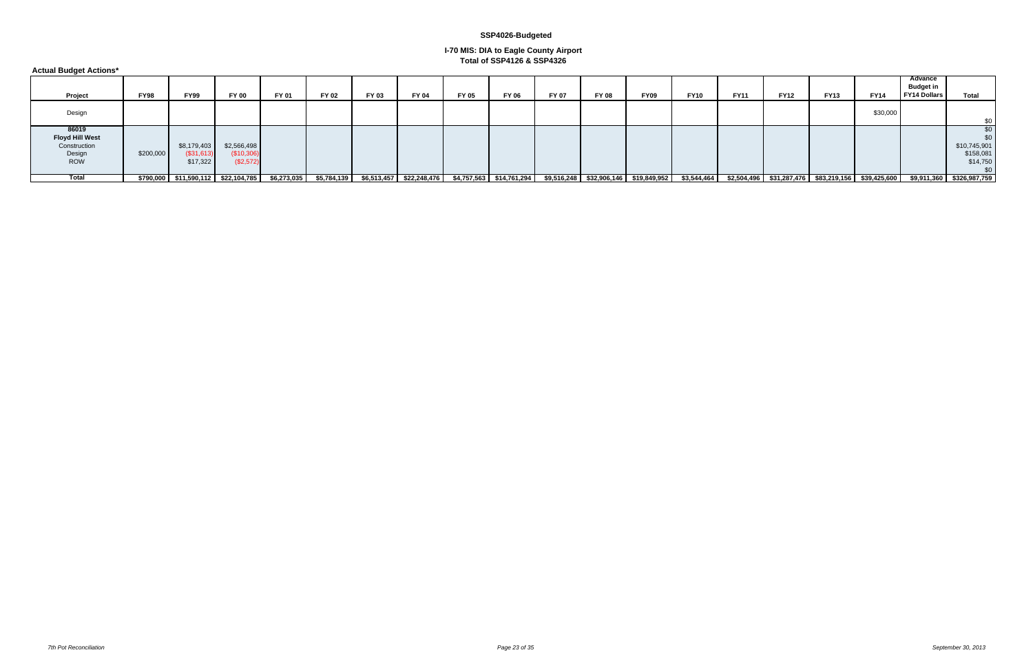# SSP4026-Budgeted

## I-70 MIS: DIA to Eagle County Airport
## Total of SSP4126 & SSP4326

**Actual Budget Actions***

| Project | FY98 | FY99 | FY 00 | FY 01 | FY 02 | FY 03 | FY 04 | FY 05 | FY 06 | FY 07 | FY 08 | FY09 | FY10 | FY11 | FY12 | FY13 | FY14 | Advance Budget in FY14 Dollars | Total |
|---|---|---|---|---|---|---|---|---|---|---|---|---|---|---|---|---|---|---|---|
| Design | | | | | | | | | | | | | | | | | $30,000 | | $0 |
| **86019** | | | | | | | | | | | | | | | | | | | $0 |
| **Floyd Hill West** | | | | | | | | | | | | | | | | | | | $0 |
| Construction | | $8,179,403 | $2,566,498 | | | | | | | | | | | | | | | | $10,745,901 |
| Design | $200,000 | ($31,613) | ($10,306) | | | | | | | | | | | | | | | | $158,081 |
| ROW | | $17,322 | ($2,572) | | | | | | | | | | | | | | | | $14,750 |
| | | | | | | | | | | | | | | | | | | | $0 |
| **Total** | $790,000 | $11,590,112 | $22,104,785 | $6,273,035 | $5,784,139 | $6,513,457 | $22,248,476 | $4,757,563 | $14,761,294 | $9,516,248 | $32,906,146 | $19,849,952 | $3,544,464 | $2,504,496 | $31,287,476 | $83,219,156 | $39,425,600 | $9,911,360 | $326,987,759 |

*7th Pot Reconciliation* &nbsp;&nbsp;&nbsp;&nbsp; *September 30, 2013*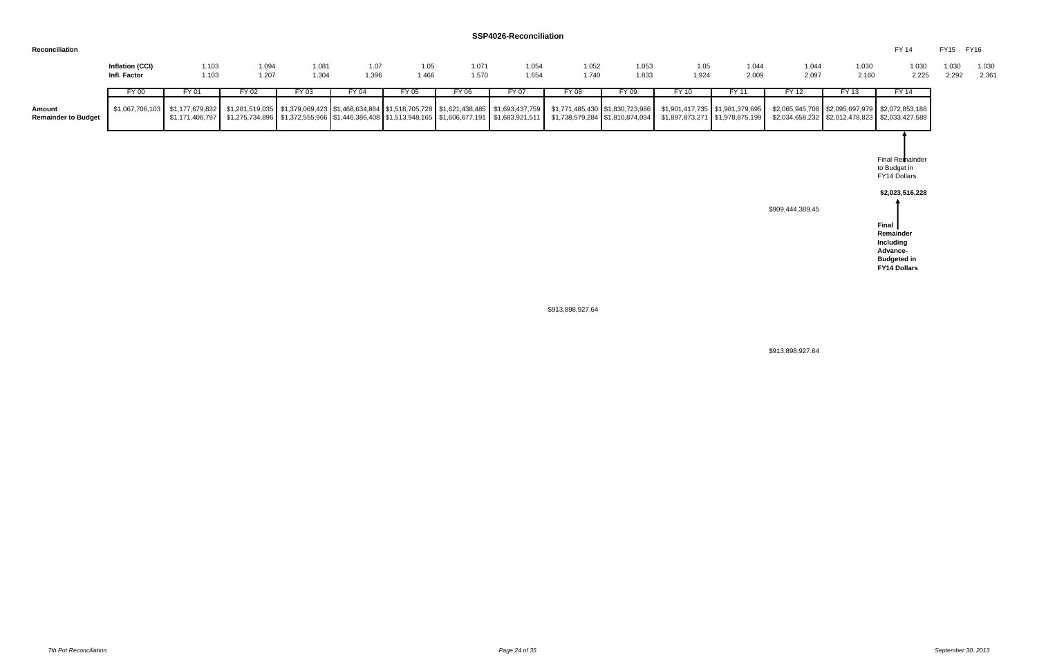# SSP4026-Reconciliation

**Reconciliation**

| | FY 00 | FY 01 | FY 02 | FY 03 | FY 04 | FY 05 | FY 06 | FY 07 | FY 08 | FY 09 | FY 10 | FY 11 | FY 12 | FY 13 | FY 14 | FY15 | FY16 |
|---|---|---|---|---|---|---|---|---|---|---|---|---|---|---|---|---|---|
| **Inflation (CCI)** | | 1.103 | 1.094 | 1.081 | 1.07 | 1.05 | 1.071 | 1.054 | 1.052 | 1.053 | 1.05 | 1.044 | 1.044 | 1.030 | 1.030 | 1.030 | 1.030 |
| **Infl. Factor** | | 1.103 | 1.207 | 1.304 | 1.396 | 1.466 | 1.570 | 1.654 | 1.740 | 1.833 | 1.924 | 2.009 | 2.097 | 2.160 | 2.225 | 2.292 | 2.361 |
| **Amount** | $1,067,706,103 | $1,177,679,832 | $1,281,519,035 | $1,379,069,423 | $1,468,634,884 | $1,518,705,728 | $1,621,438,485 | $1,693,437,759 | $1,771,485,430 | $1,830,723,986 | $1,901,417,735 | $1,981,379,695 | $2,065,945,708 | $2,095,697,979 | $2,072,853,188 | | |
| **Remainder to Budget** | | $1,171,406,797 | $1,275,734,896 | $1,372,555,966 | $1,446,386,408 | $1,513,948,165 | $1,606,677,191 | $1,683,921,511 | $1,738,579,284 | $1,810,874,034 | $1,897,873,271 | $1,978,875,199 | $2,034,658,232 | $2,012,478,823 | $2,033,427,588 | | |

Final Remainder to Budget in FY14 Dollars

**$2,023,516,228**

$909,444,389.45

**Final Remainder Including Advance-Budgeted in FY14 Dollars**

$913,898,927.64

$913,898,927.64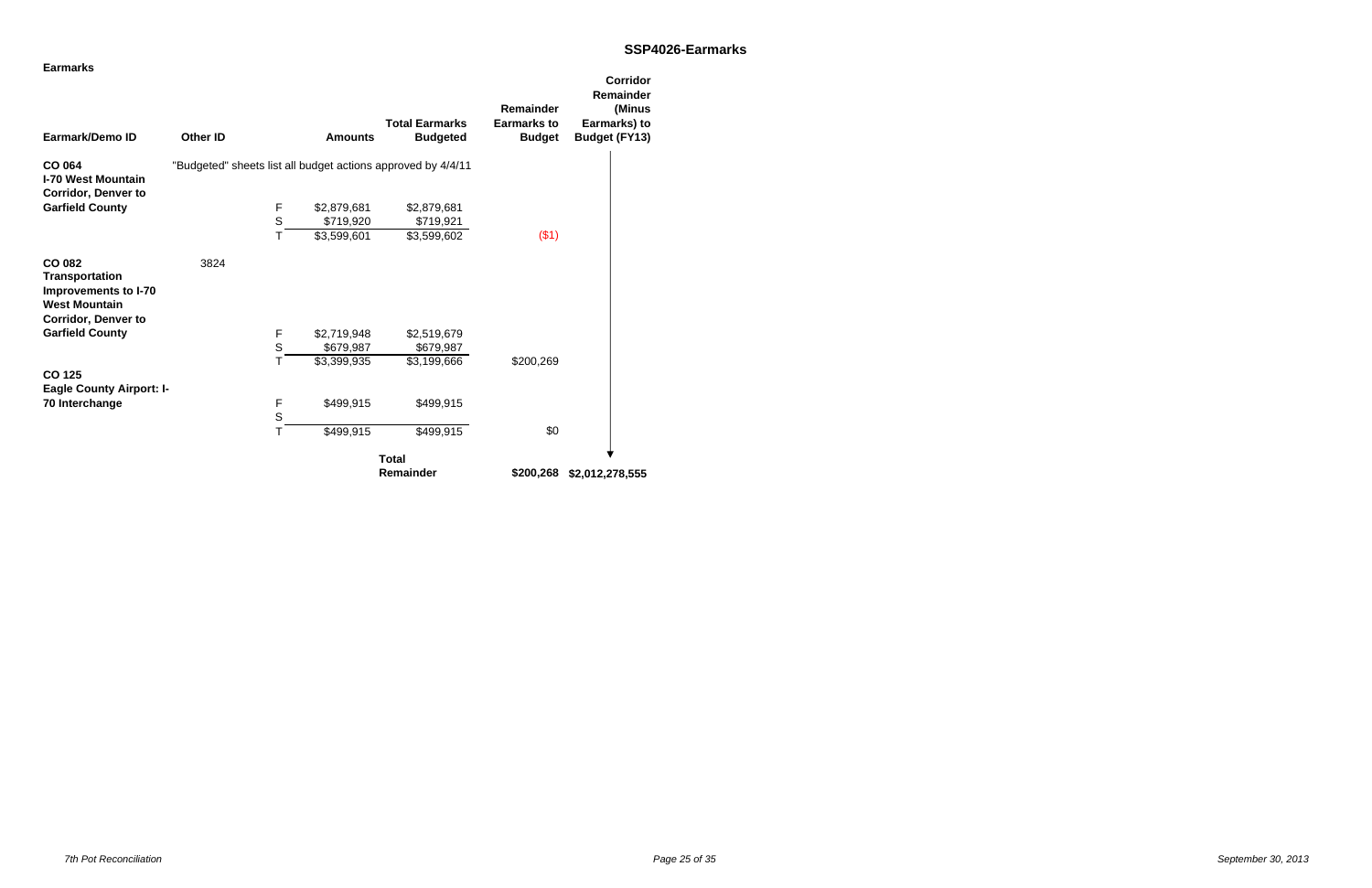## SSP4026-Earmarks

**Earmarks**

| Earmark/Demo ID | Other ID | | Amounts | Total Earmarks Budgeted | Remainder Earmarks to Budget | Corridor Remainder (Minus Earmarks) to Budget (FY13) |
|---|---|---|---|---|---|---|
| **CO 064 I-70 West Mountain Corridor, Denver to Garfield County** | "Budgeted" sheets list all budget actions approved by 4/4/11 | | | | | |
| | | F | $2,879,681 | $2,879,681 | | |
| | | S | $719,920 | $719,921 | | |
| | | T | $3,599,601 | $3,599,602 | ($1) | |
| **CO 082 Transportation Improvements to I-70 West Mountain Corridor, Denver to Garfield County** | 3824 | | | | | |
| | | F | $2,719,948 | $2,519,679 | | |
| | | S | $679,987 | $679,987 | | |
| | | T | $3,399,935 | $3,199,666 | $200,269 | |
| **CO 125 Eagle County Airport: I-70 Interchange** | | F | $499,915 | $499,915 | | |
| | | S | | | | |
| | | T | $499,915 | $499,915 | $0 | |
| | | | | **Total Remainder** | **$200,268** | **$2,012,278,555** |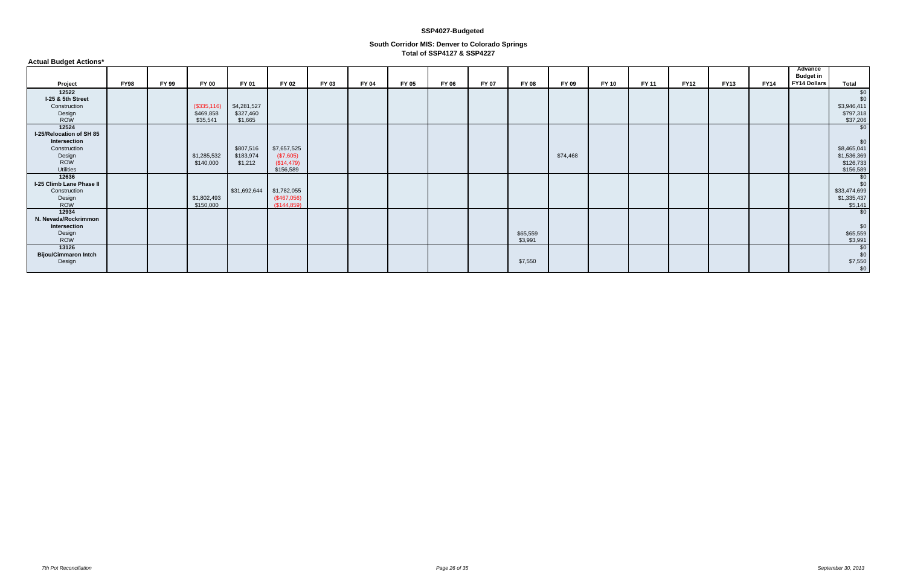# SSP4027-Budgeted

## South Corridor MIS: Denver to Colorado Springs
## Total of SSP4127 & SSP4227

**Actual Budget Actions***

| Project | FY98 | FY 99 | FY 00 | FY 01 | FY 02 | FY 03 | FY 04 | FY 05 | FY 06 | FY 07 | FY 08 | FY 09 | FY 10 | FY 11 | FY12 | FY13 | FY14 | Advance Budget in FY14 Dollars | Total |
|---|---|---|---|---|---|---|---|---|---|---|---|---|---|---|---|---|---|---|---|
| **12522** | | | | | | | | | | | | | | | | | | | $0 |
| **I-25 & 5th Street** | | | | | | | | | | | | | | | | | | | $0 |
| Construction | | | ($335,116) | $4,281,527 | | | | | | | | | | | | | | | $3,946,411 |
| Design | | | $469,858 | $327,460 | | | | | | | | | | | | | | | $797,318 |
| ROW | | | $35,541 | $1,665 | | | | | | | | | | | | | | | $37,206 |
| **12524** | | | | | | | | | | | | | | | | | | | $0 |
| **I-25/Relocation of SH 85 Intersection** | | | | | | | | | | | | | | | | | | | $0 |
| Construction | | | | $807,516 | $7,657,525 | | | | | | | | | | | | | | $8,465,041 |
| Design | | | $1,285,532 | $183,974 | ($7,605) | | | | | | | $74,468 | | | | | | | $1,536,369 |
| ROW | | | $140,000 | $1,212 | ($14,479) | | | | | | | | | | | | | | $126,733 |
| Utilities | | | | | $156,589 | | | | | | | | | | | | | | $156,589 |
| **12636** | | | | | | | | | | | | | | | | | | | $0 |
| **I-25 Climb Lane Phase II** | | | | | | | | | | | | | | | | | | | $0 |
| Construction | | | | $31,692,644 | $1,782,055 | | | | | | | | | | | | | | $33,474,699 |
| Design | | | $1,802,493 | | ($467,056) | | | | | | | | | | | | | | $1,335,437 |
| ROW | | | $150,000 | | ($144,859) | | | | | | | | | | | | | | $5,141 |
| **12934** | | | | | | | | | | | | | | | | | | | $0 |
| **N. Nevada/Rockrimmon Intersection** | | | | | | | | | | | | | | | | | | | $0 |
| Design | | | | | | | | | | | $65,559 | | | | | | | | $65,559 |
| ROW | | | | | | | | | | | $3,991 | | | | | | | | $3,991 |
| **13126** | | | | | | | | | | | | | | | | | | | $0 |
| **Bijou/Cimmaron Intch** | | | | | | | | | | | | | | | | | | | $0 |
| Design | | | | | | | | | | | $7,550 | | | | | | | | $7,550 |
| | | | | | | | | | | | | | | | | | | | $0 |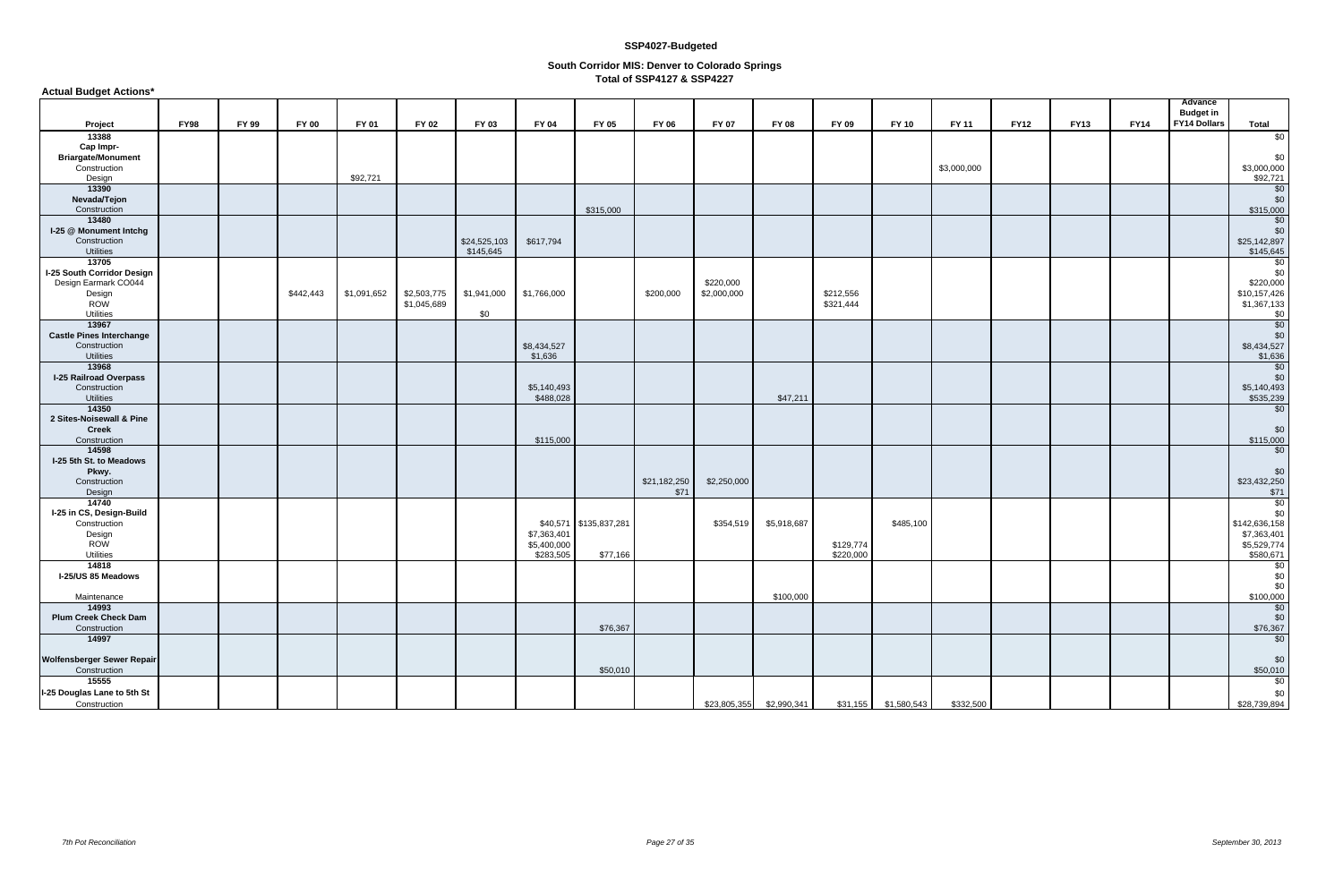# SSP4027-Budgeted

## South Corridor MIS: Denver to Colorado Springs
## Total of SSP4127 & SSP4227

**Actual Budget Actions***

| Project | FY98 | FY 99 | FY 00 | FY 01 | FY 02 | FY 03 | FY 04 | FY 05 | FY 06 | FY 07 | FY 08 | FY 09 | FY 10 | FY 11 | FY12 | FY13 | FY14 | Advance Budget in FY14 Dollars | Total |
|---|---|---|---|---|---|---|---|---|---|---|---|---|---|---|---|---|---|---|---|
| **13388** | | | | | | | | | | | | | | | | | | | $0 |
| **Cap Impr-Briargate/Monument** | | | | | | | | | | | | | | | | | | | $0 |
| Construction | | | | | | | | | | | | | | $3,000,000 | | | | | $3,000,000 |
| Design | | | | $92,721 | | | | | | | | | | | | | | | $92,721 |
| **13390** | | | | | | | | | | | | | | | | | | | $0 |
| **Nevada/Tejon** | | | | | | | | | | | | | | | | | | | $0 |
| Construction | | | | | | | | $315,000 | | | | | | | | | | | $315,000 |
| **13480** | | | | | | | | | | | | | | | | | | | $0 |
| **I-25 @ Monument Intchg** | | | | | | | | | | | | | | | | | | | $0 |
| Construction | | | | | | $24,525,103 | $617,794 | | | | | | | | | | | | $25,142,897 |
| Utilities | | | | | | $145,645 | | | | | | | | | | | | | $145,645 |
| **13705** | | | | | | | | | | | | | | | | | | | $0 |
| **I-25 South Corridor Design** | | | | | | | | | | | | | | | | | | | $0 |
| Design Earmark CO044 | | | | | | | | | | $220,000 | | | | | | | | | $220,000 |
| Design | | | $442,443 | $1,091,652 | $2,503,775 | $1,941,000 | $1,766,000 | | $200,000 | $2,000,000 | | $212,556 | | | | | | | $10,157,426 |
| ROW | | | | | $1,045,689 | | | | | | | $321,444 | | | | | | | $1,367,133 |
| Utilities | | | | | | $0 | | | | | | | | | | | | | $0 |
| **13967** | | | | | | | | | | | | | | | | | | | $0 |
| **Castle Pines Interchange** | | | | | | | | | | | | | | | | | | | $0 |
| Construction | | | | | | | $8,434,527 | | | | | | | | | | | | $8,434,527 |
| Utilities | | | | | | | $1,636 | | | | | | | | | | | | $1,636 |
| **13968** | | | | | | | | | | | | | | | | | | | $0 |
| **I-25 Railroad Overpass** | | | | | | | | | | | | | | | | | | | $0 |
| Construction | | | | | | | $5,140,493 | | | | | | | | | | | | $5,140,493 |
| Utilities | | | | | | | $488,028 | | | | $47,211 | | | | | | | | $535,239 |
| **14350** | | | | | | | | | | | | | | | | | | | $0 |
| **2 Sites-Noisewall & Pine Creek** | | | | | | | | | | | | | | | | | | | $0 |
| Construction | | | | | | | $115,000 | | | | | | | | | | | | $115,000 |
| **14598** | | | | | | | | | | | | | | | | | | | $0 |
| **I-25 5th St. to Meadows Pkwy.** | | | | | | | | | | | | | | | | | | | $0 |
| Construction | | | | | | | | | $21,182,250 | $2,250,000 | | | | | | | | | $23,432,250 |
| Design | | | | | | | | | $71 | | | | | | | | | | $71 |
| **14740** | | | | | | | | | | | | | | | | | | | $0 |
| **I-25 in CS, Design-Build** | | | | | | | | | | | | | | | | | | | $0 |
| Construction | | | | | | | $40,571 | $135,837,281 | | $354,519 | $5,918,687 | | $485,100 | | | | | | $142,636,158 |
| Design | | | | | | | $7,363,401 | | | | | | | | | | | | $7,363,401 |
| ROW | | | | | | | $5,400,000 | | | | | $129,774 | | | | | | | $5,529,774 |
| Utilities | | | | | | | $283,505 | $77,166 | | | | $220,000 | | | | | | | $580,671 |
| **14818** | | | | | | | | | | | | | | | | | | | $0 |
| **I-25/US 85 Meadows** | | | | | | | | | | | | | | | | | | | $0 |
| | | | | | | | | | | | | | | | | | | | $0 |
| Maintenance | | | | | | | | | | | $100,000 | | | | | | | | $100,000 |
| **14993** | | | | | | | | | | | | | | | | | | | $0 |
| **Plum Creek Check Dam** | | | | | | | | | | | | | | | | | | | $0 |
| Construction | | | | | | | | $76,367 | | | | | | | | | | | $76,367 |
| **14997** | | | | | | | | | | | | | | | | | | | $0 |
| **Wolfensberger Sewer Repair** | | | | | | | | | | | | | | | | | | | $0 |
| Construction | | | | | | | | $50,010 | | | | | | | | | | | $50,010 |
| **15555** | | | | | | | | | | | | | | | | | | | $0 |
| **I-25 Douglas Lane to 5th St** | | | | | | | | | | | | | | | | | | | $0 |
| Construction | | | | | | | | | | $23,805,355 | $2,990,341 | $31,155 | $1,580,543 | $332,500 | | | | | $28,739,894 |

*7th Pot Reconciliation* *September 30, 2013*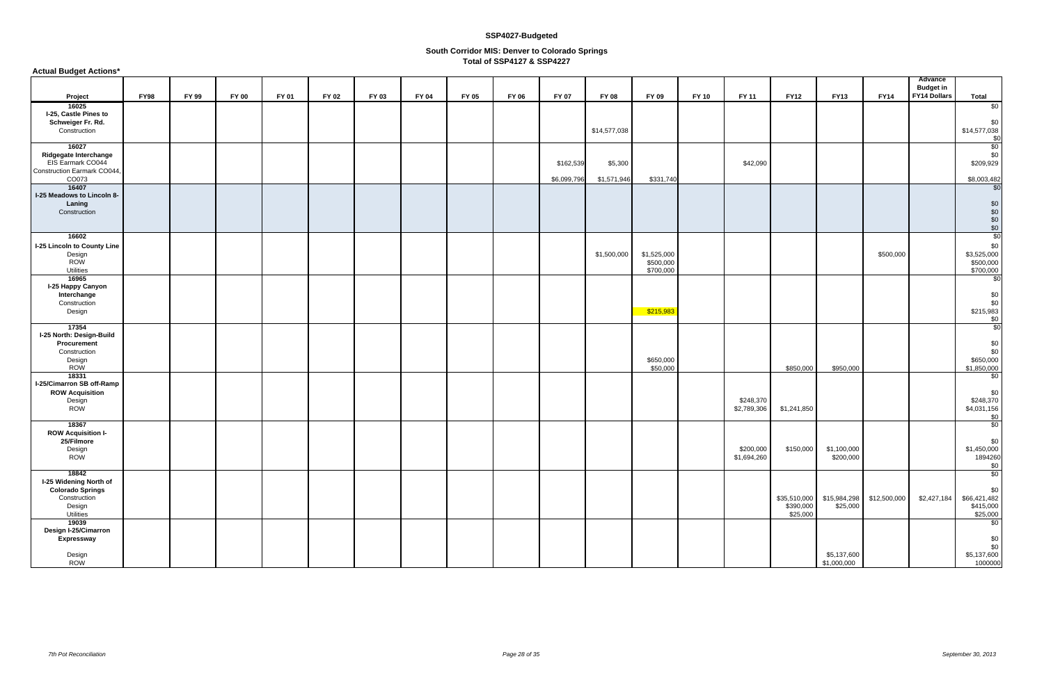# SSP4027-Budgeted

## South Corridor MIS: Denver to Colorado Springs
## Total of SSP4127 & SSP4227

**Actual Budget Actions***

| Project | FY98 | FY 99 | FY 00 | FY 01 | FY 02 | FY 03 | FY 04 | FY 05 | FY 06 | FY 07 | FY 08 | FY 09 | FY 10 | FY 11 | FY12 | FY13 | FY14 | Advance Budget in FY14 Dollars | Total |
|---|---|---|---|---|---|---|---|---|---|---|---|---|---|---|---|---|---|---|---|
| **16025** | | | | | | | | | | | | | | | | | | | $0 |
| **I-25, Castle Pines to Schweiger Fr. Rd.** | | | | | | | | | | | | | | | | | | | $0 |
| Construction | | | | | | | | | | | $14,577,038 | | | | | | | | $14,577,038 |
| | | | | | | | | | | | | | | | | | | | $0 |
| **16027** | | | | | | | | | | | | | | | | | | | $0 |
| **Ridgegate Interchange** | | | | | | | | | | | | | | | | | | | $0 |
| EIS Earmark CO044 | | | | | | | | | | $162,539 | $5,300 | | | $42,090 | | | | | $209,929 |
| Construction Earmark CO044, CO073 | | | | | | | | | | $6,099,796 | $1,571,946 | $331,740 | | | | | | | $8,003,482 |
| **16407** | | | | | | | | | | | | | | | | | | | $0 |
| **I-25 Meadows to Lincoln 8-Laning** | | | | | | | | | | | | | | | | | | | $0 |
| Construction | | | | | | | | | | | | | | | | | | | $0 |
| | | | | | | | | | | | | | | | | | | | $0 |
| | | | | | | | | | | | | | | | | | | | $0 |
| **16602** | | | | | | | | | | | | | | | | | | | $0 |
| **I-25 Lincoln to County Line** | | | | | | | | | | | | | | | | | | | $0 |
| Design | | | | | | | | | | | $1,500,000 | $1,525,000 | | | | | $500,000 | | $3,525,000 |
| ROW | | | | | | | | | | | | $500,000 | | | | | | | $500,000 |
| Utilities | | | | | | | | | | | | $700,000 | | | | | | | $700,000 |
| **16965** | | | | | | | | | | | | | | | | | | | $0 |
| **I-25 Happy Canyon Interchange** | | | | | | | | | | | | | | | | | | | $0 |
| Construction | | | | | | | | | | | | | | | | | | | $0 |
| Design | | | | | | | | | | | | $215,983 | | | | | | | $215,983 |
| | | | | | | | | | | | | | | | | | | | $0 |
| **17354** | | | | | | | | | | | | | | | | | | | $0 |
| **I-25 North: Design-Build Procurement** | | | | | | | | | | | | | | | | | | | $0 |
| Construction | | | | | | | | | | | | | | | | | | | $0 |
| Design | | | | | | | | | | | | $650,000 | | | | | | | $650,000 |
| ROW | | | | | | | | | | | | $50,000 | | | $850,000 | $950,000 | | | $1,850,000 |
| **18331** | | | | | | | | | | | | | | | | | | | $0 |
| **I-25/Cimarron SB off-Ramp ROW Acquisition** | | | | | | | | | | | | | | | | | | | $0 |
| Design | | | | | | | | | | | | | | $248,370 | | | | | $248,370 |
| ROW | | | | | | | | | | | | | | $2,789,306 | $1,241,850 | | | | $4,031,156 |
| | | | | | | | | | | | | | | | | | | | $0 |
| **18367** | | | | | | | | | | | | | | | | | | | $0 |
| **ROW Acquisition I-25/Filmore** | | | | | | | | | | | | | | | | | | | $0 |
| Design | | | | | | | | | | | | | | $200,000 | $150,000 | $1,100,000 | | | $1,450,000 |
| ROW | | | | | | | | | | | | | | $1,694,260 | | $200,000 | | | 1894260 |
| | | | | | | | | | | | | | | | | | | | $0 |
| **18842** | | | | | | | | | | | | | | | | | | | $0 |
| **I-25 Widening North of Colorado Springs** | | | | | | | | | | | | | | | | | | | $0 |
| Construction | | | | | | | | | | | | | | | $35,510,000 | $15,984,298 | $12,500,000 | $2,427,184 | $66,421,482 |
| Design | | | | | | | | | | | | | | | $390,000 | $25,000 | | | $415,000 |
| Utilities | | | | | | | | | | | | | | | $25,000 | | | | $25,000 |
| **19039** | | | | | | | | | | | | | | | | | | | $0 |
| **Design I-25/Cimarron Expressway** | | | | | | | | | | | | | | | | | | | $0 |
| | | | | | | | | | | | | | | | | | | | $0 |
| Design | | | | | | | | | | | | | | | | $5,137,600 | | | $5,137,600 |
| ROW | | | | | | | | | | | | | | | | $1,000,000 | | | 1000000 |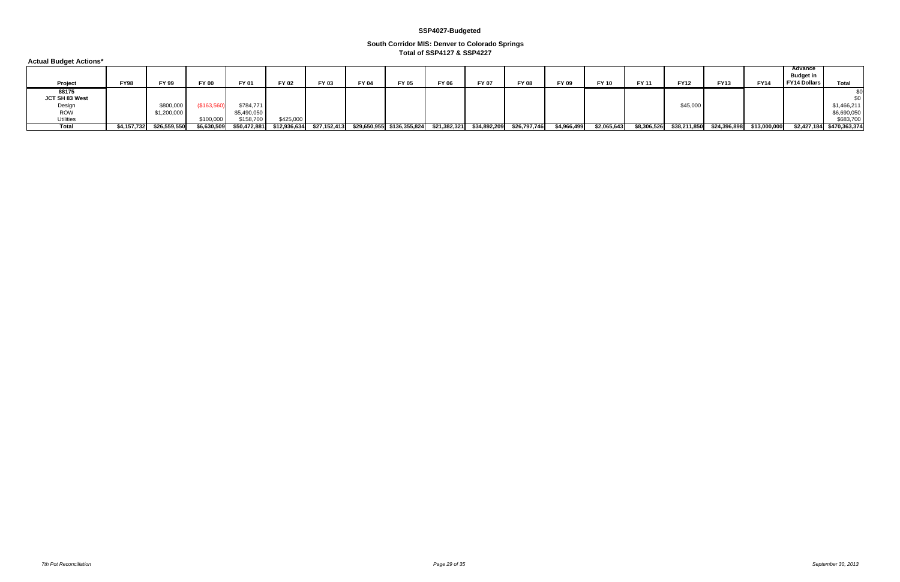# SSP4027-Budgeted

## South Corridor MIS: Denver to Colorado Springs
## Total of SSP4127 & SSP4227

**Actual Budget Actions***

| Project | FY98 | FY 99 | FY 00 | FY 01 | FY 02 | FY 03 | FY 04 | FY 05 | FY 06 | FY 07 | FY 08 | FY 09 | FY 10 | FY 11 | FY12 | FY13 | FY14 | Advance Budget in FY14 Dollars | Total |
|---|---|---|---|---|---|---|---|---|---|---|---|---|---|---|---|---|---|---|---|
| **88175** | | | | | | | | | | | | | | | | | | | $0 |
| **JCT SH 83 West** | | | | | | | | | | | | | | | | | | | $0 |
| Design | | $800,000 | ($163,560) | $784,771 | | | | | | | | | | | $45,000 | | | | $1,466,211 |
| ROW | | $1,200,000 | | $5,490,050 | | | | | | | | | | | | | | | $6,690,050 |
| Utilities | | | $100,000 | $158,700 | $425,000 | | | | | | | | | | | | | | $683,700 |
| **Total** | $4,157,732 | $26,559,550 | $6,630,509 | $50,472,881 | $12,936,634 | $27,152,413 | $29,650,955 | $136,355,824 | $21,382,321 | $34,892,209 | $26,797,746 | $4,966,499 | $2,065,643 | $8,306,526 | $38,211,850 | $24,396,898 | $13,000,000 | $2,427,184 | $470,363,374 |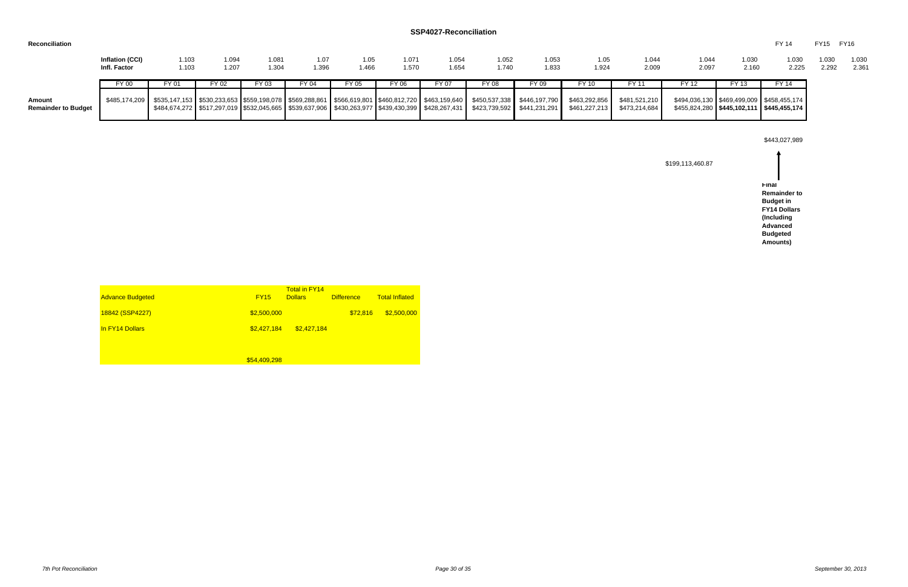# SSP4027-Reconciliation

**Reconciliation**

| | FY 00 | FY 01 | FY 02 | FY 03 | FY 04 | FY 05 | FY 06 | FY 07 | FY 08 | FY 09 | FY 10 | FY 11 | FY 12 | FY 13 | FY 14 | FY15 | FY16 |
|---|---|---|---|---|---|---|---|---|---|---|---|---|---|---|---|---|---|
| **Inflation (CCI)** | | 1.103 | 1.094 | 1.081 | 1.07 | 1.05 | 1.071 | 1.054 | 1.052 | 1.053 | 1.05 | 1.044 | 1.044 | 1.030 | 1.030 | 1.030 | 1.030 |
| **Infl. Factor** | | 1.103 | 1.207 | 1.304 | 1.396 | 1.466 | 1.570 | 1.654 | 1.740 | 1.833 | 1.924 | 2.009 | 2.097 | 2.160 | 2.225 | 2.292 | 2.361 |
| **Amount** | $485,174,209 | $535,147,153 | $530,233,653 | $559,198,078 | $569,288,861 | $566,619,801 | $460,812,720 | $463,159,640 | $450,537,338 | $446,197,790 | $463,292,856 | $481,521,210 | $494,036,130 | $469,499,009 | $458,455,174 | | |
| **Remainder to Budget** | | $484,674,272 | $517,297,019 | $532,045,665 | $539,637,906 | $430,263,977 | $439,430,399 | $428,267,431 | $423,739,592 | $441,231,291 | $461,227,213 | $473,214,684 | $455,824,280 | **$445,102,111** | **$445,455,174** | | |

$443,027,989

$199,113,460.87

**Final Remainder to Budget in FY14 Dollars (Including Advanced Budgeted Amounts)**

| Advance Budgeted | FY15 | Total in FY14 Dollars | Difference | Total Inflated |
|---|---|---|---|---|
| 18842 (SSP4227) | $2,500,000 | | $72,816 | $2,500,000 |
| In FY14 Dollars | $2,427,184 | $2,427,184 | | |
| | $54,409,298 | | | |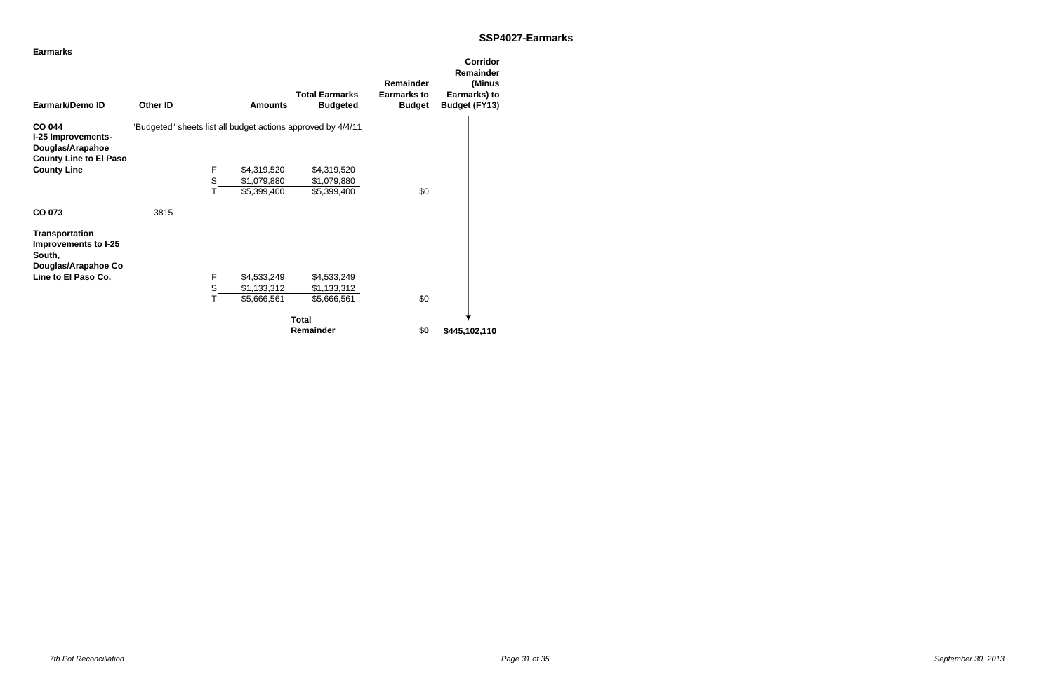## SSP4027-Earmarks

**Earmarks**

| Earmark/Demo ID | Other ID | | Amounts | Total Earmarks Budgeted | Remainder Earmarks to Budget | Corridor Remainder (Minus Earmarks) to Budget (FY13) |
|---|---|---|---|---|---|---|
| **CO 044** | "Budgeted" sheets list all budget actions approved by 4/4/11 | | | | | |
| **I-25 Improvements-Douglas/Arapahoe County Line to El Paso County Line** | | F | $4,319,520 | $4,319,520 | | |
| | | S | $1,079,880 | $1,079,880 | | |
| | | T | $5,399,400 | $5,399,400 | $0 | |
| **CO 073** | 3815 | | | | | |
| **Transportation Improvements to I-25 South, Douglas/Arapahoe Co Line to El Paso Co.** | | F | $4,533,249 | $4,533,249 | | |
| | | S | $1,133,312 | $1,133,312 | | |
| | | T | $5,666,561 | $5,666,561 | $0 | |
| | | | | **Total Remainder** | **$0** | **$445,102,110** |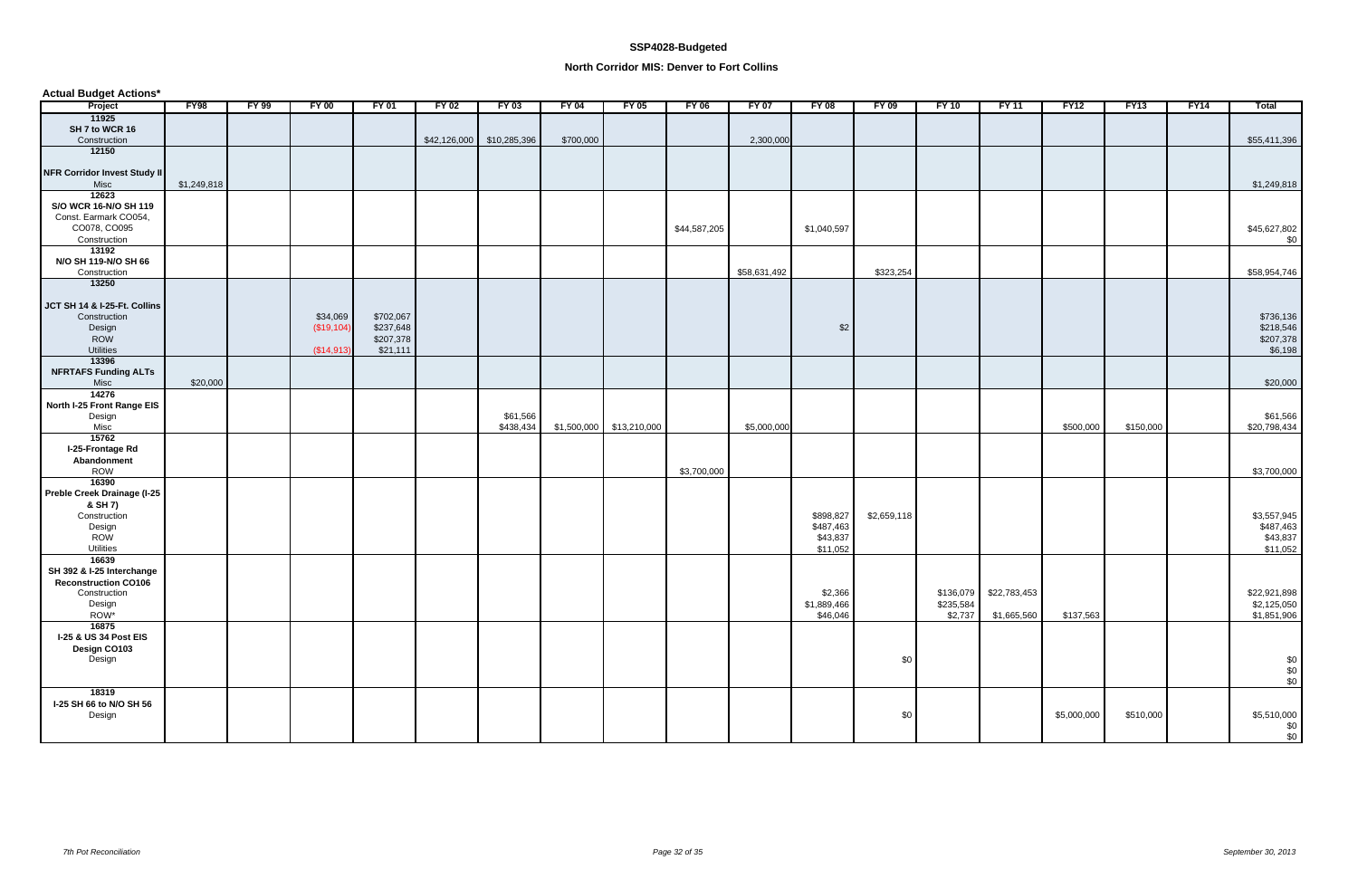# SSP4028-Budgeted

## North Corridor MIS: Denver to Fort Collins

**Actual Budget Actions***

| Project | FY98 | FY 99 | FY 00 | FY 01 | FY 02 | FY 03 | FY 04 | FY 05 | FY 06 | FY 07 | FY 08 | FY 09 | FY 10 | FY 11 | FY12 | FY13 | FY14 | Total |
|---|---|---|---|---|---|---|---|---|---|---|---|---|---|---|---|---|---|---|
| **11925** | | | | | | | | | | | | | | | | | | |
| **SH 7 to WCR 16** | | | | | | | | | | | | | | | | | | |
| Construction | | | | | $42,126,000 | $10,285,396 | $700,000 | | | 2,300,000 | | | | | | | | $55,411,396 |
| **12150** | | | | | | | | | | | | | | | | | | |
| **NFR Corridor Invest Study II** | | | | | | | | | | | | | | | | | | |
| Misc | $1,249,818 | | | | | | | | | | | | | | | | | $1,249,818 |
| **12623** | | | | | | | | | | | | | | | | | | |
| **S/O WCR 16-N/O SH 119** | | | | | | | | | | | | | | | | | | |
| Const. Earmark CO054, CO078, CO095 | | | | | | | | | $44,587,205 | | $1,040,597 | | | | | | | $45,627,802 |
| Construction | | | | | | | | | | | | | | | | | | $0 |
| **13192** | | | | | | | | | | | | | | | | | | |
| **N/O SH 119-N/O SH 66** | | | | | | | | | | | | | | | | | | |
| Construction | | | | | | | | | | $58,631,492 | | $323,254 | | | | | | $58,954,746 |
| **13250** | | | | | | | | | | | | | | | | | | |
| **JCT SH 14 & I-25-Ft. Collins** | | | | | | | | | | | | | | | | | | |
| Construction | | | $34,069 | $702,067 | | | | | | | | | | | | | | $736,136 |
| Design | | | ($19,104) | $237,648 | | | | | | | $2 | | | | | | | $218,546 |
| ROW | | | | $207,378 | | | | | | | | | | | | | | $207,378 |
| Utilities | | | ($14,913) | $21,111 | | | | | | | | | | | | | | $6,198 |
| **13396** | | | | | | | | | | | | | | | | | | |
| **NFRTAFS Funding ALTs** | | | | | | | | | | | | | | | | | | |
| Misc | $20,000 | | | | | | | | | | | | | | | | | $20,000 |
| **14276** | | | | | | | | | | | | | | | | | | |
| **North I-25 Front Range EIS** | | | | | | | | | | | | | | | | | | |
| Design | | | | | | $61,566 | | | | | | | | | | | | $61,566 |
| Misc | | | | | | $438,434 | $1,500,000 | $13,210,000 | | $5,000,000 | | | | | $500,000 | $150,000 | | $20,798,434 |
| **15762** | | | | | | | | | | | | | | | | | | |
| **I-25-Frontage Rd Abandonment** | | | | | | | | | | | | | | | | | | |
| ROW | | | | | | | | | $3,700,000 | | | | | | | | | $3,700,000 |
| **16390** | | | | | | | | | | | | | | | | | | |
| **Preble Creek Drainage (I-25 & SH 7)** | | | | | | | | | | | | | | | | | | |
| Construction | | | | | | | | | | | $898,827 | $2,659,118 | | | | | | $3,557,945 |
| Design | | | | | | | | | | | $487,463 | | | | | | | $487,463 |
| ROW | | | | | | | | | | | $43,837 | | | | | | | $43,837 |
| Utilities | | | | | | | | | | | $11,052 | | | | | | | $11,052 |
| **16639** | | | | | | | | | | | | | | | | | | |
| **SH 392 & I-25 Interchange Reconstruction CO106** | | | | | | | | | | | | | | | | | | |
| Construction | | | | | | | | | | | $2,366 | | $136,079 | $22,783,453 | | | | $22,921,898 |
| Design | | | | | | | | | | | $1,889,466 | | $235,584 | | | | | $2,125,050 |
| ROW* | | | | | | | | | | | $46,046 | | $2,737 | $1,665,560 | $137,563 | | | $1,851,906 |
| **16875** | | | | | | | | | | | | | | | | | | |
| **I-25 & US 34 Post EIS Design CO103** | | | | | | | | | | | | | | | | | | |
| Design | | | | | | | | | | | | $0 | | | | | | $0 |
| | | | | | | | | | | | | | | | | | | $0 |
| | | | | | | | | | | | | | | | | | | $0 |
| **18319** | | | | | | | | | | | | | | | | | | |
| **I-25 SH 66 to N/O SH 56** | | | | | | | | | | | | | | | | | | |
| Design | | | | | | | | | | | | $0 | | | $5,000,000 | $510,000 | | $5,510,000 |
| | | | | | | | | | | | | | | | | | | $0 |
| | | | | | | | | | | | | | | | | | | $0 |

*7th Pot Reconciliation* — September 30, 2013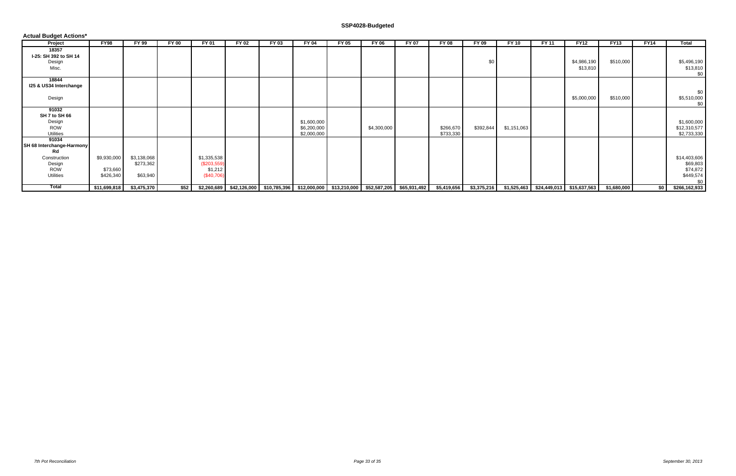## SSP4028-Budgeted

**Actual Budget Actions***

| Project | FY98 | FY 99 | FY 00 | FY 01 | FY 02 | FY 03 | FY 04 | FY 05 | FY 06 | FY 07 | FY 08 | FY 09 | FY 10 | FY 11 | FY12 | FY13 | FY14 | Total |
|---|---|---|---|---|---|---|---|---|---|---|---|---|---|---|---|---|---|---|
| **18357** | | | | | | | | | | | | | | | | | | |
| **I-25: SH 392 to SH 14** | | | | | | | | | | | | | | | | | | |
| Design | | | | | | | | | | | | $0 | | | $4,986,190 | $510,000 | | $5,496,190 |
| Misc. | | | | | | | | | | | | | | | $13,810 | | | $13,810 |
| | | | | | | | | | | | | | | | | | | $0 |
| **18844** | | | | | | | | | | | | | | | | | | |
| **I25 & US34 Interchange** | | | | | | | | | | | | | | | | | | |
| | | | | | | | | | | | | | | | | | | $0 |
| Design | | | | | | | | | | | | | | | $5,000,000 | $510,000 | | $5,510,000 |
| | | | | | | | | | | | | | | | | | | $0 |
| **91032** | | | | | | | | | | | | | | | | | | |
| **SH 7 to SH 66** | | | | | | | | | | | | | | | | | | |
| Design | | | | | | | $1,600,000 | | | | | | | | | | | $1,600,000 |
| ROW | | | | | | | $6,200,000 | | $4,300,000 | | $266,670 | $392,844 | $1,151,063 | | | | | $12,310,577 |
| Utilities | | | | | | | $2,000,000 | | | | $733,330 | | | | | | | $2,733,330 |
| **91034** | | | | | | | | | | | | | | | | | | |
| **SH 68 Interchange-Harmony Rd** | | | | | | | | | | | | | | | | | | |
| Construction | $9,930,000 | $3,138,068 | | $1,335,538 | | | | | | | | | | | | | | $14,403,606 |
| Design | | $273,362 | | ($203,559) | | | | | | | | | | | | | | $69,803 |
| ROW | $73,660 | | | $1,212 | | | | | | | | | | | | | | $74,872 |
| Utilities | $426,340 | $63,940 | | ($40,706) | | | | | | | | | | | | | | $449,574 |
| | | | | | | | | | | | | | | | | | | $0 |
| **Total** | $11,699,818 | $3,475,370 | $52 | $2,260,689 | $42,126,000 | $10,785,396 | $12,000,000 | $13,210,000 | $52,587,205 | $65,931,492 | $5,419,656 | $3,375,216 | $1,525,463 | $24,449,013 | $15,637,563 | $1,680,000 | $0 | $266,162,933 |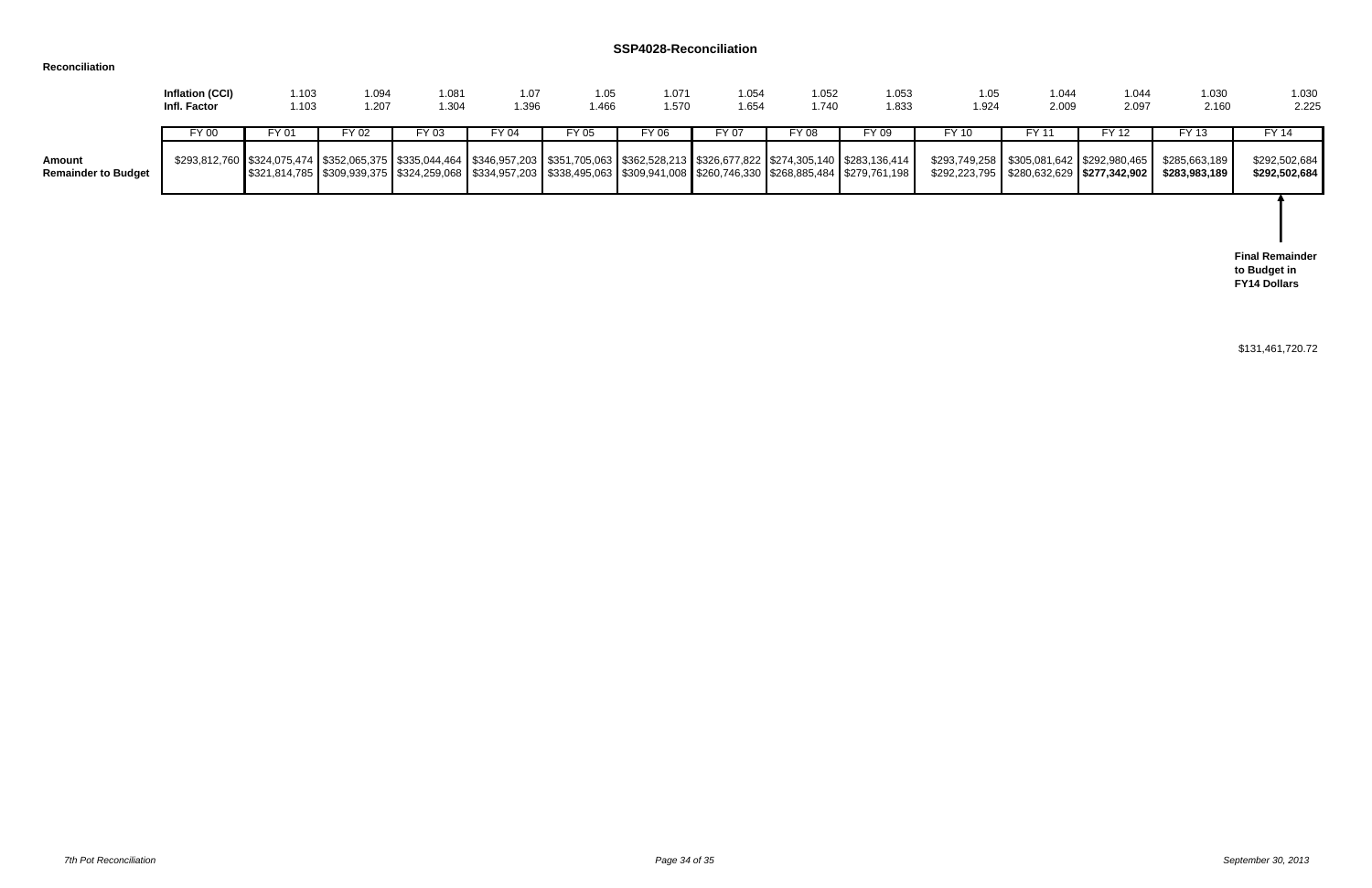# SSP4028-Reconciliation

**Reconciliation**

| | FY 00 | FY 01 | FY 02 | FY 03 | FY 04 | FY 05 | FY 06 | FY 07 | FY 08 | FY 09 | FY 10 | FY 11 | FY 12 | FY 13 | FY 14 |
|---|---|---|---|---|---|---|---|---|---|---|---|---|---|---|---|
| **Inflation (CCI)** | | 1.103 | 1.094 | 1.081 | 1.07 | 1.05 | 1.071 | 1.054 | 1.052 | 1.053 | 1.05 | 1.044 | 1.044 | 1.030 | 1.030 |
| **Infl. Factor** | | 1.103 | 1.207 | 1.304 | 1.396 | 1.466 | 1.570 | 1.654 | 1.740 | 1.833 | 1.924 | 2.009 | 2.097 | 2.160 | 2.225 |
| **Amount** | $293,812,760 | $324,075,474 | $352,065,375 | $335,044,464 | $346,957,203 | $351,705,063 | $362,528,213 | $326,677,822 | $274,305,140 | $283,136,414 | $293,749,258 | $305,081,642 | $292,980,465 | $285,663,189 | $292,502,684 |
| **Remainder to Budget** | | $321,814,785 | $309,939,375 | $324,259,068 | $334,957,203 | $338,495,063 | $309,941,008 | $260,746,330 | $268,885,484 | $279,761,198 | $292,223,795 | $280,632,629 | **$277,342,902** | **$283,983,189** | **$292,502,684** |

**Final Remainder to Budget in FY14 Dollars**

$131,461,720.72

*7th Pot Reconciliation*

*September 30, 2013*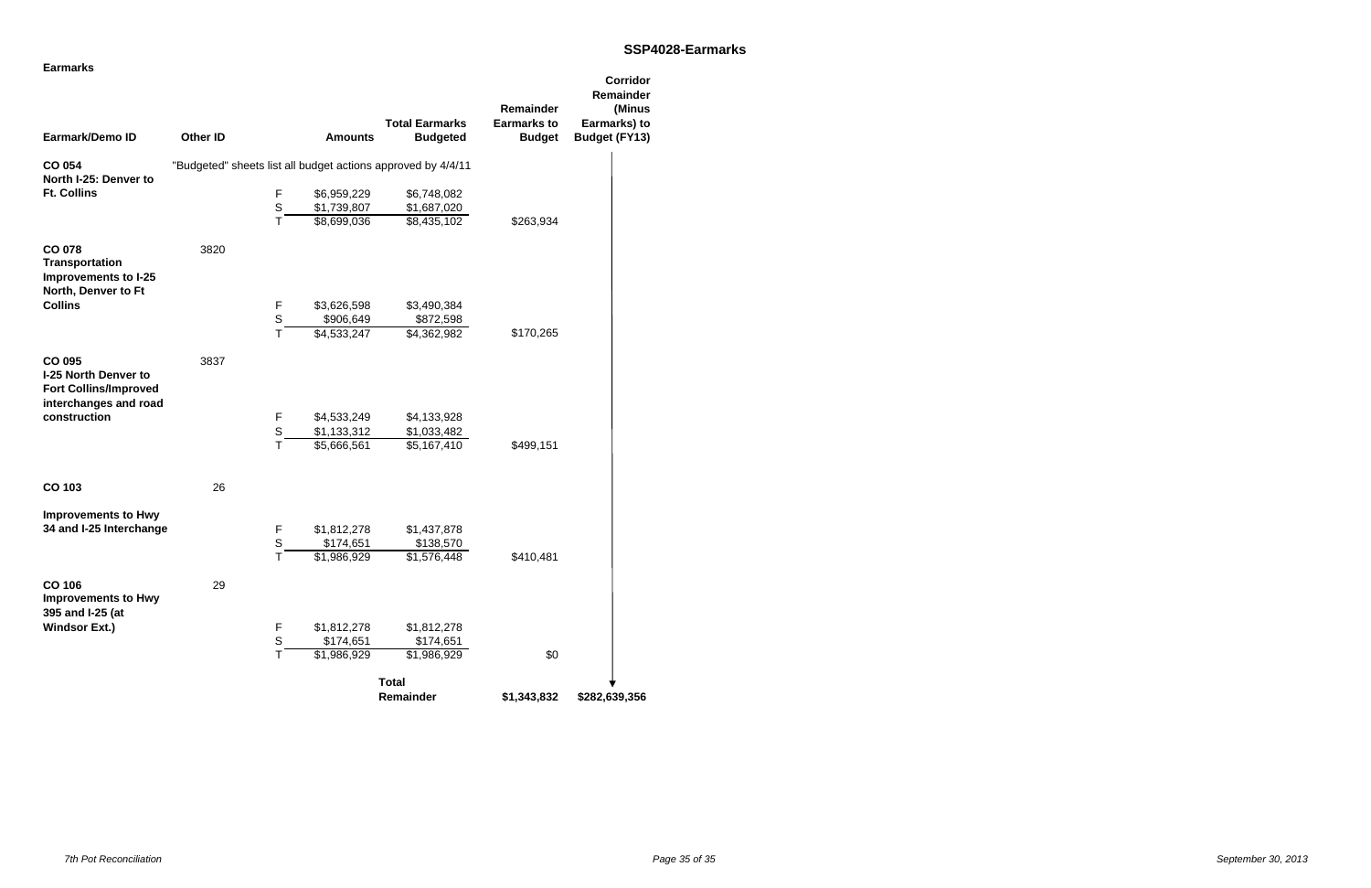## SSP4028-Earmarks

**Earmarks**

| Earmark/Demo ID | Other ID | | Amounts | Total Earmarks Budgeted | Remainder Earmarks to Budget | Corridor Remainder (Minus Earmarks) to Budget (FY13) |
|---|---|---|---|---|---|---|
| **CO 054** | "Budgeted" sheets list all budget actions approved by 4/4/11 | | | | | |
| **North I-25: Denver to Ft. Collins** | | F | $6,959,229 | $6,748,082 | | |
| | | S | $1,739,807 | $1,687,020 | | |
| | | T | $8,699,036 | $8,435,102 | $263,934 | |
| **CO 078 Transportation Improvements to I-25 North, Denver to Ft Collins** | 3820 | F | $3,626,598 | $3,490,384 | | |
| | | S | $906,649 | $872,598 | | |
| | | T | $4,533,247 | $4,362,982 | $170,265 | |
| **CO 095 I-25 North Denver to Fort Collins/Improved interchanges and road construction** | 3837 | F | $4,533,249 | $4,133,928 | | |
| | | S | $1,133,312 | $1,033,482 | | |
| | | T | $5,666,561 | $5,167,410 | $499,151 | |
| **CO 103** | 26 | | | | | |
| **Improvements to Hwy 34 and I-25 Interchange** | | F | $1,812,278 | $1,437,878 | | |
| | | S | $174,651 | $138,570 | | |
| | | T | $1,986,929 | $1,576,448 | $410,481 | |
| **CO 106 Improvements to Hwy 395 and I-25 (at Windsor Ext.)** | 29 | F | $1,812,278 | $1,812,278 | | |
| | | S | $174,651 | $174,651 | | |
| | | T | $1,986,929 | $1,986,929 | $0 | |
| | | | | **Total Remainder** | **$1,343,832** | **$282,639,356** |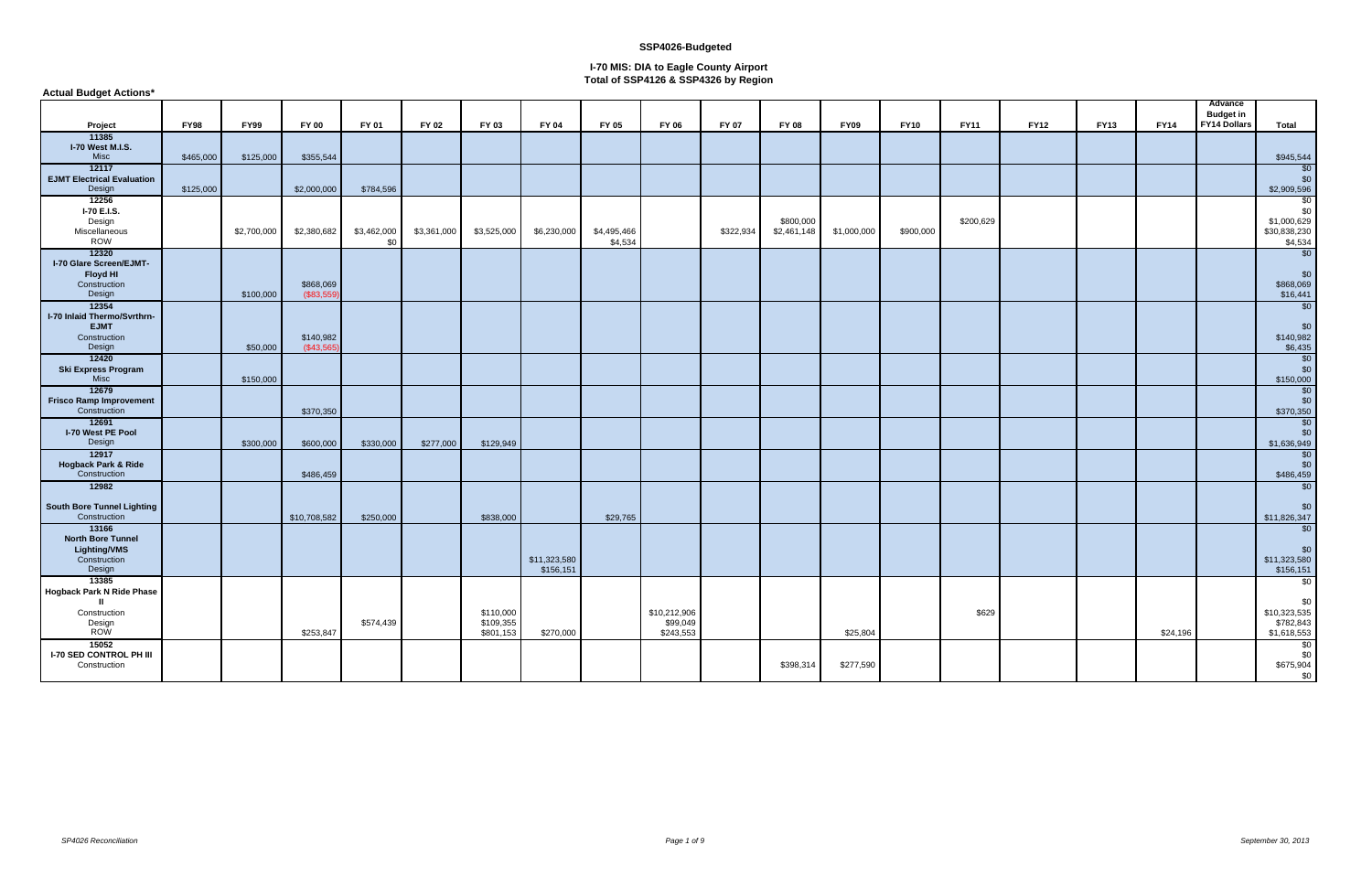# SSP4026-Budgeted

## I-70 MIS: DIA to Eagle County Airport
## Total of SSP4126 & SSP4326 by Region

**Actual Budget Actions***

| Project | FY98 | FY99 | FY 00 | FY 01 | FY 02 | FY 03 | FY 04 | FY 05 | FY 06 | FY 07 | FY 08 | FY09 | FY10 | FY11 | FY12 | FY13 | FY14 | Advance Budget in FY14 Dollars | Total |
|---|---|---|---|---|---|---|---|---|---|---|---|---|---|---|---|---|---|---|---|
| **11385** | | | | | | | | | | | | | | | | | | | |
| **I-70 West M.I.S.** | | | | | | | | | | | | | | | | | | | |
| Misc | $465,000 | $125,000 | $355,544 | | | | | | | | | | | | | | | | $945,544 |
| **12117** | | | | | | | | | | | | | | | | | | | $0 |
| **EJMT Electrical Evaluation** | | | | | | | | | | | | | | | | | | | $0 |
| Design | $125,000 | | $2,000,000 | $784,596 | | | | | | | | | | | | | | | $2,909,596 |
| **12256** | | | | | | | | | | | | | | | | | | | $0 |
| **I-70 E.I.S.** | | | | | | | | | | | | | | | | | | | $0 |
| Design | | | | | | | | | | | $800,000 | | | $200,629 | | | | | $1,000,629 |
| Miscellaneous | | $2,700,000 | $2,380,682 | $3,462,000 | $3,361,000 | $3,525,000 | $6,230,000 | $4,495,466 | | $322,934 | $2,461,148 | $1,000,000 | $900,000 | | | | | | $30,838,230 |
| ROW | | | | $0 | | | | $4,534 | | | | | | | | | | | $4,534 |
| **12320** | | | | | | | | | | | | | | | | | | | $0 |
| **I-70 Glare Screen/EJMT-Floyd HI** | | | | | | | | | | | | | | | | | | | $0 |
| Construction | | | $868,069 | | | | | | | | | | | | | | | | $868,069 |
| Design | | $100,000 | ($83,559) | | | | | | | | | | | | | | | | $16,441 |
| **12354** | | | | | | | | | | | | | | | | | | | $0 |
| **I-70 Inlaid Thermo/Svrthrn-EJMT** | | | | | | | | | | | | | | | | | | | $0 |
| Construction | | | $140,982 | | | | | | | | | | | | | | | | $140,982 |
| Design | | $50,000 | ($43,565) | | | | | | | | | | | | | | | | $6,435 |
| **12420** | | | | | | | | | | | | | | | | | | | $0 |
| **Ski Express Program** | | | | | | | | | | | | | | | | | | | $0 |
| Misc | | $150,000 | | | | | | | | | | | | | | | | | $150,000 |
| **12679** | | | | | | | | | | | | | | | | | | | $0 |
| **Frisco Ramp Improvement** | | | | | | | | | | | | | | | | | | | $0 |
| Construction | | | $370,350 | | | | | | | | | | | | | | | | $370,350 |
| **12691** | | | | | | | | | | | | | | | | | | | $0 |
| **I-70 West PE Pool** | | | | | | | | | | | | | | | | | | | $0 |
| Design | | $300,000 | $600,000 | $330,000 | $277,000 | $129,949 | | | | | | | | | | | | | $1,636,949 |
| **12917** | | | | | | | | | | | | | | | | | | | $0 |
| **Hogback Park & Ride** | | | | | | | | | | | | | | | | | | | $0 |
| Construction | | | $486,459 | | | | | | | | | | | | | | | | $486,459 |
| **12982** | | | | | | | | | | | | | | | | | | | $0 |
| **South Bore Tunnel Lighting** | | | | | | | | | | | | | | | | | | | $0 |
| Construction | | | $10,708,582 | $250,000 | | $838,000 | | $29,765 | | | | | | | | | | | $11,826,347 |
| **13166** | | | | | | | | | | | | | | | | | | | $0 |
| **North Bore Tunnel Lighting/VMS** | | | | | | | | | | | | | | | | | | | $0 |
| Construction | | | | | | | $11,323,580 | | | | | | | | | | | | $11,323,580 |
| Design | | | | | | | $156,151 | | | | | | | | | | | | $156,151 |
| **13385** | | | | | | | | | | | | | | | | | | | $0 |
| **Hogback Park N Ride Phase II** | | | | | | | | | | | | | | | | | | | $0 |
| Construction | | | | | | $110,000 | | | $10,212,906 | | | | | $629 | | | | | $10,323,535 |
| Design | | | | $574,439 | | $109,355 | | | $99,049 | | | | | | | | | | $782,843 |
| ROW | | | $253,847 | | | $801,153 | $270,000 | | $243,553 | | | $25,804 | | | | | $24,196 | | $1,618,553 |
| **15052** | | | | | | | | | | | | | | | | | | | $0 |
| **I-70 SED CONTROL PH III** | | | | | | | | | | | | | | | | | | | $0 |
| Construction | | | | | | | | | | | $398,314 | $277,590 | | | | | | | $675,904 |
| | | | | | | | | | | | | | | | | | | | $0 |

*SP4026 Reconciliation*

*September 30, 2013*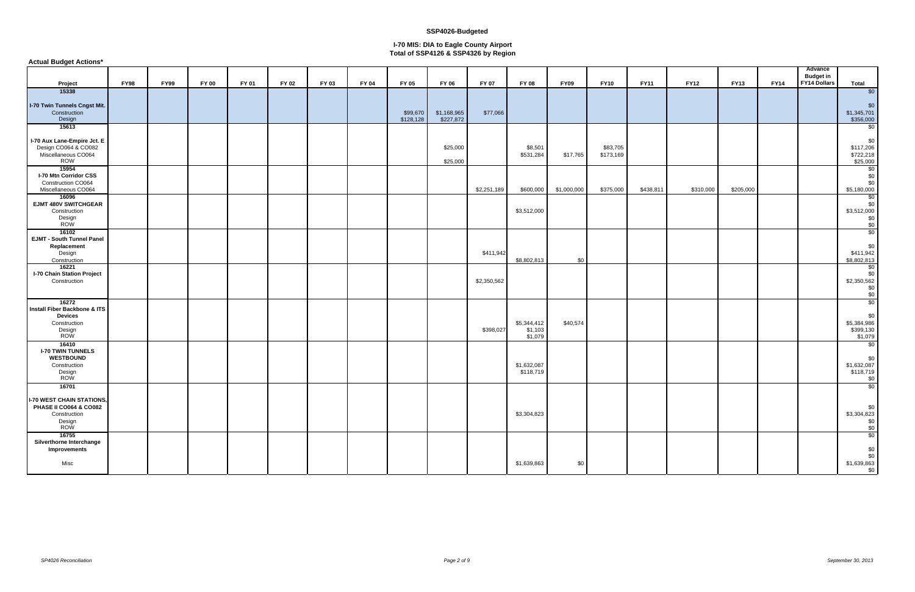# SSP4026-Budgeted

## I-70 MIS: DIA to Eagle County Airport
## Total of SSP4126 & SSP4326 by Region

**Actual Budget Actions***

| Project | FY98 | FY99 | FY 00 | FY 01 | FY 02 | FY 03 | FY 04 | FY 05 | FY 06 | FY 07 | FY 08 | FY09 | FY10 | FY11 | FY12 | FY13 | FY14 | Advance Budget in FY14 Dollars | Total |
|---|---|---|---|---|---|---|---|---|---|---|---|---|---|---|---|---|---|---|---|
| **15338** | | | | | | | | | | | | | | | | | | | $0 |
| **I-70 Twin Tunnels Cngst Mit.** | | | | | | | | | | | | | | | | | | | $0 |
| Construction | | | | | | | | $99,670 | $1,168,965 | $77,066 | | | | | | | | | $1,345,701 |
| Design | | | | | | | | $128,128 | $227,872 | | | | | | | | | | $356,000 |
| **15613** | | | | | | | | | | | | | | | | | | | $0 |
| **I-70 Aux Lane-Empire Jct. E** | | | | | | | | | | | | | | | | | | | $0 |
| Design CO064 & CO082 | | | | | | | | | $25,000 | | $8,501 | | $83,705 | | | | | | $117,206 |
| Miscellaneous CO064 | | | | | | | | | | | $531,284 | $17,765 | $173,169 | | | | | | $722,218 |
| ROW | | | | | | | | | $25,000 | | | | | | | | | | $25,000 |
| **15954** | | | | | | | | | | | | | | | | | | | $0 |
| **I-70 Mtn Corridor CSS** | | | | | | | | | | | | | | | | | | | $0 |
| Construction CO064 | | | | | | | | | | | | | | | | | | | $0 |
| Miscellaneous CO064 | | | | | | | | | | $2,251,189 | $600,000 | $1,000,000 | $375,000 | $438,811 | $310,000 | $205,000 | | | $5,180,000 |
| **16096** | | | | | | | | | | | | | | | | | | | $0 |
| **EJMT 480V SWITCHGEAR** | | | | | | | | | | | | | | | | | | | $0 |
| Construction | | | | | | | | | | | $3,512,000 | | | | | | | | $3,512,000 |
| Design | | | | | | | | | | | | | | | | | | | $0 |
| ROW | | | | | | | | | | | | | | | | | | | $0 |
| **16102** | | | | | | | | | | | | | | | | | | | $0 |
| **EJMT - South Tunnel Panel Replacement** | | | | | | | | | | | | | | | | | | | $0 |
| Design | | | | | | | | | | $411,942 | | | | | | | | | $411,942 |
| Construction | | | | | | | | | | | $8,802,813 | $0 | | | | | | | $8,802,813 |
| **16221** | | | | | | | | | | | | | | | | | | | $0 |
| **I-70 Chain Station Project** | | | | | | | | | | | | | | | | | | | $0 |
| Construction | | | | | | | | | | $2,350,562 | | | | | | | | | $2,350,562 |
| | | | | | | | | | | | | | | | | | | | $0 |
| | | | | | | | | | | | | | | | | | | | $0 |
| **16272** | | | | | | | | | | | | | | | | | | | $0 |
| **Install Fiber Backbone & ITS Devices** | | | | | | | | | | | | | | | | | | | $0 |
| Construction | | | | | | | | | | | $5,344,412 | $40,574 | | | | | | | $5,384,986 |
| Design | | | | | | | | | | $398,027 | $1,103 | | | | | | | | $399,130 |
| ROW | | | | | | | | | | | $1,079 | | | | | | | | $1,079 |
| **16410** | | | | | | | | | | | | | | | | | | | $0 |
| **I-70 TWIN TUNNELS WESTBOUND** | | | | | | | | | | | | | | | | | | | $0 |
| Construction | | | | | | | | | | | $1,632,087 | | | | | | | | $1,632,087 |
| Design | | | | | | | | | | | $118,719 | | | | | | | | $118,719 |
| ROW | | | | | | | | | | | | | | | | | | | $0 |
| **16701** | | | | | | | | | | | | | | | | | | | $0 |
| **I-70 WEST CHAIN STATIONS, PHASE II CO064 & CO082** | | | | | | | | | | | | | | | | | | | $0 |
| Construction | | | | | | | | | | | $3,304,823 | | | | | | | | $3,304,823 |
| Design | | | | | | | | | | | | | | | | | | | $0 |
| ROW | | | | | | | | | | | | | | | | | | | $0 |
| **16755** | | | | | | | | | | | | | | | | | | | $0 |
| **Silverthorne Interchange Improvements** | | | | | | | | | | | | | | | | | | | $0 |
| | | | | | | | | | | | | | | | | | | | $0 |
| Misc | | | | | | | | | | | $1,639,863 | $0 | | | | | | | $1,639,863 |
| | | | | | | | | | | | | | | | | | | | $0 |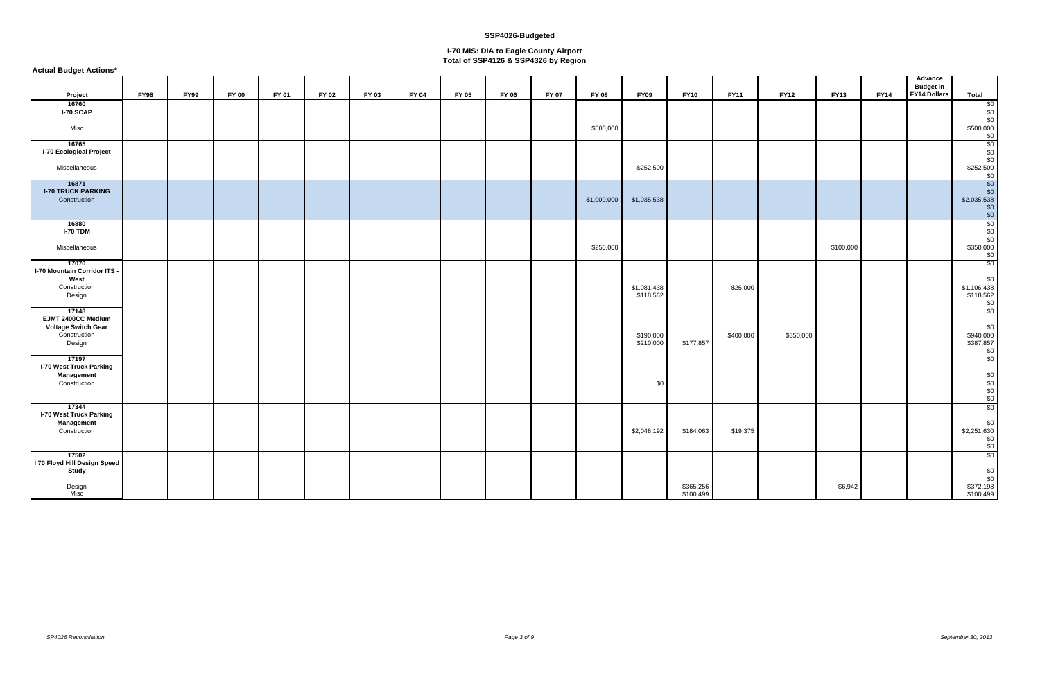**SSP4026-Budgeted**

**I-70 MIS: DIA to Eagle County Airport**
**Total of SSP4126 & SSP4326 by Region**

**Actual Budget Actions***

| Project | FY98 | FY99 | FY 00 | FY 01 | FY 02 | FY 03 | FY 04 | FY 05 | FY 06 | FY 07 | FY 08 | FY09 | FY10 | FY11 | FY12 | FY13 | FY14 | Advance Budget in FY14 Dollars | Total |
|---|---|---|---|---|---|---|---|---|---|---|---|---|---|---|---|---|---|---|---|
| **16760** | | | | | | | | | | | | | | | | | | | $0 |
| **I-70 SCAP** | | | | | | | | | | | | | | | | | | | $0 |
| | | | | | | | | | | | | | | | | | | | $0 |
| Misc | | | | | | | | | | | $500,000 | | | | | | | | $500,000 |
| | | | | | | | | | | | | | | | | | | | $0 |
| **16765** | | | | | | | | | | | | | | | | | | | $0 |
| **I-70 Ecological Project** | | | | | | | | | | | | | | | | | | | $0 |
| | | | | | | | | | | | | | | | | | | | $0 |
| Miscellaneous | | | | | | | | | | | | $252,500 | | | | | | | $252,500 |
| | | | | | | | | | | | | | | | | | | | $0 |
| **16871** | | | | | | | | | | | | | | | | | | | $0 |
| **I-70 TRUCK PARKING** | | | | | | | | | | | | | | | | | | | $0 |
| Construction | | | | | | | | | | | $1,000,000 | $1,035,538 | | | | | | | $2,035,538 |
| | | | | | | | | | | | | | | | | | | | $0 |
| | | | | | | | | | | | | | | | | | | | $0 |
| **16880** | | | | | | | | | | | | | | | | | | | $0 |
| **I-70 TDM** | | | | | | | | | | | | | | | | | | | $0 |
| | | | | | | | | | | | | | | | | | | | $0 |
| Miscellaneous | | | | | | | | | | | $250,000 | | | | | $100,000 | | | $350,000 |
| | | | | | | | | | | | | | | | | | | | $0 |
| **17070** | | | | | | | | | | | | | | | | | | | $0 |
| **I-70 Mountain Corridor ITS - West** | | | | | | | | | | | | | | | | | | | $0 |
| Construction | | | | | | | | | | | | $1,081,438 | | $25,000 | | | | | $1,106,438 |
| Design | | | | | | | | | | | | $118,562 | | | | | | | $118,562 |
| | | | | | | | | | | | | | | | | | | | $0 |
| **17148** | | | | | | | | | | | | | | | | | | | $0 |
| **EJMT 2400CC Medium Voltage Switch Gear** | | | | | | | | | | | | | | | | | | | $0 |
| Construction | | | | | | | | | | | | $190,000 | | $400,000 | $350,000 | | | | $940,000 |
| Design | | | | | | | | | | | | $210,000 | $177,857 | | | | | | $387,857 |
| | | | | | | | | | | | | | | | | | | | $0 |
| **17197** | | | | | | | | | | | | | | | | | | | $0 |
| **I-70 West Truck Parking Management** | | | | | | | | | | | | | | | | | | | $0 |
| Construction | | | | | | | | | | | | $0 | | | | | | | $0 |
| | | | | | | | | | | | | | | | | | | | $0 |
| | | | | | | | | | | | | | | | | | | | $0 |
| **17344** | | | | | | | | | | | | | | | | | | | $0 |
| **I-70 West Truck Parking Management** | | | | | | | | | | | | | | | | | | | $0 |
| Construction | | | | | | | | | | | | $2,048,192 | $184,063 | $19,375 | | | | | $2,251,630 |
| | | | | | | | | | | | | | | | | | | | $0 |
| | | | | | | | | | | | | | | | | | | | $0 |
| **17502** | | | | | | | | | | | | | | | | | | | $0 |
| **I 70 Floyd Hill Design Speed Study** | | | | | | | | | | | | | | | | | | | $0 |
| | | | | | | | | | | | | | | | | | | | $0 |
| Design | | | | | | | | | | | | | $365,256 | | | $6,942 | | | $372,198 |
| Misc | | | | | | | | | | | | | $100,499 | | | | | | $100,499 |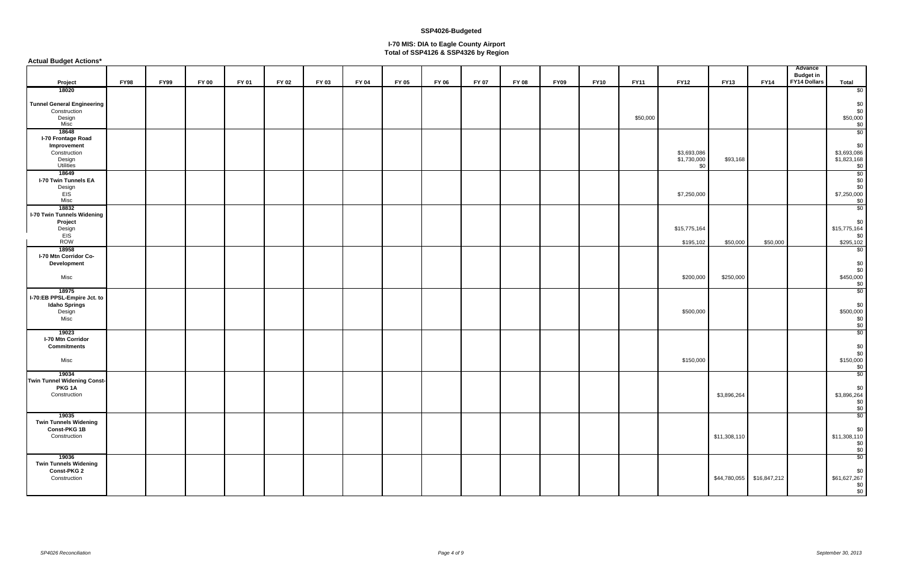# SSP4026-Budgeted

## I-70 MIS: DIA to Eagle County Airport
## Total of SSP4126 & SSP4326 by Region

**Actual Budget Actions***

| Project | FY98 | FY99 | FY 00 | FY 01 | FY 02 | FY 03 | FY 04 | FY 05 | FY 06 | FY 07 | FY 08 | FY09 | FY10 | FY11 | FY12 | FY13 | FY14 | Advance Budget in FY14 Dollars | Total |
|---|---|---|---|---|---|---|---|---|---|---|---|---|---|---|---|---|---|---|---|
| **18020** | | | | | | | | | | | | | | | | | | | $0 |
| **Tunnel General Engineering** | | | | | | | | | | | | | | | | | | | $0 |
| Construction | | | | | | | | | | | | | | | | | | | $0 |
| Design | | | | | | | | | | | | | | $50,000 | | | | | $50,000 |
| Misc | | | | | | | | | | | | | | | | | | | $0 |
| **18648** | | | | | | | | | | | | | | | | | | | $0 |
| **I-70 Frontage Road Improvement** | | | | | | | | | | | | | | | | | | | $0 |
| Construction | | | | | | | | | | | | | | | $3,693,086 | | | | $3,693,086 |
| Design | | | | | | | | | | | | | | | $1,730,000 | $93,168 | | | $1,823,168 |
| Utilities | | | | | | | | | | | | | | | $0 | | | | $0 |
| **18649** | | | | | | | | | | | | | | | | | | | $0 |
| **I-70 Twin Tunnels EA** | | | | | | | | | | | | | | | | | | | $0 |
| Design | | | | | | | | | | | | | | | | | | | $0 |
| EIS | | | | | | | | | | | | | | | $7,250,000 | | | | $7,250,000 |
| Misc | | | | | | | | | | | | | | | | | | | $0 |
| **18832** | | | | | | | | | | | | | | | | | | | $0 |
| **I-70 Twin Tunnels Widening Project** | | | | | | | | | | | | | | | | | | | $0 |
| Design | | | | | | | | | | | | | | | $15,775,164 | | | | $15,775,164 |
| EIS | | | | | | | | | | | | | | | | | | | $0 |
| ROW | | | | | | | | | | | | | | | $195,102 | $50,000 | $50,000 | | $295,102 |
| **18958** | | | | | | | | | | | | | | | | | | | $0 |
| **I-70 Mtn Corridor Co-Development** | | | | | | | | | | | | | | | | | | | $0 |
| | | | | | | | | | | | | | | | | | | | $0 |
| Misc | | | | | | | | | | | | | | | $200,000 | $250,000 | | | $450,000 |
| | | | | | | | | | | | | | | | | | | | $0 |
| **18975** | | | | | | | | | | | | | | | | | | | $0 |
| **I-70:EB PPSL-Empire Jct. to Idaho Springs** | | | | | | | | | | | | | | | | | | | $0 |
| Design | | | | | | | | | | | | | | | $500,000 | | | | $500,000 |
| Misc | | | | | | | | | | | | | | | | | | | $0 |
| | | | | | | | | | | | | | | | | | | | $0 |
| **19023** | | | | | | | | | | | | | | | | | | | $0 |
| **I-70 Mtn Corridor Commitments** | | | | | | | | | | | | | | | | | | | $0 |
| | | | | | | | | | | | | | | | | | | | $0 |
| Misc | | | | | | | | | | | | | | | $150,000 | | | | $150,000 |
| | | | | | | | | | | | | | | | | | | | $0 |
| **19034** | | | | | | | | | | | | | | | | | | | $0 |
| **Twin Tunnel Widening Const-PKG 1A** | | | | | | | | | | | | | | | | | | | $0 |
| Construction | | | | | | | | | | | | | | | | $3,896,264 | | | $3,896,264 |
| | | | | | | | | | | | | | | | | | | | $0 |
| | | | | | | | | | | | | | | | | | | | $0 |
| **19035** | | | | | | | | | | | | | | | | | | | $0 |
| **Twin Tunnels Widening Const-PKG 1B** | | | | | | | | | | | | | | | | | | | $0 |
| Construction | | | | | | | | | | | | | | | | $11,308,110 | | | $11,308,110 |
| | | | | | | | | | | | | | | | | | | | $0 |
| | | | | | | | | | | | | | | | | | | | $0 |
| **19036** | | | | | | | | | | | | | | | | | | | $0 |
| **Twin Tunnels Widening Const-PKG 2** | | | | | | | | | | | | | | | | | | | $0 |
| Construction | | | | | | | | | | | | | | | | $44,780,055 | $16,847,212 | | $61,627,267 |
| | | | | | | | | | | | | | | | | | | | $0 |
| | | | | | | | | | | | | | | | | | | | $0 |

*SP4026 Reconciliation* — *September 30, 2013*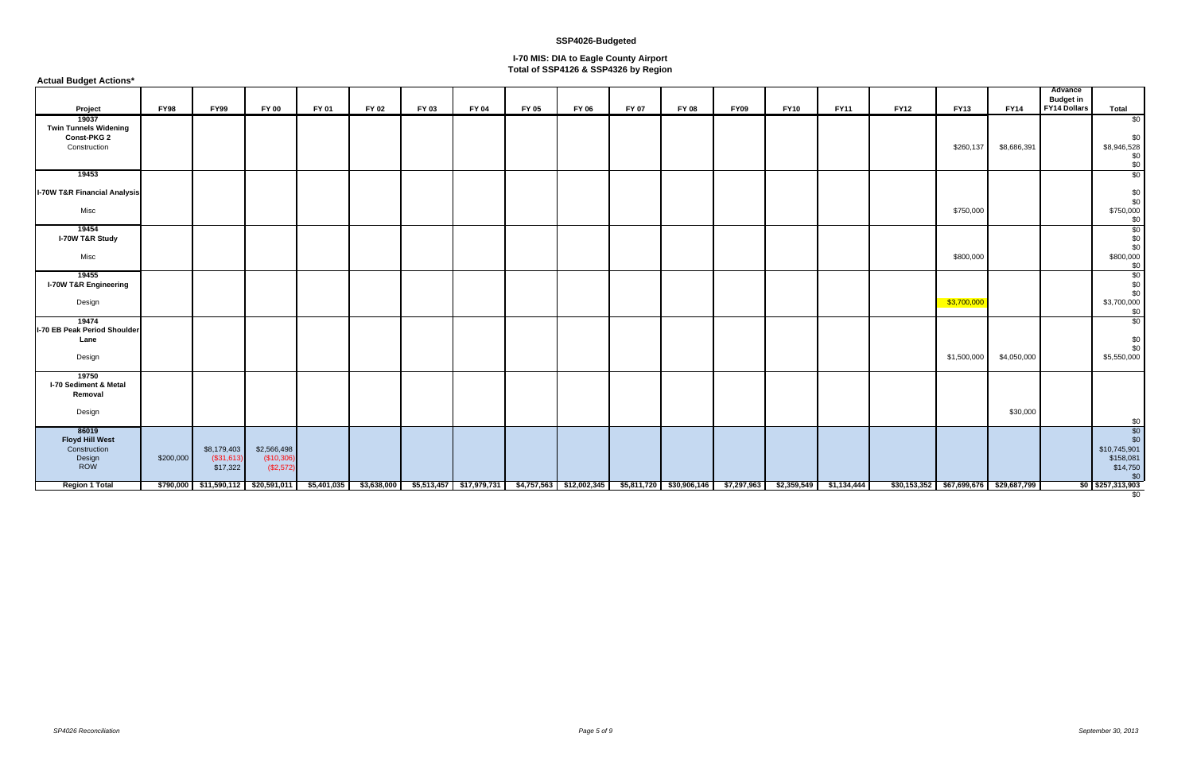# SSP4026-Budgeted

## I-70 MIS: DIA to Eagle County Airport
## Total of SSP4126 & SSP4326 by Region

**Actual Budget Actions***

| Project | FY98 | FY99 | FY 00 | FY 01 | FY 02 | FY 03 | FY 04 | FY 05 | FY 06 | FY 07 | FY 08 | FY09 | FY10 | FY11 | FY12 | FY13 | FY14 | Advance Budget in FY14 Dollars | Total |
|---|---|---|---|---|---|---|---|---|---|---|---|---|---|---|---|---|---|---|---|
| **19037** | | | | | | | | | | | | | | | | | | | $0 |
| **Twin Tunnels Widening Const-PKG 2** | | | | | | | | | | | | | | | | | | | $0 |
| Construction | | | | | | | | | | | | | | | | $260,137 | $8,686,391 | | $8,946,528 |
| | | | | | | | | | | | | | | | | | | | $0 |
| | | | | | | | | | | | | | | | | | | | $0 |
| **19453** | | | | | | | | | | | | | | | | | | | $0 |
| **I-70W T&R Financial Analysis** | | | | | | | | | | | | | | | | | | | $0 |
| | | | | | | | | | | | | | | | | | | | $0 |
| Misc | | | | | | | | | | | | | | | | $750,000 | | | $750,000 |
| | | | | | | | | | | | | | | | | | | | $0 |
| **19454** | | | | | | | | | | | | | | | | | | | $0 |
| **I-70W T&R Study** | | | | | | | | | | | | | | | | | | | $0 |
| | | | | | | | | | | | | | | | | | | | $0 |
| Misc | | | | | | | | | | | | | | | | $800,000 | | | $800,000 |
| | | | | | | | | | | | | | | | | | | | $0 |
| **19455** | | | | | | | | | | | | | | | | | | | $0 |
| **I-70W T&R Engineering** | | | | | | | | | | | | | | | | | | | $0 |
| | | | | | | | | | | | | | | | | | | | $0 |
| Design | | | | | | | | | | | | | | | | $3,700,000 | | | $3,700,000 |
| | | | | | | | | | | | | | | | | | | | $0 |
| **19474** | | | | | | | | | | | | | | | | | | | $0 |
| **I-70 EB Peak Period Shoulder Lane** | | | | | | | | | | | | | | | | | | | $0 |
| | | | | | | | | | | | | | | | | | | | $0 |
| Design | | | | | | | | | | | | | | | | $1,500,000 | $4,050,000 | | $5,550,000 |
| **19750** | | | | | | | | | | | | | | | | | | | |
| **I-70 Sediment & Metal Removal** | | | | | | | | | | | | | | | | | | | |
| Design | | | | | | | | | | | | | | | | | $30,000 | | |
| | | | | | | | | | | | | | | | | | | | $0 |
| **86019** | | | | | | | | | | | | | | | | | | | $0 |
| **Floyd Hill West** | | | | | | | | | | | | | | | | | | | $0 |
| Construction | | $8,179,403 | $2,566,498 | | | | | | | | | | | | | | | | $10,745,901 |
| Design | $200,000 | ($31,613) | ($10,306) | | | | | | | | | | | | | | | | $158,081 |
| ROW | | $17,322 | ($2,572) | | | | | | | | | | | | | | | | $14,750 |
| | | | | | | | | | | | | | | | | | | | $0 |
| **Region 1 Total** | $790,000 | $11,590,112 | $20,591,011 | $5,401,035 | $3,638,000 | $5,513,457 | $17,979,731 | $4,757,563 | $12,002,345 | $5,811,720 | $30,906,146 | $7,297,963 | $2,359,549 | $1,134,444 | $30,153,352 | $67,699,676 | $29,687,799 | $0 | $257,313,903 |
| | | | | | | | | | | | | | | | | | | | $0 |

*SP4026 Reconciliation* | *September 30, 2013*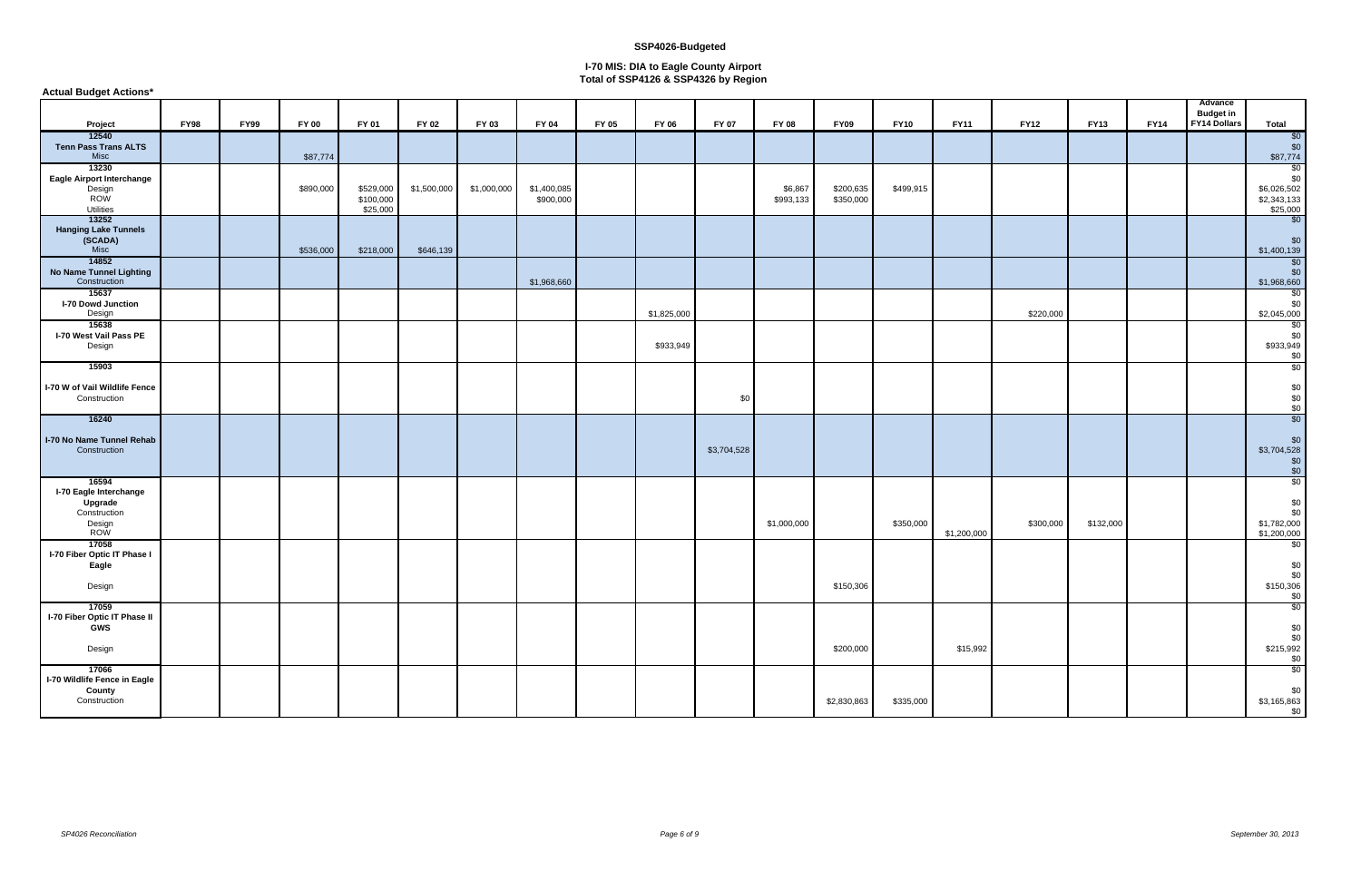# SSP4026-Budgeted

## I-70 MIS: DIA to Eagle County Airport
## Total of SSP4126 & SSP4326 by Region

**Actual Budget Actions***

| Project | FY98 | FY99 | FY 00 | FY 01 | FY 02 | FY 03 | FY 04 | FY 05 | FY 06 | FY 07 | FY 08 | FY09 | FY10 | FY11 | FY12 | FY13 | FY14 | Advance Budget in FY14 Dollars | Total |
|---|---|---|---|---|---|---|---|---|---|---|---|---|---|---|---|---|---|---|---|
| **12540** | | | | | | | | | | | | | | | | | | | $0 |
| **Tenn Pass Trans ALTS** | | | | | | | | | | | | | | | | | | | $0 |
| Misc | | | $87,774 | | | | | | | | | | | | | | | | $87,774 |
| **13230** | | | | | | | | | | | | | | | | | | | $0 |
| **Eagle Airport Interchange** | | | | | | | | | | | | | | | | | | | $0 |
| Design | | | $890,000 | $529,000 | $1,500,000 | $1,000,000 | $1,400,085 | | | | $6,867 | $200,635 | $499,915 | | | | | | $6,026,502 |
| ROW | | | | $100,000 | | | $900,000 | | | | $993,133 | $350,000 | | | | | | | $2,343,133 |
| Utilities | | | | $25,000 | | | | | | | | | | | | | | | $25,000 |
| **13252** | | | | | | | | | | | | | | | | | | | $0 |
| **Hanging Lake Tunnels (SCADA)** | | | | | | | | | | | | | | | | | | | $0 |
| Misc | | | $536,000 | $218,000 | $646,139 | | | | | | | | | | | | | | $1,400,139 |
| **14852** | | | | | | | | | | | | | | | | | | | $0 |
| **No Name Tunnel Lighting** | | | | | | | | | | | | | | | | | | | $0 |
| Construction | | | | | | | $1,968,660 | | | | | | | | | | | | $1,968,660 |
| **15637** | | | | | | | | | | | | | | | | | | | $0 |
| **I-70 Dowd Junction** | | | | | | | | | | | | | | | | | | | $0 |
| Design | | | | | | | | | $1,825,000 | | | | | | $220,000 | | | | $2,045,000 |
| **15638** | | | | | | | | | | | | | | | | | | | $0 |
| **I-70 West Vail Pass PE** | | | | | | | | | | | | | | | | | | | $0 |
| Design | | | | | | | | | $933,949 | | | | | | | | | | $933,949 |
| | | | | | | | | | | | | | | | | | | | $0 |
| **15903** | | | | | | | | | | | | | | | | | | | $0 |
| **I-70 W of Vail Wildlife Fence** | | | | | | | | | | | | | | | | | | | $0 |
| Construction | | | | | | | | | | $0 | | | | | | | | | $0 |
| | | | | | | | | | | | | | | | | | | | $0 |
| **16240** | | | | | | | | | | | | | | | | | | | $0 |
| **I-70 No Name Tunnel Rehab** | | | | | | | | | | | | | | | | | | | $0 |
| Construction | | | | | | | | | | $3,704,528 | | | | | | | | | $3,704,528 |
| | | | | | | | | | | | | | | | | | | | $0 |
| | | | | | | | | | | | | | | | | | | | $0 |
| **16594** | | | | | | | | | | | | | | | | | | | $0 |
| **I-70 Eagle Interchange Upgrade** | | | | | | | | | | | | | | | | | | | $0 |
| Construction | | | | | | | | | | | | | | | | | | | $0 |
| Design | | | | | | | | | | | $1,000,000 | | $350,000 | | $300,000 | $132,000 | | | $1,782,000 |
| ROW | | | | | | | | | | | | | | $1,200,000 | | | | | $1,200,000 |
| **17058** | | | | | | | | | | | | | | | | | | | $0 |
| **I-70 Fiber Optic IT Phase I Eagle** | | | | | | | | | | | | | | | | | | | $0 |
| | | | | | | | | | | | | | | | | | | | $0 |
| Design | | | | | | | | | | | | $150,306 | | | | | | | $150,306 |
| | | | | | | | | | | | | | | | | | | | $0 |
| **17059** | | | | | | | | | | | | | | | | | | | $0 |
| **I-70 Fiber Optic IT Phase II GWS** | | | | | | | | | | | | | | | | | | | $0 |
| | | | | | | | | | | | | | | | | | | | $0 |
| Design | | | | | | | | | | | | $200,000 | | $15,992 | | | | | $215,992 |
| | | | | | | | | | | | | | | | | | | | $0 |
| **17066** | | | | | | | | | | | | | | | | | | | $0 |
| **I-70 Wildlife Fence in Eagle County** | | | | | | | | | | | | | | | | | | | $0 |
| Construction | | | | | | | | | | | | $2,830,863 | $335,000 | | | | | | $3,165,863 |
| | | | | | | | | | | | | | | | | | | | $0 |

*SP4026 Reconciliation* *September 30, 2013*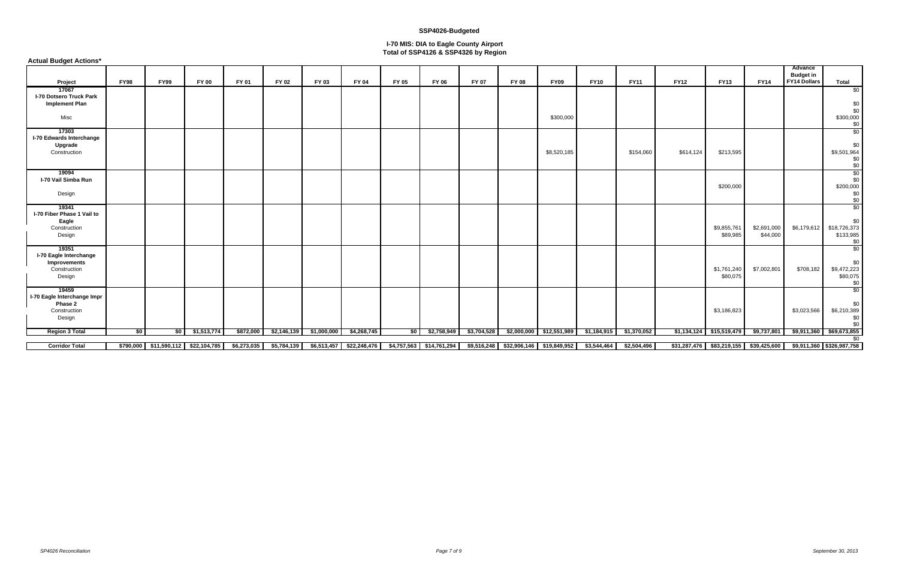# SSP4026-Budgeted

## I-70 MIS: DIA to Eagle County Airport
## Total of SSP4126 & SSP4326 by Region

**Actual Budget Actions***

| Project | FY98 | FY99 | FY 00 | FY 01 | FY 02 | FY 03 | FY 04 | FY 05 | FY 06 | FY 07 | FY 08 | FY09 | FY10 | FY11 | FY12 | FY13 | FY14 | Advance Budget in FY14 Dollars | Total |
|---|---|---|---|---|---|---|---|---|---|---|---|---|---|---|---|---|---|---|---|
| **17067** | | | | | | | | | | | | | | | | | | | $0 |
| **I-70 Dotsero Truck Park Implement Plan** | | | | | | | | | | | | | | | | | | | $0 |
| | | | | | | | | | | | | | | | | | | | $0 |
| Misc | | | | | | | | | | | | $300,000 | | | | | | | $300,000 |
| | | | | | | | | | | | | | | | | | | | $0 |
| **17303** | | | | | | | | | | | | | | | | | | | $0 |
| **I-70 Edwards Interchange Upgrade** | | | | | | | | | | | | | | | | | | | $0 |
| Construction | | | | | | | | | | | | $8,520,185 | | $154,060 | $614,124 | $213,595 | | | $9,501,964 |
| | | | | | | | | | | | | | | | | | | | $0 |
| | | | | | | | | | | | | | | | | | | | $0 |
| **19094** | | | | | | | | | | | | | | | | | | | $0 |
| **I-70 Vail Simba Run** | | | | | | | | | | | | | | | | | | | $0 |
| Design | | | | | | | | | | | | | | | | $200,000 | | | $200,000 |
| | | | | | | | | | | | | | | | | | | | $0 |
| | | | | | | | | | | | | | | | | | | | $0 |
| **19341** | | | | | | | | | | | | | | | | | | | $0 |
| **I-70 Fiber Phase 1 Vail to Eagle** | | | | | | | | | | | | | | | | | | | $0 |
| Construction | | | | | | | | | | | | | | | | $9,855,761 | $2,691,000 | $6,179,612 | $18,726,373 |
| Design | | | | | | | | | | | | | | | | $89,985 | $44,000 | | $133,985 |
| | | | | | | | | | | | | | | | | | | | $0 |
| **19351** | | | | | | | | | | | | | | | | | | | $0 |
| **I-70 Eagle Interchange Improvements** | | | | | | | | | | | | | | | | | | | $0 |
| Construction | | | | | | | | | | | | | | | | $1,761,240 | $7,002,801 | $708,182 | $9,472,223 |
| Design | | | | | | | | | | | | | | | | $80,075 | | | $80,075 |
| | | | | | | | | | | | | | | | | | | | $0 |
| **19459** | | | | | | | | | | | | | | | | | | | $0 |
| **I-70 Eagle Interchange Impr Phase 2** | | | | | | | | | | | | | | | | | | | $0 |
| Construction | | | | | | | | | | | | | | | | $3,186,823 | | $3,023,566 | $6,210,389 |
| Design | | | | | | | | | | | | | | | | | | | $0 |
| | | | | | | | | | | | | | | | | | | | $0 |
| **Region 3 Total** | $0 | $0 | $1,513,774 | $872,000 | $2,146,139 | $1,000,000 | $4,268,745 | $0 | $2,758,949 | $3,704,528 | $2,000,000 | $12,551,989 | $1,184,915 | $1,370,052 | $1,134,124 | $15,519,479 | $9,737,801 | $9,911,360 | $69,673,855 |
| | | | | | | | | | | | | | | | | | | | $0 |
| **Corridor Total** | $790,000 | $11,590,112 | $22,104,785 | $6,273,035 | $5,784,139 | $6,513,457 | $22,248,476 | $4,757,563 | $14,761,294 | $9,516,248 | $32,906,146 | $19,849,952 | $3,544,464 | $2,504,496 | $31,287,476 | $83,219,155 | $39,425,600 | $9,911,360 | $326,987,758 |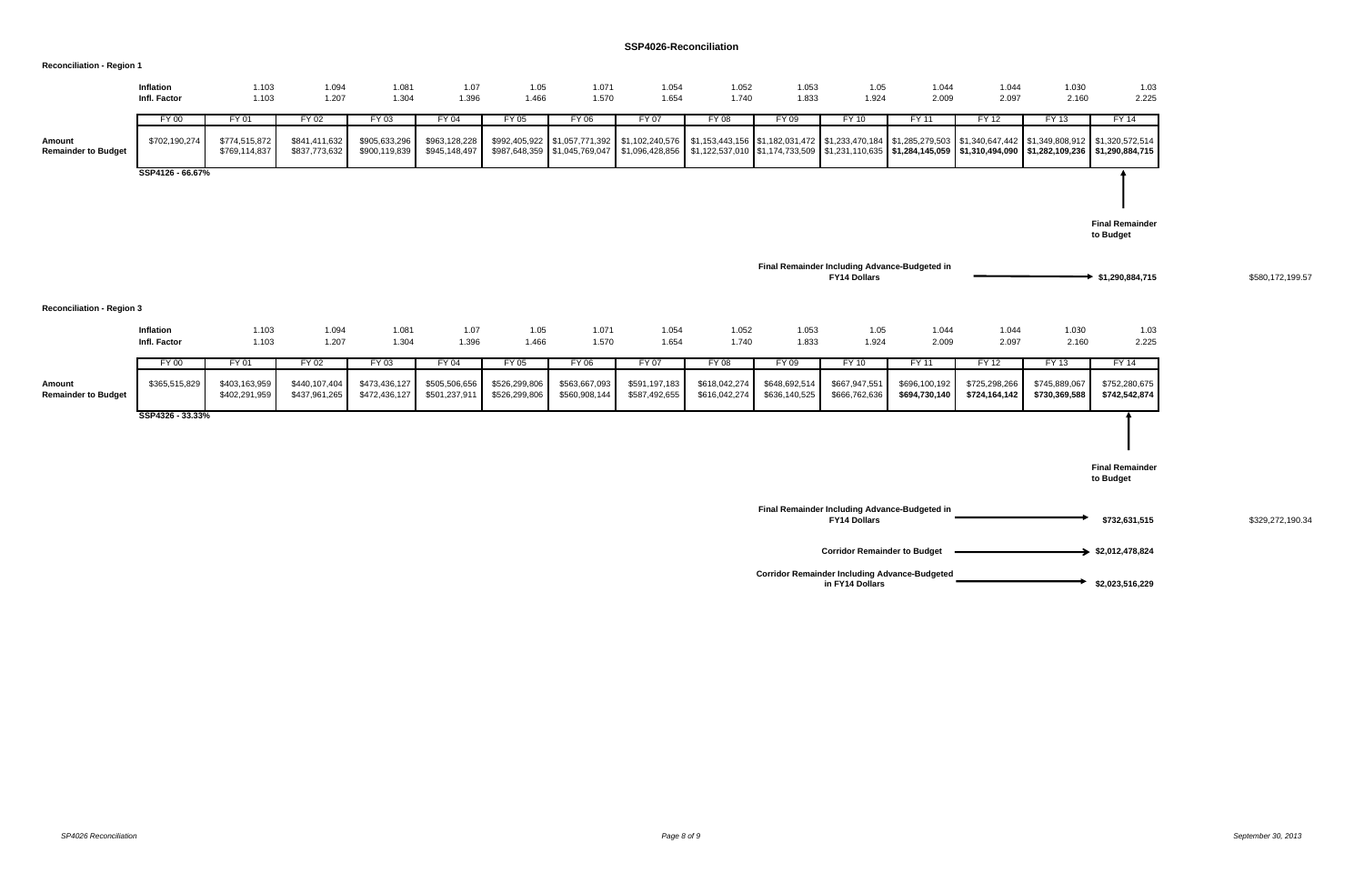# SSP4026-Reconciliation

## Reconciliation - Region 1

| | FY 00 | FY 01 | FY 02 | FY 03 | FY 04 | FY 05 | FY 06 | FY 07 | FY 08 | FY 09 | FY 10 | FY 11 | FY 12 | FY 13 | FY 14 |
|---|---|---|---|---|---|---|---|---|---|---|---|---|---|---|---|
| **Inflation** | | 1.103 | 1.094 | 1.081 | 1.07 | 1.05 | 1.071 | 1.054 | 1.052 | 1.053 | 1.05 | 1.044 | 1.044 | 1.030 | 1.03 |
| **Infl. Factor** | | 1.103 | 1.207 | 1.304 | 1.396 | 1.466 | 1.570 | 1.654 | 1.740 | 1.833 | 1.924 | 2.009 | 2.097 | 2.160 | 2.225 |
| **Amount** | $702,190,274 | $774,515,872 | $841,411,632 | $905,633,296 | $963,128,228 | $992,405,922 | $1,057,771,392 | $1,102,240,576 | $1,153,443,156 | $1,182,031,472 | $1,233,470,184 | $1,285,279,503 | $1,340,647,442 | $1,349,808,912 | $1,320,572,514 |
| **Remainder to Budget** | | $769,114,837 | $837,773,632 | $900,119,839 | $945,148,497 | $987,648,359 | $1,045,769,047 | $1,096,428,856 | $1,122,537,010 | $1,174,733,509 | $1,231,110,635 | **$1,284,145,059** | **$1,310,494,090** | **$1,282,109,236** | **$1,290,884,715** |

**SSP4126 - 66.67%**

**Final Remainder to Budget**

**Final Remainder Including Advance-Budgeted in FY14 Dollars** → **$1,290,884,715**

$580,172,199.57

## Reconciliation - Region 3

| | FY 00 | FY 01 | FY 02 | FY 03 | FY 04 | FY 05 | FY 06 | FY 07 | FY 08 | FY 09 | FY 10 | FY 11 | FY 12 | FY 13 | FY 14 |
|---|---|---|---|---|---|---|---|---|---|---|---|---|---|---|---|
| **Inflation** | | 1.103 | 1.094 | 1.081 | 1.07 | 1.05 | 1.071 | 1.054 | 1.052 | 1.053 | 1.05 | 1.044 | 1.044 | 1.030 | 1.03 |
| **Infl. Factor** | | 1.103 | 1.207 | 1.304 | 1.396 | 1.466 | 1.570 | 1.654 | 1.740 | 1.833 | 1.924 | 2.009 | 2.097 | 2.160 | 2.225 |
| **Amount** | $365,515,829 | $403,163,959 | $440,107,404 | $473,436,127 | $505,506,656 | $526,299,806 | $563,667,093 | $591,197,183 | $618,042,274 | $648,692,514 | $667,947,551 | $696,100,192 | $725,298,266 | $745,889,067 | $752,280,675 |
| **Remainder to Budget** | | $402,291,959 | $437,961,265 | $472,436,127 | $501,237,911 | $526,299,806 | $560,908,144 | $587,492,655 | $616,042,274 | $636,140,525 | $666,762,636 | **$694,730,140** | **$724,164,142** | **$730,369,588** | **$742,542,874** |

**SSP4326 - 33.33%**

**Final Remainder to Budget**

**Final Remainder Including Advance-Budgeted in FY14 Dollars** → **$732,631,515**

$329,272,190.34

**Corridor Remainder to Budget** → **$2,012,478,824**

**Corridor Remainder Including Advance-Budgeted in FY14 Dollars** → **$2,023,516,229**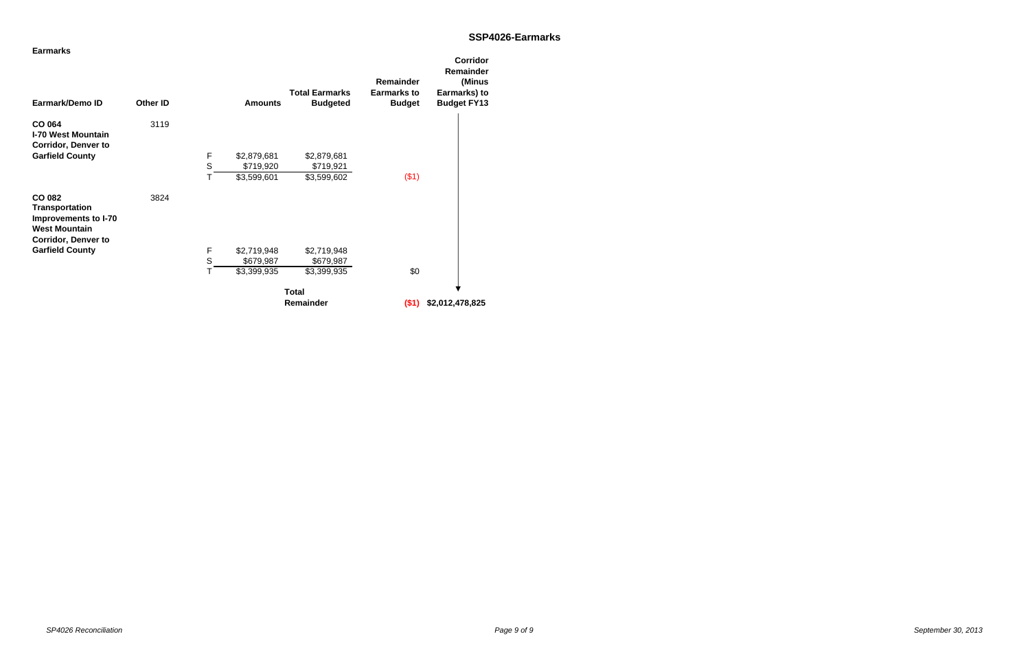## SSP4026-Earmarks

**Earmarks**

| Earmark/Demo ID | Other ID | | Amounts | Total Earmarks Budgeted | Remainder Earmarks to Budget | Corridor Remainder (Minus Earmarks) to Budget FY13 |
|---|---|---|---|---|---|---|
| **CO 064 I-70 West Mountain Corridor, Denver to Garfield County** | 3119 | F | $2,879,681 | $2,879,681 | | |
| | | S | $719,920 | $719,921 | | |
| | | T | $3,599,601 | $3,599,602 | ($1) | |
| **CO 082 Transportation Improvements to I-70 West Mountain Corridor, Denver to Garfield County** | 3824 | F | $2,719,948 | $2,719,948 | | |
| | | S | $679,987 | $679,987 | | |
| | | T | $3,399,935 | $3,399,935 | $0 | |
| | | | | **Total Remainder** | **($1)** | **$2,012,478,825** |

*SP4026 Reconciliation*

*September 30, 2013*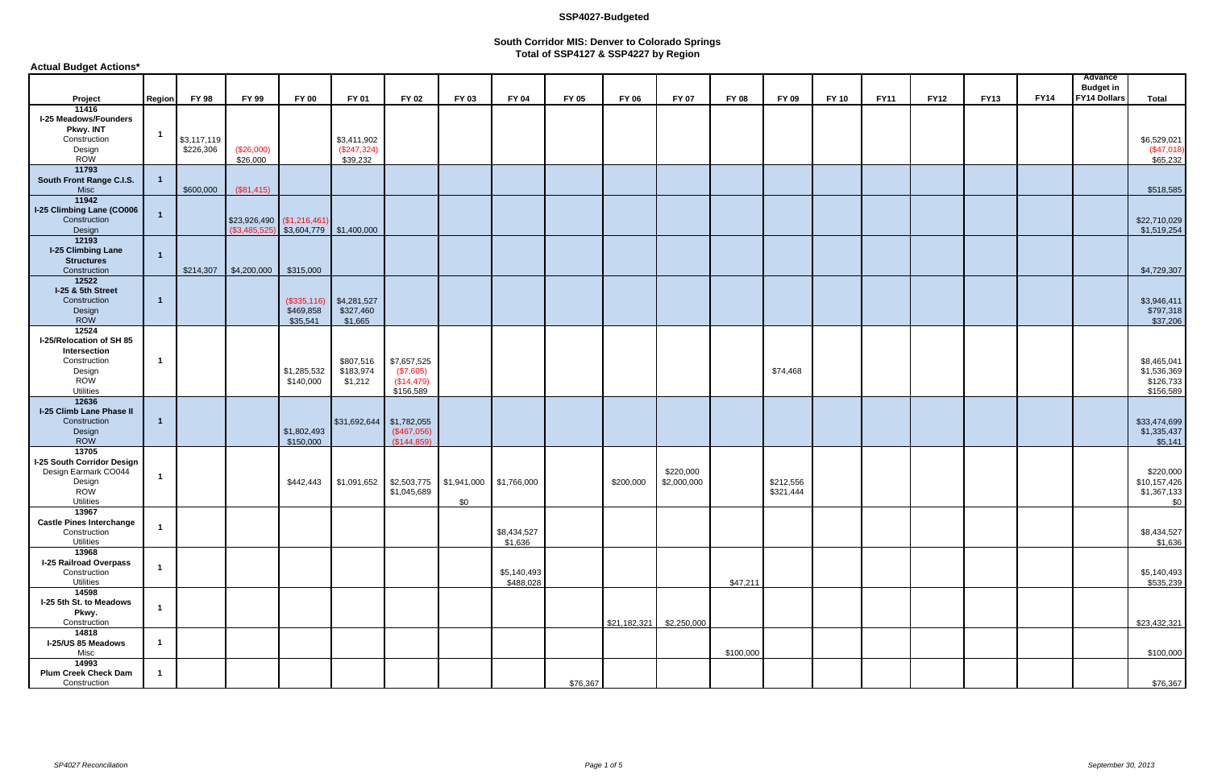# SSP4027-Budgeted

## South Corridor MIS: Denver to Colorado Springs
## Total of SSP4127 & SSP4227 by Region

**Actual Budget Actions***

| Project | Region | FY 98 | FY 99 | FY 00 | FY 01 | FY 02 | FY 03 | FY 04 | FY 05 | FY 06 | FY 07 | FY 08 | FY 09 | FY 10 | FY11 | FY12 | FY13 | FY14 | Advance Budget in FY14 Dollars | Total |
|---|---|---|---|---|---|---|---|---|---|---|---|---|---|---|---|---|---|---|---|---|
| **11416 I-25 Meadows/Founders Pkwy. INT** | 1 | | | | | | | | | | | | | | | | | | | |
| Construction | | $3,117,119 | | | $3,411,902 | | | | | | | | | | | | | | | $6,529,021 |
| Design | | $226,306 | ($26,000) | | ($247,324) | | | | | | | | | | | | | | | ($47,018) |
| ROW | | | $26,000 | | $39,232 | | | | | | | | | | | | | | | $65,232 |
| **11793 South Front Range C.I.S.** | 1 | | | | | | | | | | | | | | | | | | | |
| Misc | | $600,000 | ($81,415) | | | | | | | | | | | | | | | | | $518,585 |
| **11942 I-25 Climbing Lane (CO006** | 1 | | | | | | | | | | | | | | | | | | | |
| Construction | | | $23,926,490 | ($1,216,461) | | | | | | | | | | | | | | | | $22,710,029 |
| Design | | | ($3,485,525) | $3,604,779 | $1,400,000 | | | | | | | | | | | | | | | $1,519,254 |
| **12193 I-25 Climbing Lane Structures** | 1 | | | | | | | | | | | | | | | | | | | |
| Construction | | $214,307 | $4,200,000 | $315,000 | | | | | | | | | | | | | | | | $4,729,307 |
| **12522 I-25 & 5th Street** | 1 | | | | | | | | | | | | | | | | | | | |
| Construction | | | | ($335,116) | $4,281,527 | | | | | | | | | | | | | | | $3,946,411 |
| Design | | | | $469,858 | $327,460 | | | | | | | | | | | | | | | $797,318 |
| ROW | | | | $35,541 | $1,665 | | | | | | | | | | | | | | | $37,206 |
| **12524 I-25/Relocation of SH 85 Intersection** | 1 | | | | | | | | | | | | | | | | | | | |
| Construction | | | | | $807,516 | $7,657,525 | | | | | | | | | | | | | | $8,465,041 |
| Design | | | | $1,285,532 | $183,974 | ($7,605) | | | | | | | $74,468 | | | | | | | $1,536,369 |
| ROW | | | | $140,000 | $1,212 | ($14,479) | | | | | | | | | | | | | | $126,733 |
| Utilities | | | | | | $156,589 | | | | | | | | | | | | | | $156,589 |
| **12636 I-25 Climb Lane Phase II** | 1 | | | | | | | | | | | | | | | | | | | |
| Construction | | | | | $31,692,644 | $1,782,055 | | | | | | | | | | | | | | $33,474,699 |
| Design | | | | $1,802,493 | | ($467,056) | | | | | | | | | | | | | | $1,335,437 |
| ROW | | | | $150,000 | | ($144,859) | | | | | | | | | | | | | | $5,141 |
| **13705 I-25 South Corridor Design** | 1 | | | | | | | | | | | | | | | | | | | |
| Design Earmark CO044 | | | | | | | | | | | $220,000 | | | | | | | | | $220,000 |
| Design | | | | $442,443 | $1,091,652 | $2,503,775 | $1,941,000 | $1,766,000 | | $200,000 | $2,000,000 | | $212,556 | | | | | | | $10,157,426 |
| ROW | | | | | | $1,045,689 | | | | | | | $321,444 | | | | | | | $1,367,133 |
| Utilities | | | | | | | $0 | | | | | | | | | | | | | $0 |
| **13967 Castle Pines Interchange** | 1 | | | | | | | | | | | | | | | | | | | |
| Construction | | | | | | | | $8,434,527 | | | | | | | | | | | | $8,434,527 |
| Utilities | | | | | | | | $1,636 | | | | | | | | | | | | $1,636 |
| **13968 I-25 Railroad Overpass** | 1 | | | | | | | | | | | | | | | | | | | |
| Construction | | | | | | | | $5,140,493 | | | | | | | | | | | | $5,140,493 |
| Utilities | | | | | | | | $488,028 | | | | $47,211 | | | | | | | | $535,239 |
| **14598 I-25 5th St. to Meadows Pkwy.** | 1 | | | | | | | | | | | | | | | | | | | |
| Construction | | | | | | | | | | $21,182,321 | $2,250,000 | | | | | | | | | $23,432,321 |
| **14818 I-25/US 85 Meadows** | 1 | | | | | | | | | | | | | | | | | | | |
| Misc | | | | | | | | | | | | $100,000 | | | | | | | | $100,000 |
| **14993 Plum Creek Check Dam** | 1 | | | | | | | | | | | | | | | | | | | |
| Construction | | | | | | | | | $76,367 | | | | | | | | | | | $76,367 |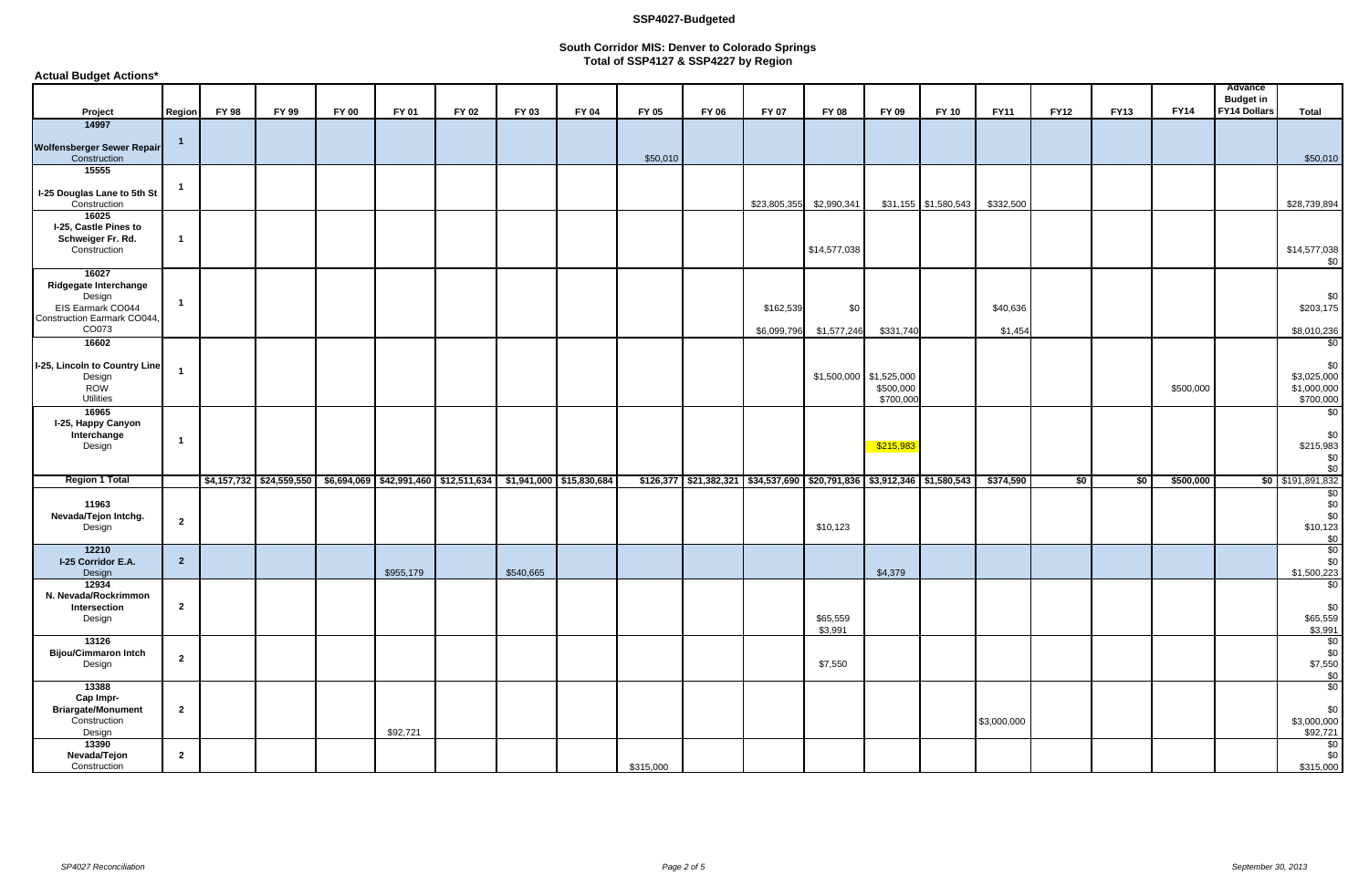# SSP4027-Budgeted

## South Corridor MIS: Denver to Colorado Springs
## Total of SSP4127 & SSP4227 by Region

**Actual Budget Actions***

| Project | Region | FY 98 | FY 99 | FY 00 | FY 01 | FY 02 | FY 03 | FY 04 | FY 05 | FY 06 | FY 07 | FY 08 | FY 09 | FY 10 | FY11 | FY12 | FY13 | FY14 | Advance Budget in FY14 Dollars | Total |
|---|---|---|---|---|---|---|---|---|---|---|---|---|---|---|---|---|---|---|---|---|
| **14997** **Wolfensberger Sewer Repair** | 1 | | | | | | | | | | | | | | | | | | | |
| Construction | | | | | | | | | $50,010 | | | | | | | | | | | $50,010 |
| **15555** **I-25 Douglas Lane to 5th St** | 1 | | | | | | | | | | | | | | | | | | | |
| Construction | | | | | | | | | | | $23,805,355 | $2,990,341 | $31,155 | $1,580,543 | $332,500 | | | | | $28,739,894 |
| **16025** **I-25, Castle Pines to Schweiger Fr. Rd.** | 1 | | | | | | | | | | | | | | | | | | | |
| Construction | | | | | | | | | | | | $14,577,038 | | | | | | | | $14,577,038 |
| | | | | | | | | | | | | | | | | | | | | $0 |
| **16027** **Ridgegate Interchange** | 1 | | | | | | | | | | | | | | | | | | | |
| Design | | | | | | | | | | | | | | | | | | | | $0 |
| EIS Earmark CO044 | | | | | | | | | | | $162,539 | $0 | | | $40,636 | | | | | $203,175 |
| Construction Earmark CO044, CO073 | | | | | | | | | | | $6,099,796 | $1,577,246 | $331,740 | | $1,454 | | | | | $8,010,236 |
| **16602** **I-25, Lincoln to Country Line** | 1 | | | | | | | | | | | | | | | | | | | $0 |
| | | | | | | | | | | | | | | | | | | | | $0 |
| Design | | | | | | | | | | | | $1,500,000 | $1,525,000 | | | | | | | $3,025,000 |
| ROW | | | | | | | | | | | | | $500,000 | | | | | $500,000 | | $1,000,000 |
| Utilities | | | | | | | | | | | | | $700,000 | | | | | | | $700,000 |
| **16965** **I-25, Happy Canyon Interchange** | 1 | | | | | | | | | | | | | | | | | | | $0 |
| | | | | | | | | | | | | | | | | | | | | $0 |
| Design | | | | | | | | | | | | | $215,983 | | | | | | | $215,983 |
| | | | | | | | | | | | | | | | | | | | | $0 |
| | | | | | | | | | | | | | | | | | | | | $0 |
| **Region 1 Total** | | $4,157,732 | $24,559,550 | $6,694,069 | $42,991,460 | $12,511,634 | $1,941,000 | $15,830,684 | $126,377 | $21,382,321 | $34,537,690 | $20,791,836 | $3,912,346 | $1,580,543 | $374,590 | $0 | $0 | $500,000 | $0 | $191,891,832 |
| **11963** **Nevada/Tejon Intchg.** | 2 | | | | | | | | | | | | | | | | | | | $0 |
| | | | | | | | | | | | | | | | | | | | | $0 |
| | | | | | | | | | | | | | | | | | | | | $0 |
| Design | | | | | | | | | | | | $10,123 | | | | | | | | $10,123 |
| | | | | | | | | | | | | | | | | | | | | $0 |
| **12210** **I-25 Corridor E.A.** | 2 | | | | | | | | | | | | | | | | | | | $0 |
| | | | | | | | | | | | | | | | | | | | | $0 |
| Design | | | | | $955,179 | | $540,665 | | | | | | $4,379 | | | | | | | $1,500,223 |
| **12934** **N. Nevada/Rockrimmon Intersection** | 2 | | | | | | | | | | | | | | | | | | | $0 |
| | | | | | | | | | | | | | | | | | | | | $0 |
| Design | | | | | | | | | | | | $65,559 | | | | | | | | $65,559 |
| | | | | | | | | | | | | $3,991 | | | | | | | | $3,991 |
| **13126** **Bijou/Cimmaron Intch** | 2 | | | | | | | | | | | | | | | | | | | $0 |
| | | | | | | | | | | | | | | | | | | | | $0 |
| Design | | | | | | | | | | | | $7,550 | | | | | | | | $7,550 |
| | | | | | | | | | | | | | | | | | | | | $0 |
| **13388** **Cap Impr-Briargate/Monument** | 2 | | | | | | | | | | | | | | | | | | | $0 |
| | | | | | | | | | | | | | | | | | | | | $0 |
| Construction | | | | | | | | | | | | | | | $3,000,000 | | | | | $3,000,000 |
| Design | | | | | $92,721 | | | | | | | | | | | | | | | $92,721 |
| **13390** **Nevada/Tejon** | 2 | | | | | | | | | | | | | | | | | | | $0 |
| | | | | | | | | | | | | | | | | | | | | $0 |
| Construction | | | | | | | | | $315,000 | | | | | | | | | | | $315,000 |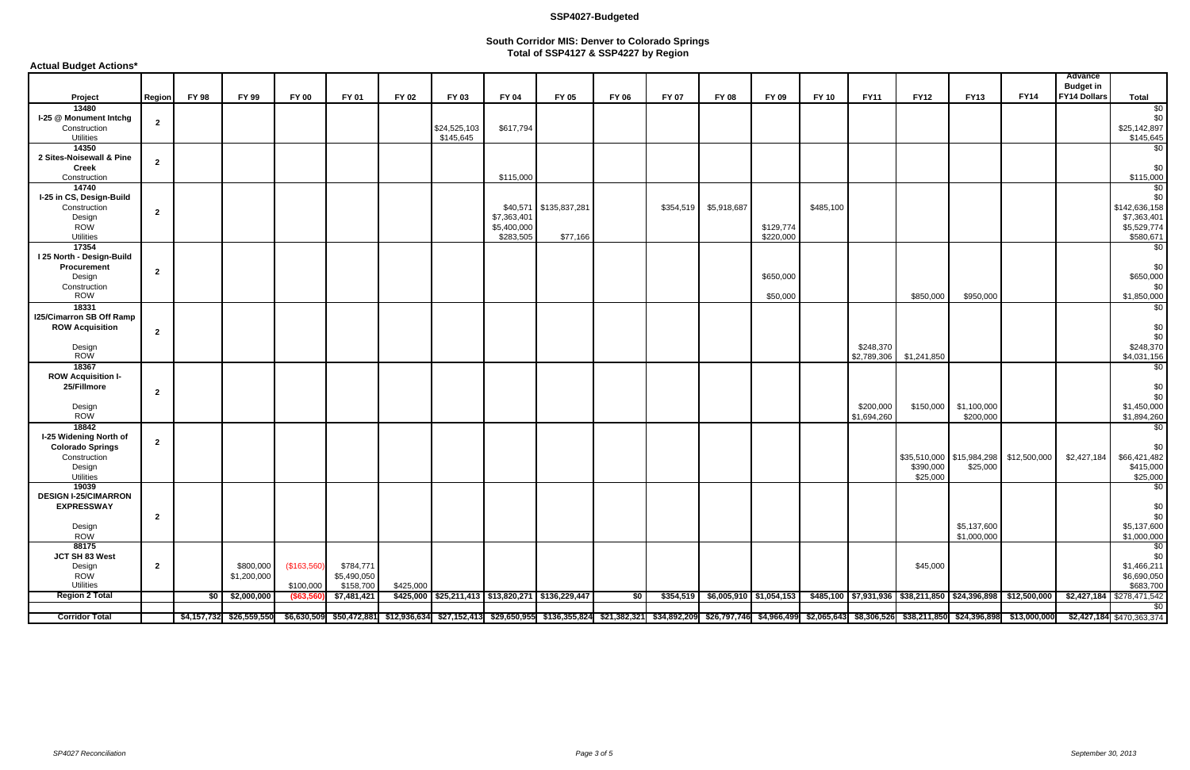# SSP4027-Budgeted

## South Corridor MIS: Denver to Colorado Springs
## Total of SSP4127 & SSP4227 by Region

**Actual Budget Actions***

| Project | Region | FY 98 | FY 99 | FY 00 | FY 01 | FY 02 | FY 03 | FY 04 | FY 05 | FY 06 | FY 07 | FY 08 | FY 09 | FY 10 | FY11 | FY12 | FY13 | FY14 | Advance Budget in FY14 Dollars | Total |
|---|---|---|---|---|---|---|---|---|---|---|---|---|---|---|---|---|---|---|---|---|
| **13480** | | | | | | | | | | | | | | | | | | | | $0 |
| **I-25 @ Monument Intchg** | 2 | | | | | | | | | | | | | | | | | | | $0 |
| Construction | | | | | | | $24,525,103 | $617,794 | | | | | | | | | | | | $25,142,897 |
| Utilities | | | | | | | $145,645 | | | | | | | | | | | | | $145,645 |
| **14350** | | | | | | | | | | | | | | | | | | | | $0 |
| **2 Sites-Noisewall & Pine Creek** | 2 | | | | | | | | | | | | | | | | | | | $0 |
| Construction | | | | | | | | $115,000 | | | | | | | | | | | | $115,000 |
| **14740** | | | | | | | | | | | | | | | | | | | | $0 |
| **I-25 in CS, Design-Build** | 2 | | | | | | | | | | | | | | | | | | | $0 |
| Construction | | | | | | | | $40,571 | $135,837,281 | | $354,519 | $5,918,687 | | $485,100 | | | | | | $142,636,158 |
| Design | | | | | | | | $7,363,401 | | | | | | | | | | | | $7,363,401 |
| ROW | | | | | | | | $5,400,000 | | | | | $129,774 | | | | | | | $5,529,774 |
| Utilities | | | | | | | | $283,505 | $77,166 | | | | $220,000 | | | | | | | $580,671 |
| **17354** | | | | | | | | | | | | | | | | | | | | $0 |
| **I 25 North - Design-Build Procurement** | 2 | | | | | | | | | | | | | | | | | | | $0 |
| Design | | | | | | | | | | | | | $650,000 | | | | | | | $650,000 |
| Construction | | | | | | | | | | | | | | | | | | | | $0 |
| ROW | | | | | | | | | | | | | $50,000 | | | $850,000 | $950,000 | | | $1,850,000 |
| **18331** | | | | | | | | | | | | | | | | | | | | $0 |
| **I25/Cimarron SB Off Ramp ROW Acquisition** | 2 | | | | | | | | | | | | | | | | | | | $0 |
| | | | | | | | | | | | | | | | | | | | | $0 |
| Design | | | | | | | | | | | | | | | $248,370 | | | | | $248,370 |
| ROW | | | | | | | | | | | | | | | $2,789,306 | $1,241,850 | | | | $4,031,156 |
| **18367** | | | | | | | | | | | | | | | | | | | | $0 |
| **ROW Acquisition I-25/Fillmore** | 2 | | | | | | | | | | | | | | | | | | | $0 |
| | | | | | | | | | | | | | | | | | | | | $0 |
| Design | | | | | | | | | | | | | | | $200,000 | $150,000 | $1,100,000 | | | $1,450,000 |
| ROW | | | | | | | | | | | | | | | $1,694,260 | | $200,000 | | | $1,894,260 |
| **18842** | | | | | | | | | | | | | | | | | | | | $0 |
| **I-25 Widening North of Colorado Springs** | 2 | | | | | | | | | | | | | | | | | | | $0 |
| Construction | | | | | | | | | | | | | | | | $35,510,000 | $15,984,298 | $12,500,000 | $2,427,184 | $66,421,482 |
| Design | | | | | | | | | | | | | | | | $390,000 | $25,000 | | | $415,000 |
| Utilities | | | | | | | | | | | | | | | | $25,000 | | | | $25,000 |
| **19039** | | | | | | | | | | | | | | | | | | | | $0 |
| **DESIGN I-25/CIMARRON EXPRESSWAY** | 2 | | | | | | | | | | | | | | | | | | | $0 |
| | | | | | | | | | | | | | | | | | | | | $0 |
| Design | | | | | | | | | | | | | | | | | $5,137,600 | | | $5,137,600 |
| ROW | | | | | | | | | | | | | | | | | $1,000,000 | | | $1,000,000 |
| **88175** | | | | | | | | | | | | | | | | | | | | $0 |
| **JCT SH 83 West** | | | | | | | | | | | | | | | | | | | | $0 |
| Design | 2 | | $800,000 | ($163,560) | $784,771 | | | | | | | | | | | $45,000 | | | | $1,466,211 |
| ROW | | | $1,200,000 | | $5,490,050 | | | | | | | | | | | | | | | $6,690,050 |
| Utilities | | | | $100,000 | $158,700 | $425,000 | | | | | | | | | | | | | | $683,700 |
| **Region 2 Total** | | $0 | $2,000,000 | ($63,560) | $7,481,421 | $425,000 | $25,211,413 | $13,820,271 | $136,229,447 | $0 | $354,519 | $6,005,910 | $1,054,153 | $485,100 | $7,931,936 | $38,211,850 | $24,396,898 | $12,500,000 | $2,427,184 | $278,471,542 |
| | | | | | | | | | | | | | | | | | | | | $0 |
| **Corridor Total** | | $4,157,732 | $26,559,550 | $6,630,509 | $50,472,881 | $12,936,634 | $27,152,413 | $29,650,955 | $136,355,824 | $21,382,321 | $34,892,209 | $26,797,746 | $4,966,499 | $2,065,643 | $8,306,526 | $38,211,850 | $24,396,898 | $13,000,000 | $2,427,184 | $470,363,374 |

*SP4027 Reconciliation* | *September 30, 2013*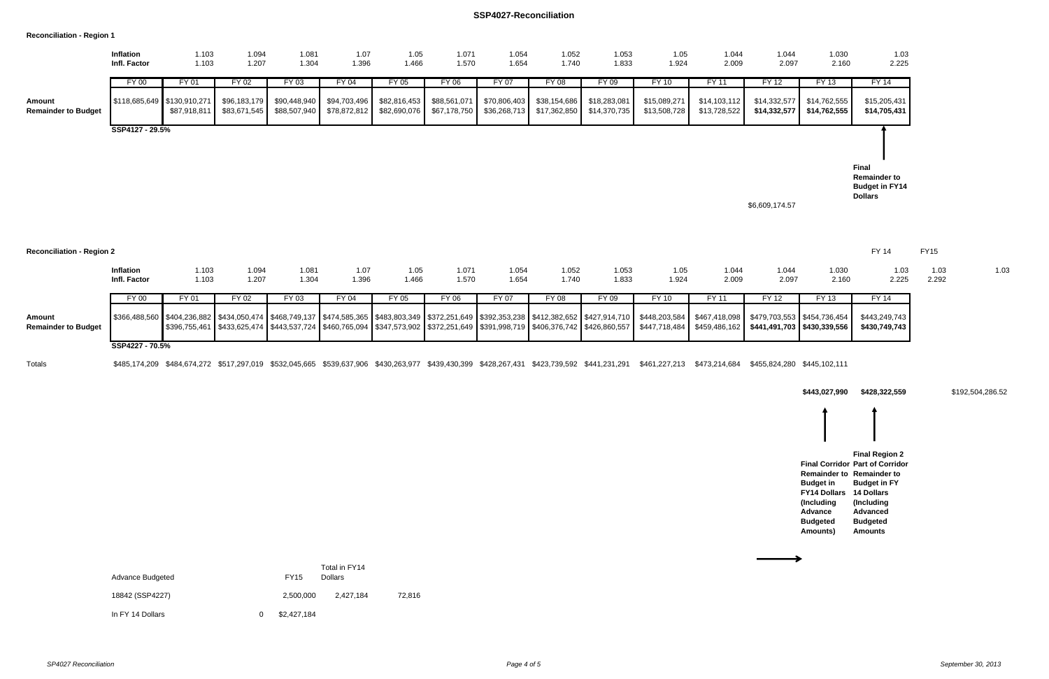# SSP4027-Reconciliation

## Reconciliation - Region 1

| | FY 00 | FY 01 | FY 02 | FY 03 | FY 04 | FY 05 | FY 06 | FY 07 | FY 08 | FY 09 | FY 10 | FY 11 | FY 12 | FY 13 | FY 14 |
|---|---|---|---|---|---|---|---|---|---|---|---|---|---|---|---|
| **Inflation** | | 1.103 | 1.094 | 1.081 | 1.07 | 1.05 | 1.071 | 1.054 | 1.052 | 1.053 | 1.05 | 1.044 | 1.044 | 1.030 | 1.03 |
| **Infl. Factor** | | 1.103 | 1.207 | 1.304 | 1.396 | 1.466 | 1.570 | 1.654 | 1.740 | 1.833 | 1.924 | 2.009 | 2.097 | 2.160 | 2.225 |
| **Amount** | $118,685,649 | $130,910,271 | $96,183,179 | $90,448,940 | $94,703,496 | $82,816,453 | $88,561,071 | $70,806,403 | $38,154,686 | $18,283,081 | $15,089,271 | $14,103,112 | $14,332,577 | $14,762,555 | $15,205,431 |
| **Remainder to Budget** | | $87,918,811 | $83,671,545 | $88,507,940 | $78,872,812 | $82,690,076 | $67,178,750 | $36,268,713 | $17,362,850 | $14,370,735 | $13,508,728 | $13,728,522 | **$14,332,577** | **$14,762,555** | **$14,705,431** |

SSP4127 - 29.5%

$6,609,174.57

**Final Remainder to Budget in FY14 Dollars**

## Reconciliation - Region 2

| | FY 00 | FY 01 | FY 02 | FY 03 | FY 04 | FY 05 | FY 06 | FY 07 | FY 08 | FY 09 | FY 10 | FY 11 | FY 12 | FY 13 | FY 14 | FY15 | |
|---|---|---|---|---|---|---|---|---|---|---|---|---|---|---|---|---|---|
| **Inflation** | | 1.103 | 1.094 | 1.081 | 1.07 | 1.05 | 1.071 | 1.054 | 1.052 | 1.053 | 1.05 | 1.044 | 1.044 | 1.030 | 1.03 | 1.03 | 1.03 |
| **Infl. Factor** | | 1.103 | 1.207 | 1.304 | 1.396 | 1.466 | 1.570 | 1.654 | 1.740 | 1.833 | 1.924 | 2.009 | 2.097 | 2.160 | 2.225 | 2.292 | |
| **Amount** | $366,488,560 | $404,236,882 | $434,050,474 | $468,749,137 | $474,585,365 | $483,803,349 | $372,251,649 | $392,353,238 | $412,382,652 | $427,914,710 | $448,203,584 | $467,418,098 | $479,703,553 | $454,736,454 | $443,249,743 | | |
| **Remainder to Budget** | | $396,755,461 | $433,625,474 | $443,537,724 | $460,765,094 | $347,573,902 | $372,251,649 | $391,998,719 | $406,376,742 | $426,860,557 | $447,718,484 | $459,486,162 | **$441,491,703** | **$430,339,556** | **$430,749,743** | | |
| Totals | $485,174,209 | $484,674,272 | $517,297,019 | $532,045,665 | $539,637,906 | $430,263,977 | $439,430,399 | $428,267,431 | $423,739,592 | $441,231,291 | $461,227,213 | $473,214,684 | $455,824,280 | $445,102,111 | | | |

SSP4227 - 70.5%

**$443,027,990** — **Final Corridor Remainder to Budget in FY14 Dollars (Including Advance Budgeted Amounts)**

**$428,322,559** — **Final Region 2 Part of Corridor Remainder to Budget in FY 14 Dollars (Including Advanced Budgeted Amounts**

$192,504,286.52

| Advance Budgeted | | FY15 | Total in FY14 Dollars | |
|---|---|---|---|---|
| 18842 (SSP4227) | | 2,500,000 | 2,427,184 | 72,816 |
| In FY 14 Dollars | 0 | $2,427,184 | | |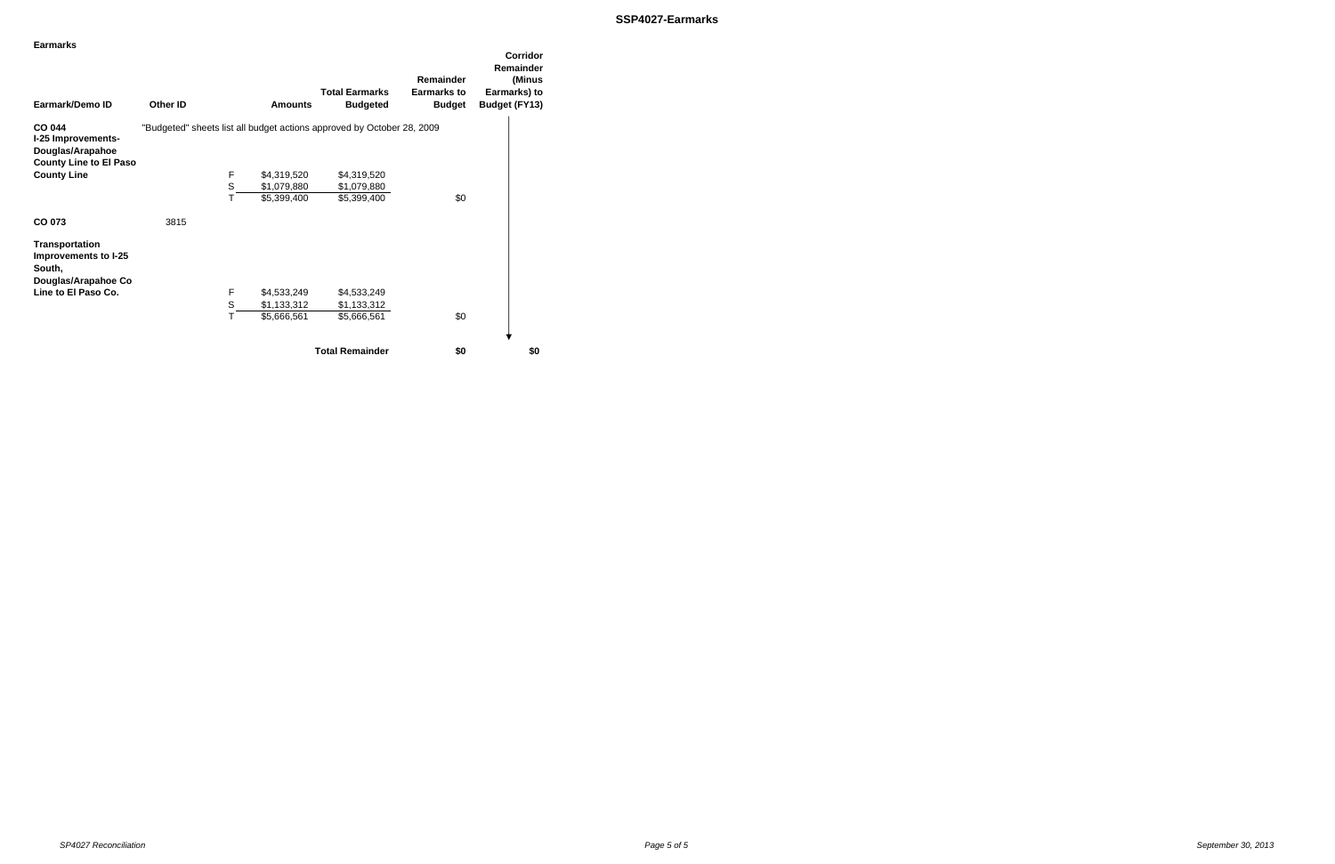## SSP4027-Earmarks

**Earmarks**

| Earmark/Demo ID | Other ID | | Amounts | Total Earmarks Budgeted | Remainder Earmarks to Budget | Corridor Remainder (Minus Earmarks) to Budget (FY13) |
|---|---|---|---|---|---|---|
| **CO 044** | "Budgeted" sheets list all budget actions approved by October 28, 2009 | | | | | |
| **I-25 Improvements-Douglas/Arapahoe County Line to El Paso County Line** | | F | $4,319,520 | $4,319,520 | | |
| | | S | $1,079,880 | $1,079,880 | | |
| | | T | $5,399,400 | $5,399,400 | $0 | |
| **CO 073** | 3815 | | | | | |
| **Transportation Improvements to I-25 South, Douglas/Arapahoe Co Line to El Paso Co.** | | F | $4,533,249 | $4,533,249 | | |
| | | S | $1,133,312 | $1,133,312 | | |
| | | T | $5,666,561 | $5,666,561 | $0 | |
| | | | | **Total Remainder** | **$0** | **$0** |

*SP4027 Reconciliation* — *September 30, 2013*